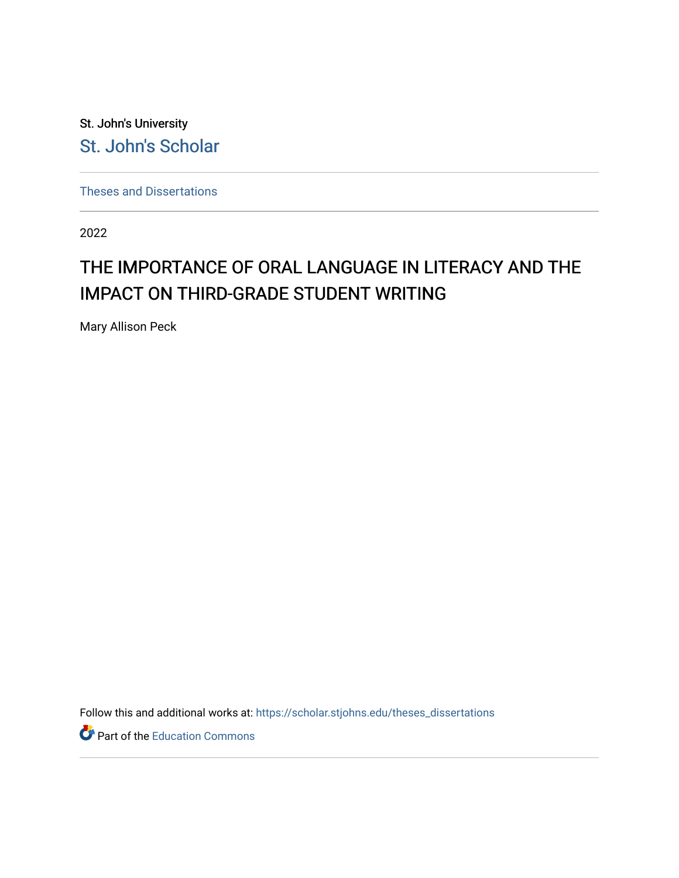St. John's University

St. John's Scholar

Theses and Dissertations

2022

# THE IMPORTANCE OF ORAL LANGUAGE IN LITERACY AND THE IMPACT ON THIRD-GRADE STUDENT WRITING

Mary Allison Peck

Follow this and additional works at: https://scholar.stjohns.edu/theses_dissertations

Part of the Education Commons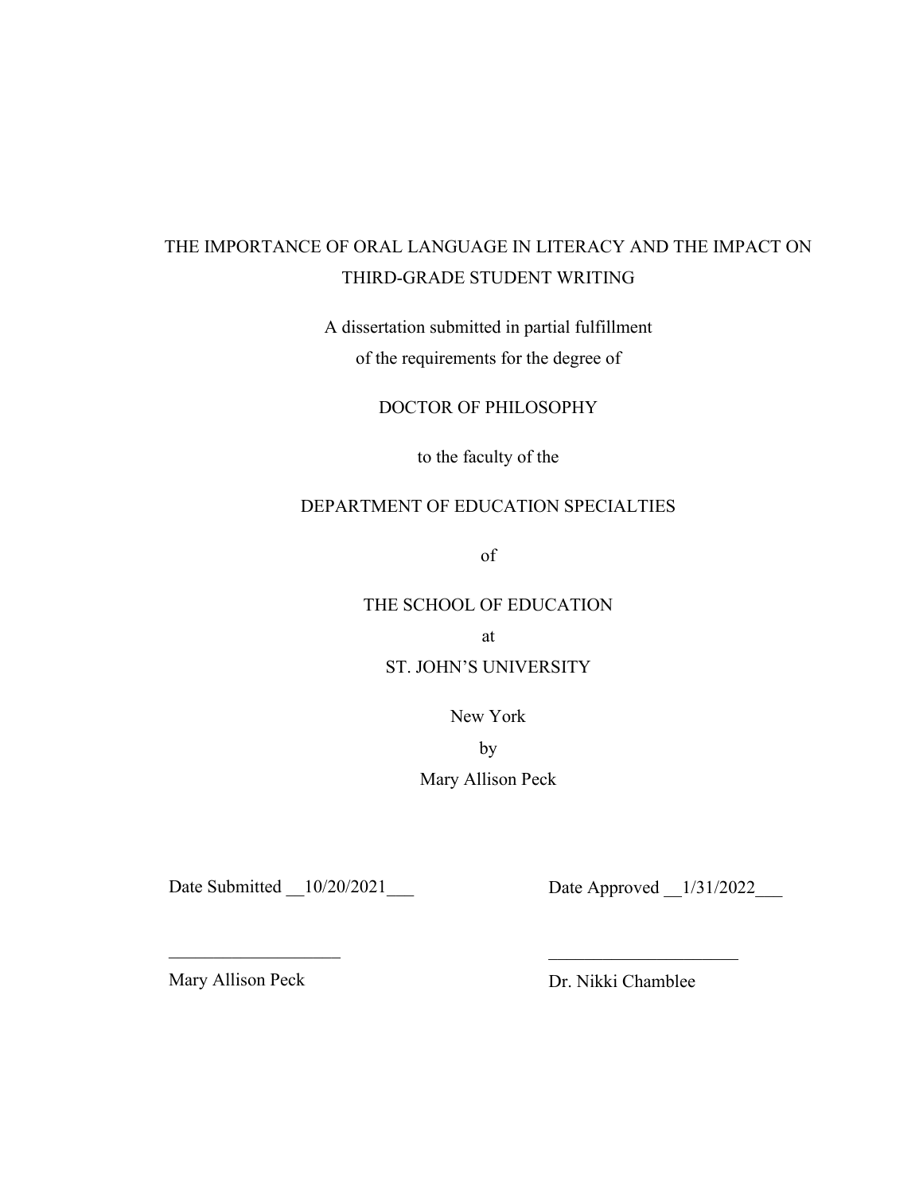THE IMPORTANCE OF ORAL LANGUAGE IN LITERACY AND THE IMPACT ON THIRD-GRADE STUDENT WRITING

A dissertation submitted in partial fulfillment
of the requirements for the degree of

DOCTOR OF PHILOSOPHY

to the faculty of the

DEPARTMENT OF EDUCATION SPECIALTIES

of

THE SCHOOL OF EDUCATION

at

ST. JOHN'S UNIVERSITY

New York

by

Mary Allison Peck

Date Submitted __10/20/2021___

Date Approved __1/31/2022___

___________________
Mary Allison Peck

_____________________
Dr. Nikki Chamblee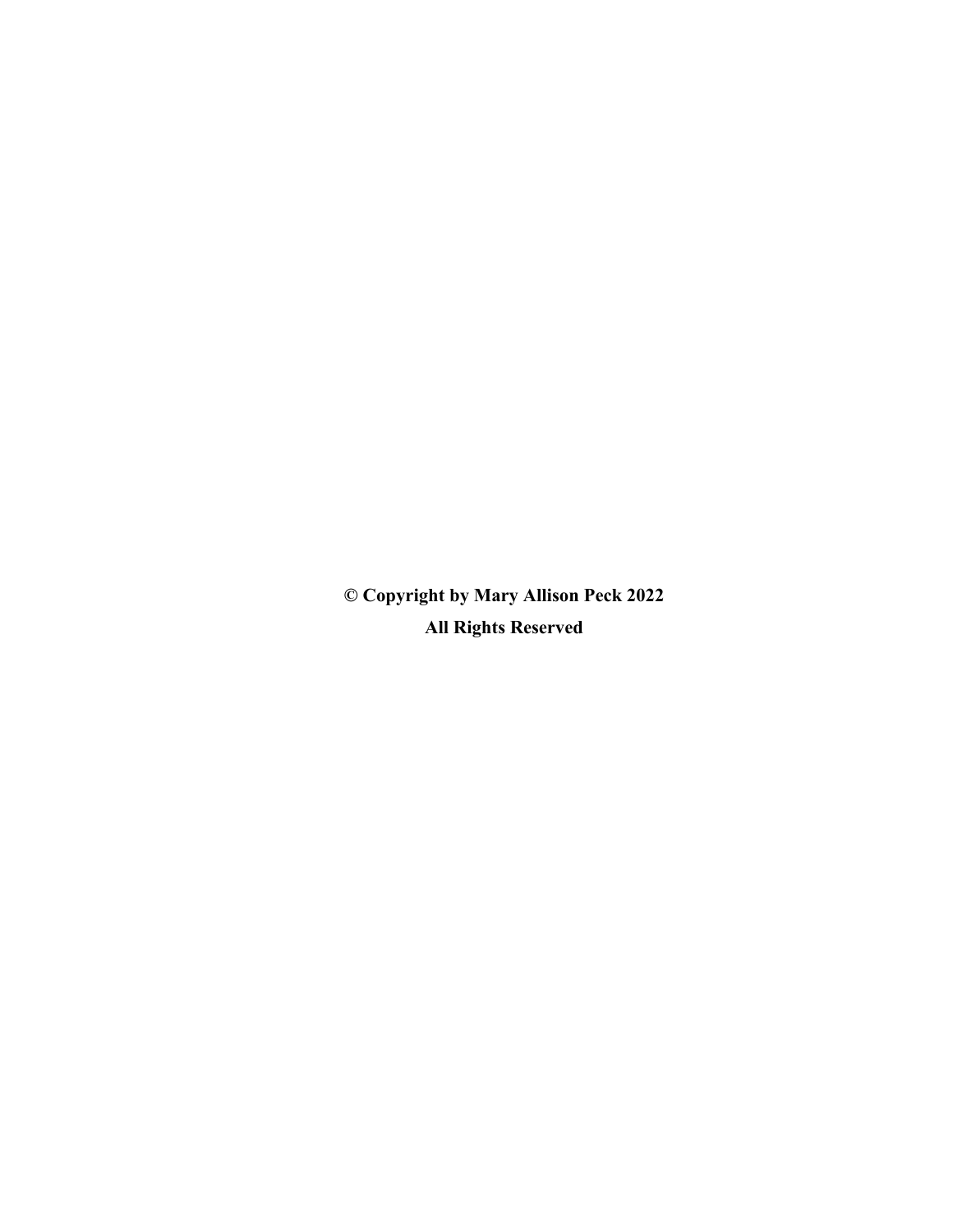**© Copyright by Mary Allison Peck 2022**

**All Rights Reserved**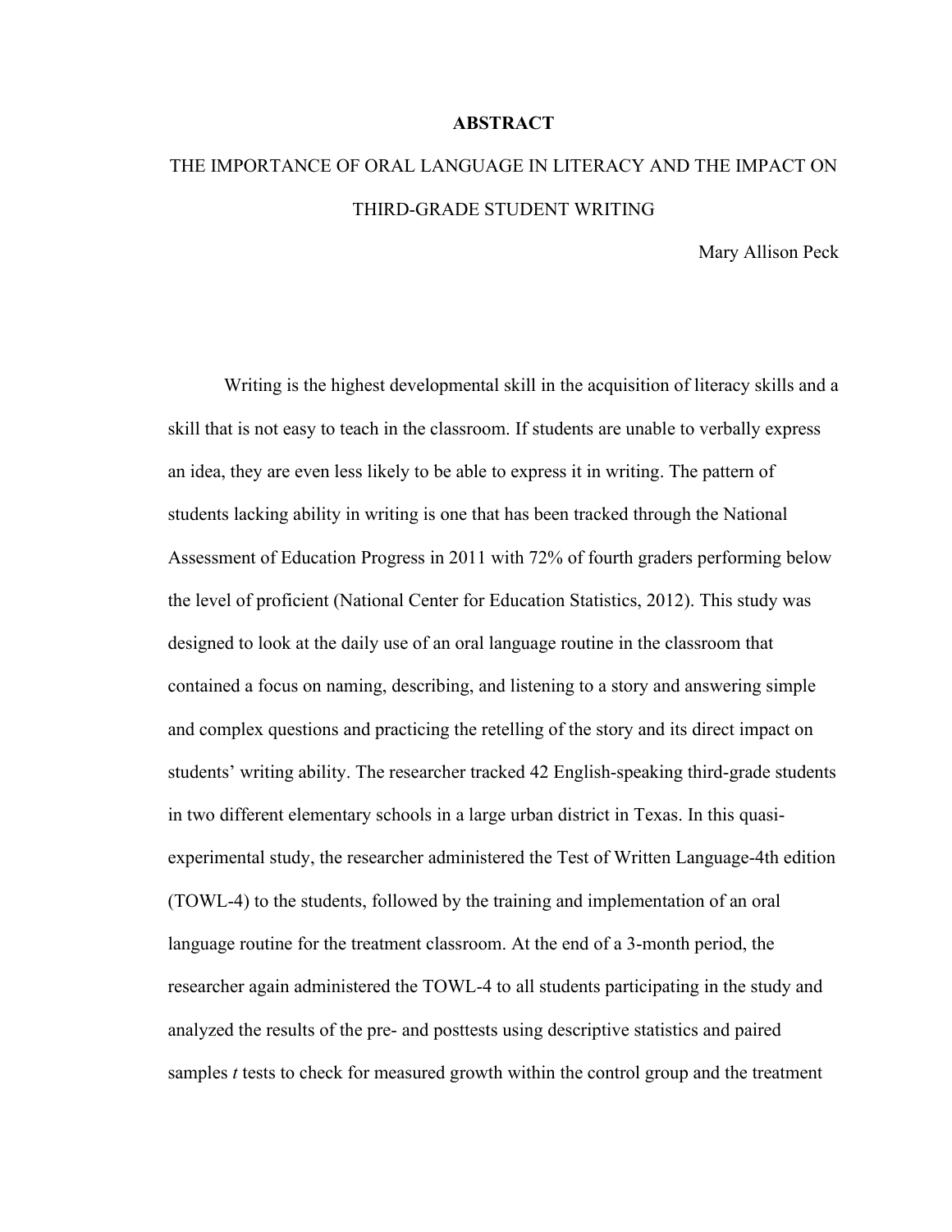# ABSTRACT

THE IMPORTANCE OF ORAL LANGUAGE IN LITERACY AND THE IMPACT ON THIRD-GRADE STUDENT WRITING

Mary Allison Peck

Writing is the highest developmental skill in the acquisition of literacy skills and a skill that is not easy to teach in the classroom. If students are unable to verbally express an idea, they are even less likely to be able to express it in writing. The pattern of students lacking ability in writing is one that has been tracked through the National Assessment of Education Progress in 2011 with 72% of fourth graders performing below the level of proficient (National Center for Education Statistics, 2012). This study was designed to look at the daily use of an oral language routine in the classroom that contained a focus on naming, describing, and listening to a story and answering simple and complex questions and practicing the retelling of the story and its direct impact on students' writing ability. The researcher tracked 42 English-speaking third-grade students in two different elementary schools in a large urban district in Texas. In this quasi-experimental study, the researcher administered the Test of Written Language-4th edition (TOWL-4) to the students, followed by the training and implementation of an oral language routine for the treatment classroom. At the end of a 3-month period, the researcher again administered the TOWL-4 to all students participating in the study and analyzed the results of the pre- and posttests using descriptive statistics and paired samples *t* tests to check for measured growth within the control group and the treatment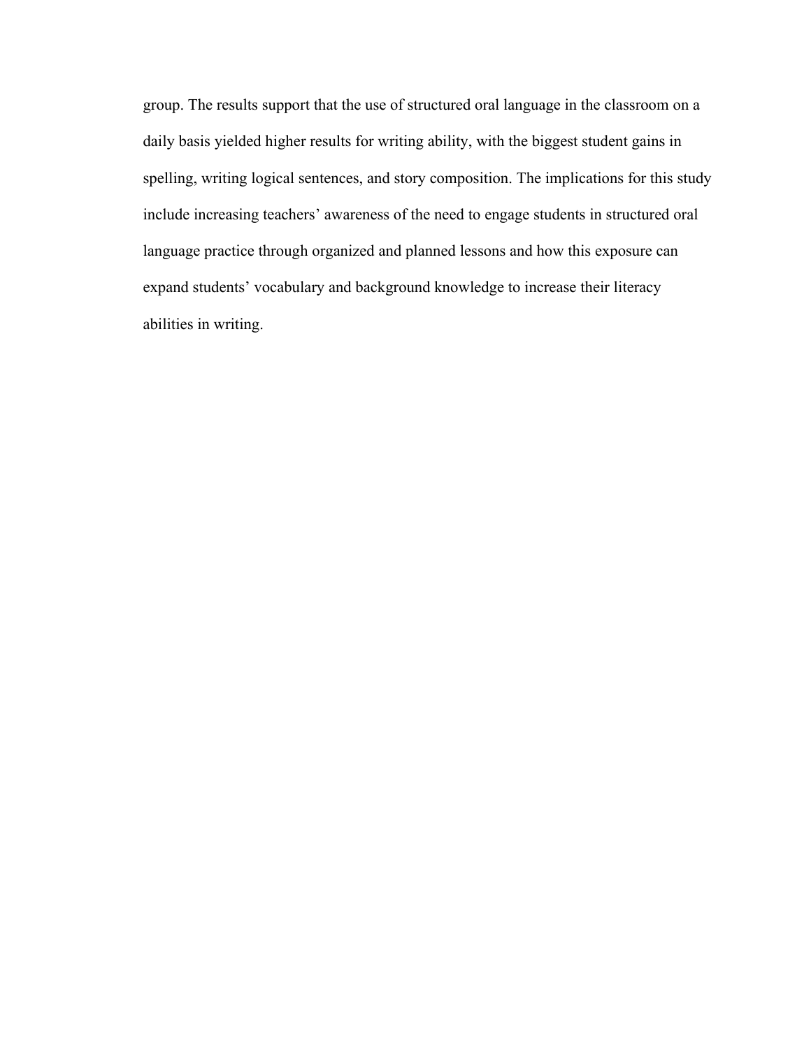group. The results support that the use of structured oral language in the classroom on a daily basis yielded higher results for writing ability, with the biggest student gains in spelling, writing logical sentences, and story composition. The implications for this study include increasing teachers' awareness of the need to engage students in structured oral language practice through organized and planned lessons and how this exposure can expand students' vocabulary and background knowledge to increase their literacy abilities in writing.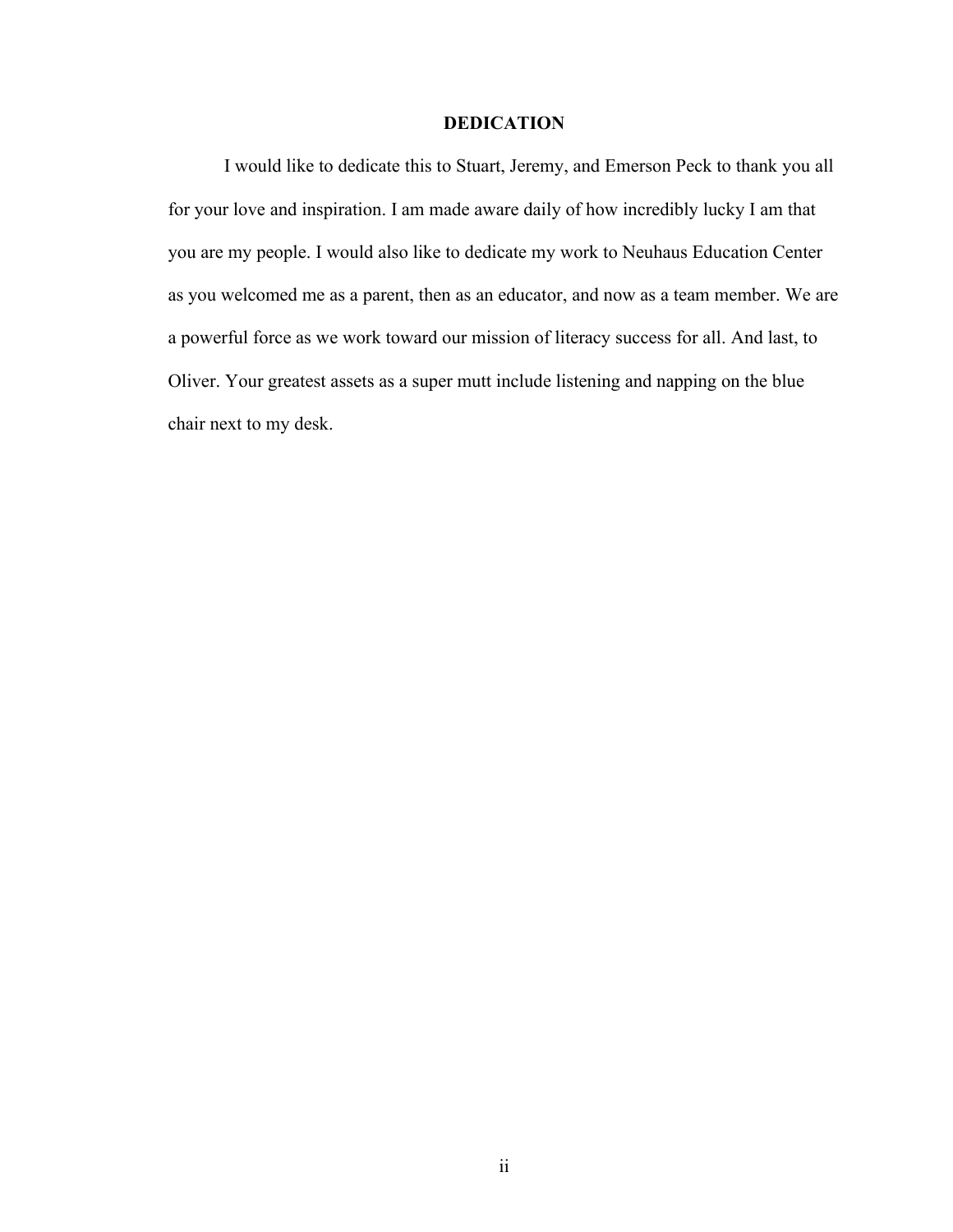## DEDICATION

I would like to dedicate this to Stuart, Jeremy, and Emerson Peck to thank you all for your love and inspiration. I am made aware daily of how incredibly lucky I am that you are my people. I would also like to dedicate my work to Neuhaus Education Center as you welcomed me as a parent, then as an educator, and now as a team member. We are a powerful force as we work toward our mission of literacy success for all. And last, to Oliver. Your greatest assets as a super mutt include listening and napping on the blue chair next to my desk.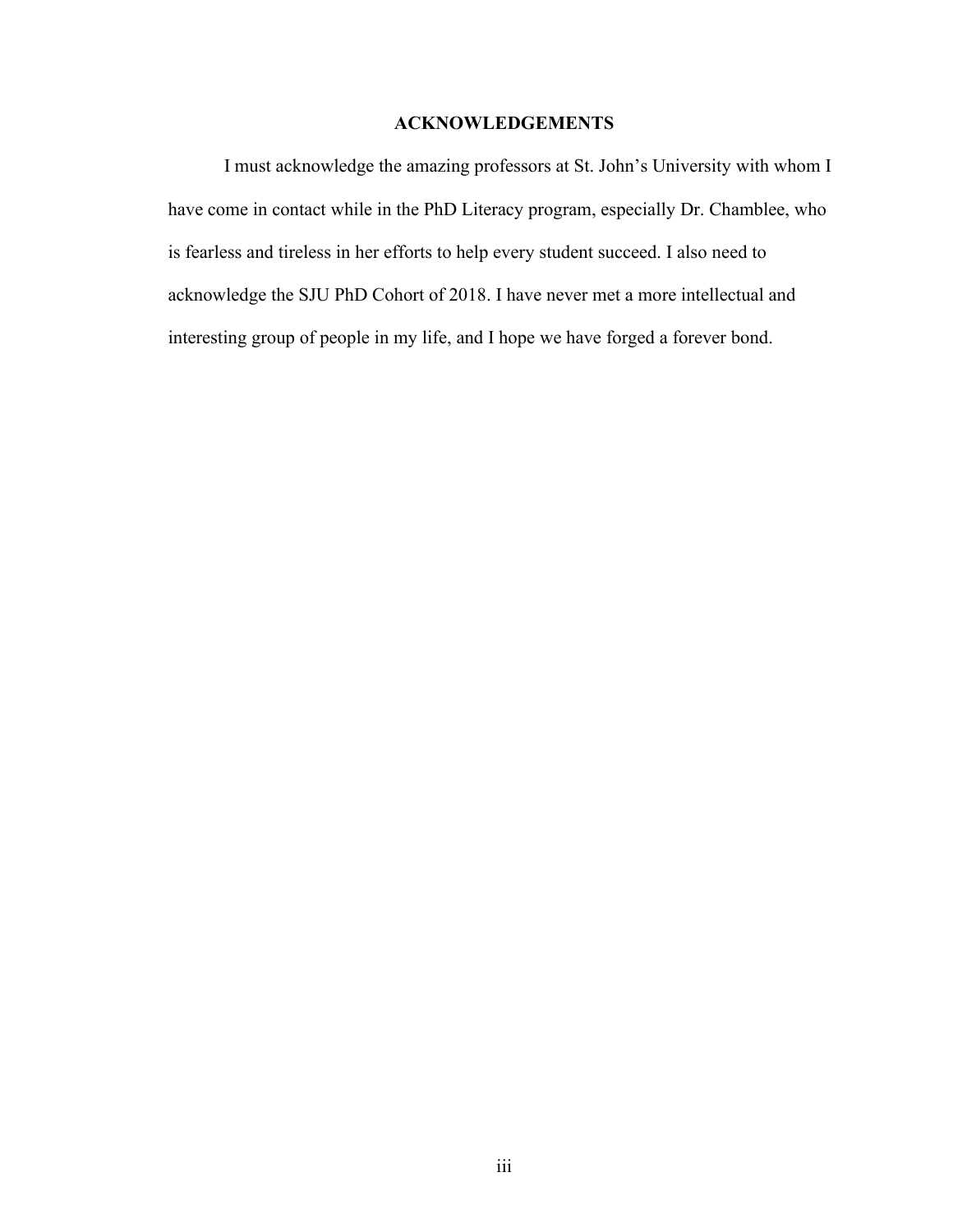## ACKNOWLEDGEMENTS

I must acknowledge the amazing professors at St. John's University with whom I have come in contact while in the PhD Literacy program, especially Dr. Chamblee, who is fearless and tireless in her efforts to help every student succeed. I also need to acknowledge the SJU PhD Cohort of 2018. I have never met a more intellectual and interesting group of people in my life, and I hope we have forged a forever bond.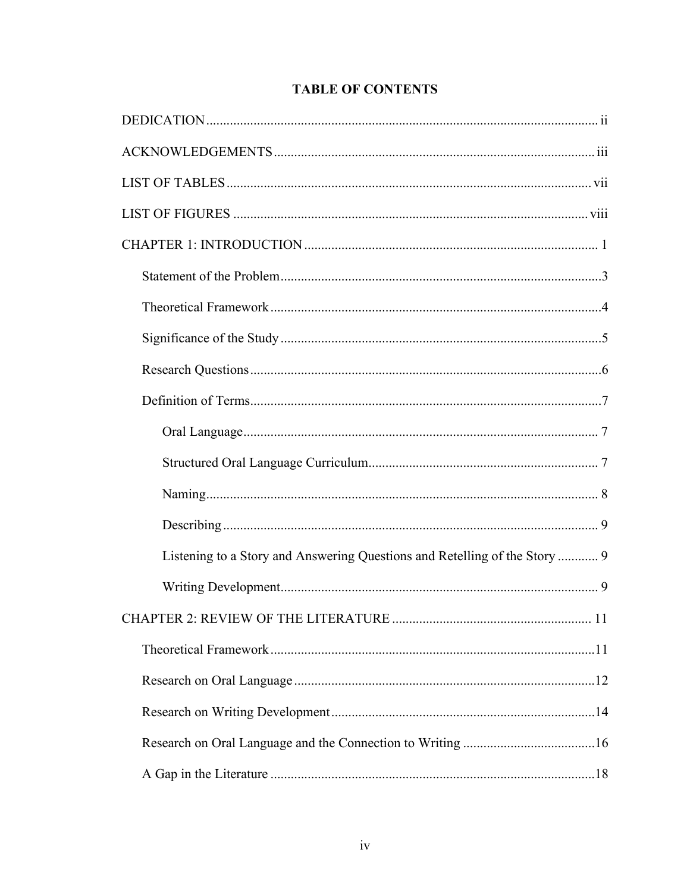# TABLE OF CONTENTS

DEDICATION ........................................................................................................ ii

ACKNOWLEDGEMENTS ...................................................................................... iii

LIST OF TABLES ................................................................................................ vii

LIST OF FIGURES .............................................................................................. viii

CHAPTER 1: INTRODUCTION ............................................................................... 1

- Statement of the Problem ..................................................................................3
- Theoretical Framework .....................................................................................4
- Significance of the Study ...................................................................................5
- Research Questions ...........................................................................................6
- Definition of Terms ...........................................................................................7
  - Oral Language .............................................................................................. 7
  - Structured Oral Language Curriculum ............................................................. 7
  - Naming ......................................................................................................... 8
  - Describing ..................................................................................................... 9
  - Listening to a Story and Answering Questions and Retelling of the Story ............ 9
  - Writing Development ...................................................................................... 9

CHAPTER 2: REVIEW OF THE LITERATURE ....................................................... 11

- Theoretical Framework .....................................................................................11
- Research on Oral Language ...............................................................................12
- Research on Writing Development .....................................................................14
- Research on Oral Language and the Connection to Writing ...............................16
- A Gap in the Literature .....................................................................................18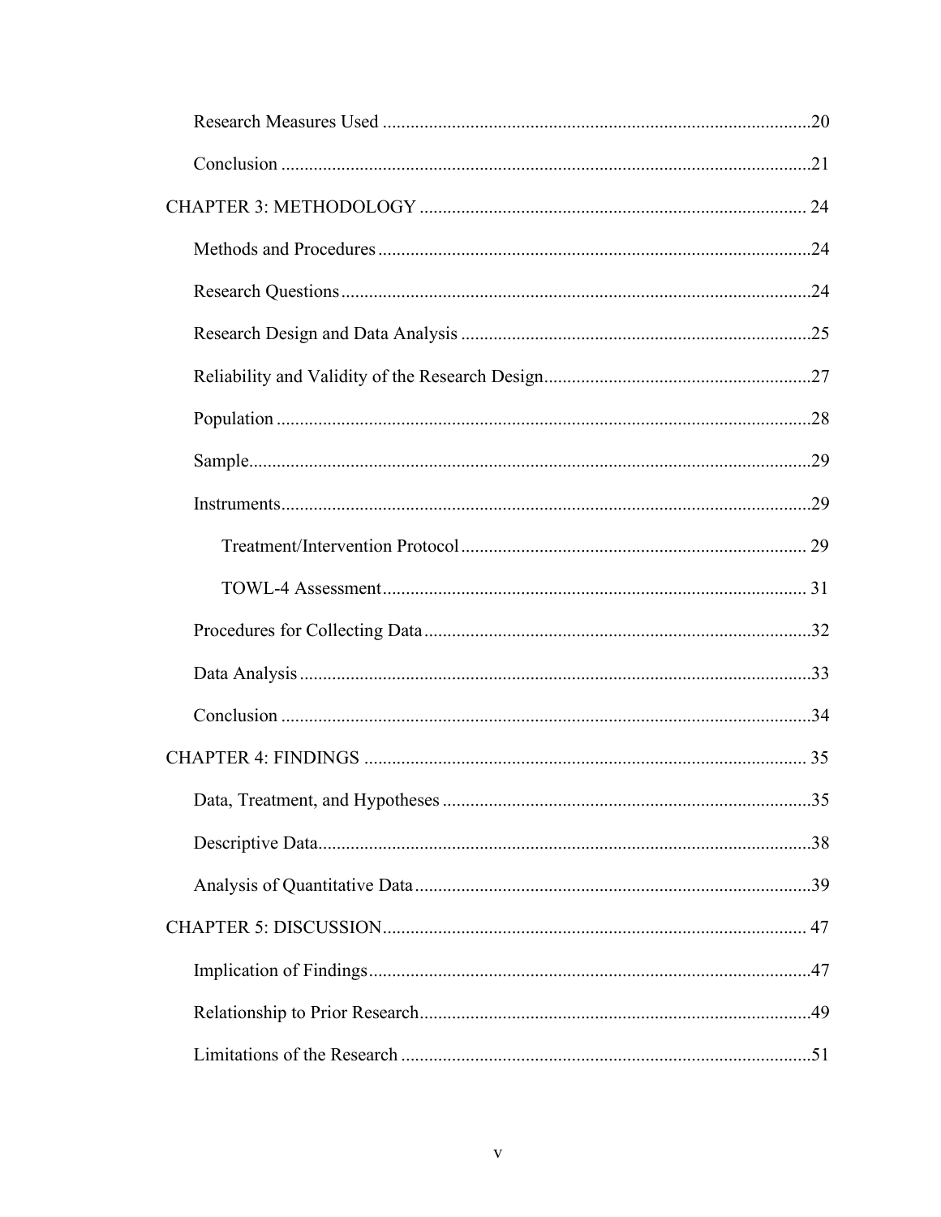Research Measures Used ....................................................................................20

Conclusion ..................................................................................................21

CHAPTER 3: METHODOLOGY ................................................................... 24

Methods and Procedures ..............................................................................24

Research Questions .....................................................................................24

Research Design and Data Analysis ............................................................25

Reliability and Validity of the Research Design ..........................................27

Population ...................................................................................................28

Sample .........................................................................................................29

Instruments ..................................................................................................29

Treatment/Intervention Protocol ........................................................... 29

TOWL-4 Assessment ............................................................................ 31

Procedures for Collecting Data ...................................................................32

Data Analysis ..............................................................................................33

Conclusion ..................................................................................................34

CHAPTER 4: FINDINGS ............................................................................... 35

Data, Treatment, and Hypotheses ................................................................35

Descriptive Data ..........................................................................................38

Analysis of Quantitative Data ......................................................................39

CHAPTER 5: DISCUSSION ........................................................................... 47

Implication of Findings ...............................................................................47

Relationship to Prior Research ....................................................................49

Limitations of the Research ........................................................................51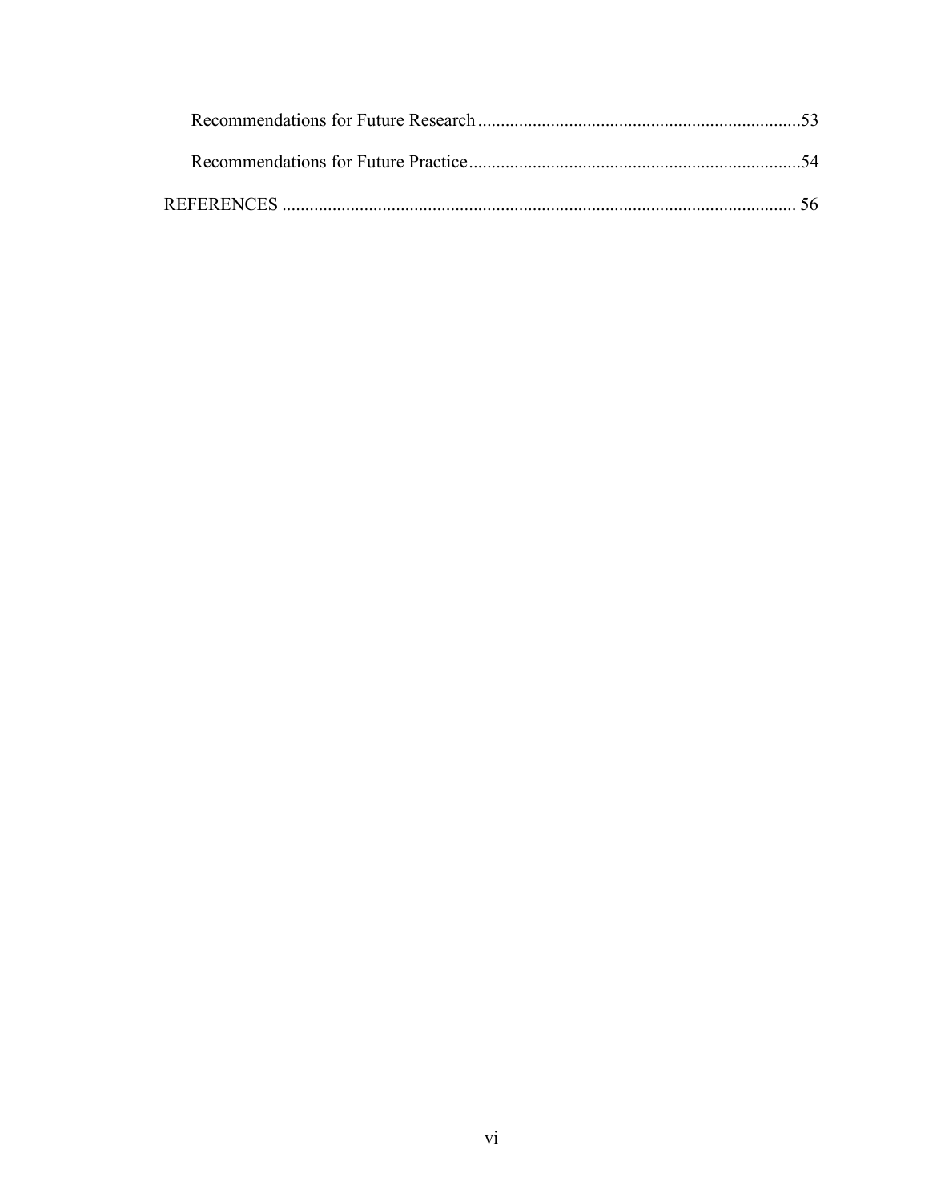Recommendations for Future Research ..................................................................... 53

Recommendations for Future Practice ..................................................................... 54

REFERENCES ............................................................................................................ 56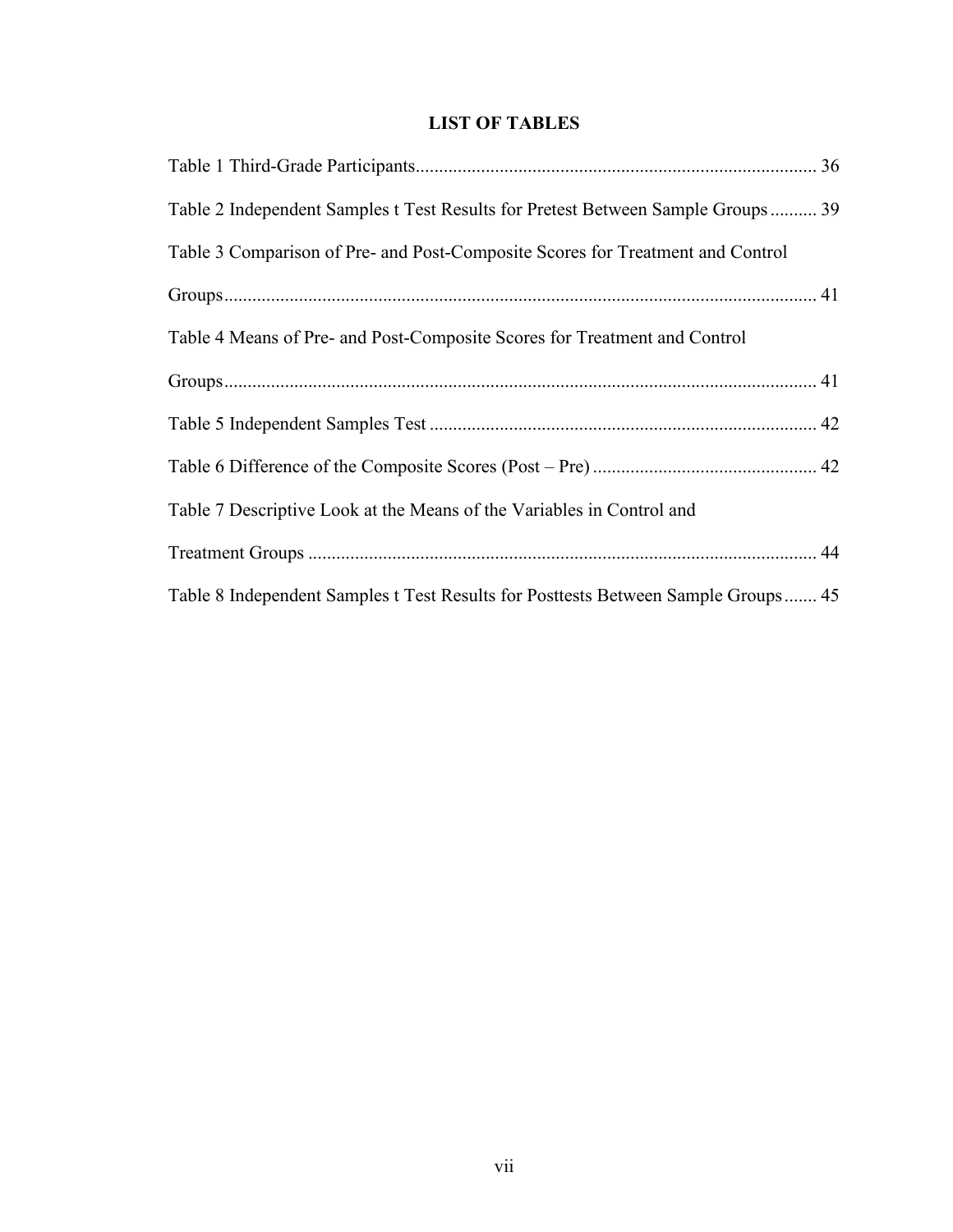# LIST OF TABLES

Table 1 Third-Grade Participants..................................................................................... 36

Table 2 Independent Samples t Test Results for Pretest Between Sample Groups.......... 39

Table 3 Comparison of Pre- and Post-Composite Scores for Treatment and Control Groups.............................................................................................................................. 41

Table 4 Means of Pre- and Post-Composite Scores for Treatment and Control Groups.............................................................................................................................. 41

Table 5 Independent Samples Test .................................................................................. 42

Table 6 Difference of the Composite Scores (Post – Pre) ................................................ 42

Table 7 Descriptive Look at the Means of the Variables in Control and Treatment Groups ............................................................................................................ 44

Table 8 Independent Samples t Test Results for Posttests Between Sample Groups....... 45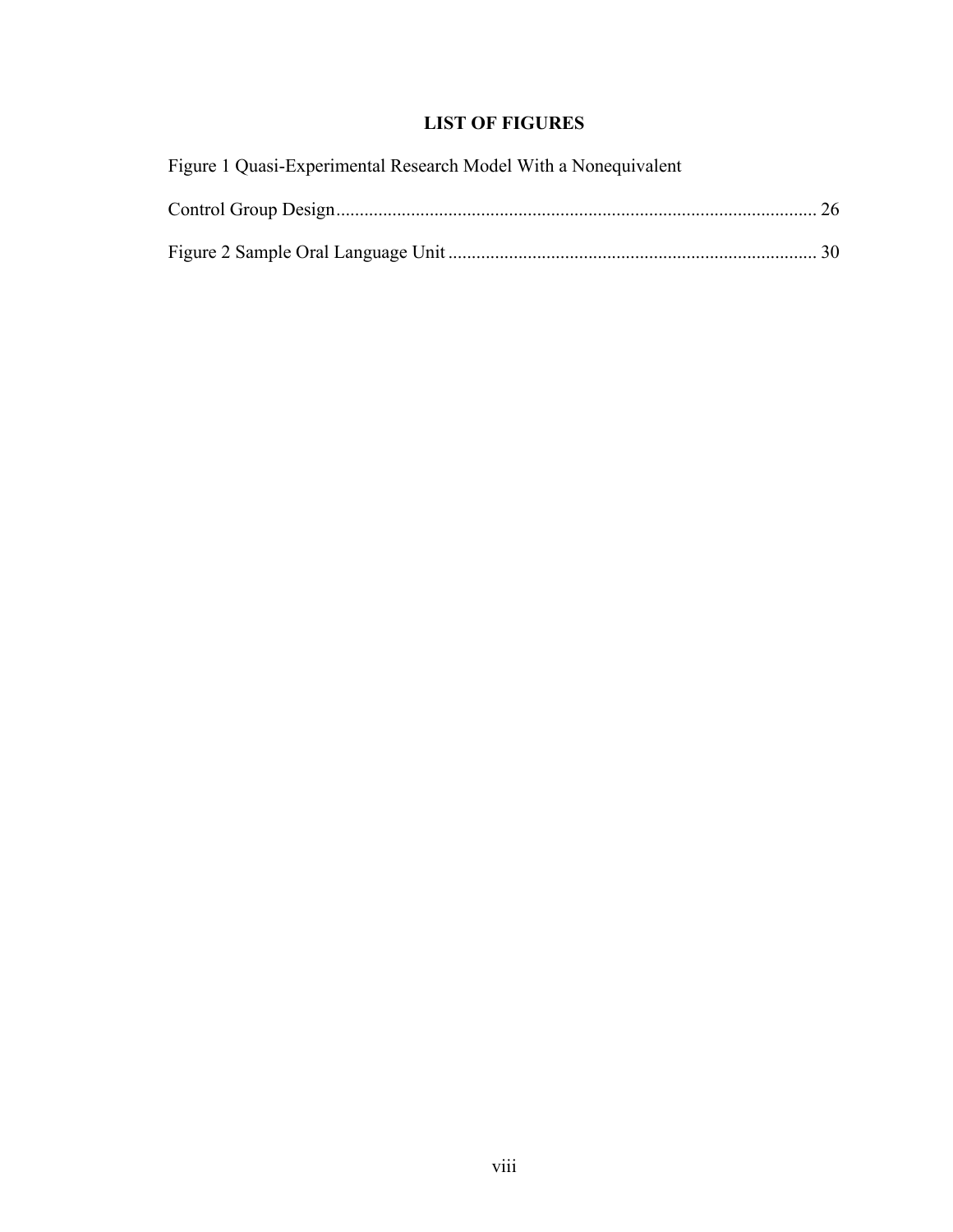## LIST OF FIGURES

Figure 1 Quasi-Experimental Research Model With a Nonequivalent Control Group Design........................................................................................................ 26

Figure 2 Sample Oral Language Unit ............................................................................... 30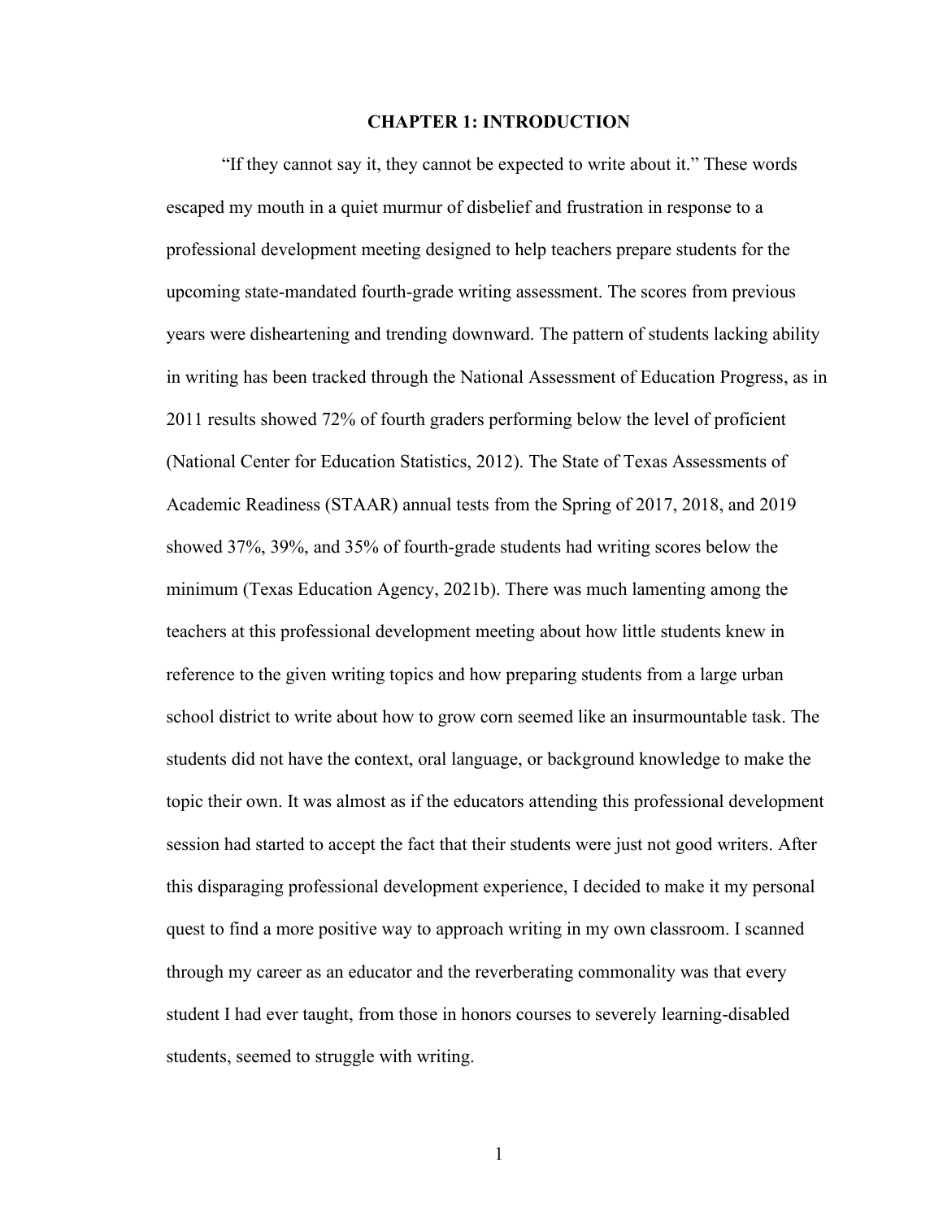# CHAPTER 1: INTRODUCTION

"If they cannot say it, they cannot be expected to write about it." These words escaped my mouth in a quiet murmur of disbelief and frustration in response to a professional development meeting designed to help teachers prepare students for the upcoming state-mandated fourth-grade writing assessment. The scores from previous years were disheartening and trending downward. The pattern of students lacking ability in writing has been tracked through the National Assessment of Education Progress, as in 2011 results showed 72% of fourth graders performing below the level of proficient (National Center for Education Statistics, 2012). The State of Texas Assessments of Academic Readiness (STAAR) annual tests from the Spring of 2017, 2018, and 2019 showed 37%, 39%, and 35% of fourth-grade students had writing scores below the minimum (Texas Education Agency, 2021b). There was much lamenting among the teachers at this professional development meeting about how little students knew in reference to the given writing topics and how preparing students from a large urban school district to write about how to grow corn seemed like an insurmountable task. The students did not have the context, oral language, or background knowledge to make the topic their own. It was almost as if the educators attending this professional development session had started to accept the fact that their students were just not good writers. After this disparaging professional development experience, I decided to make it my personal quest to find a more positive way to approach writing in my own classroom. I scanned through my career as an educator and the reverberating commonality was that every student I had ever taught, from those in honors courses to severely learning-disabled students, seemed to struggle with writing.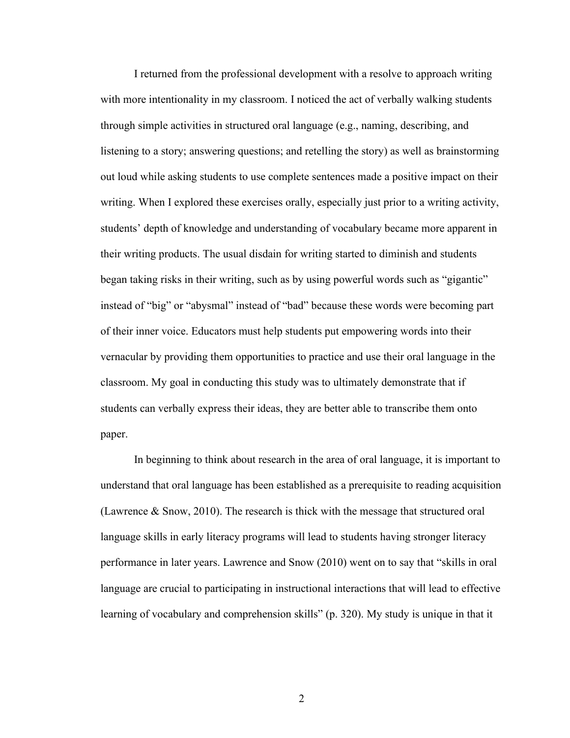I returned from the professional development with a resolve to approach writing with more intentionality in my classroom. I noticed the act of verbally walking students through simple activities in structured oral language (e.g., naming, describing, and listening to a story; answering questions; and retelling the story) as well as brainstorming out loud while asking students to use complete sentences made a positive impact on their writing. When I explored these exercises orally, especially just prior to a writing activity, students' depth of knowledge and understanding of vocabulary became more apparent in their writing products. The usual disdain for writing started to diminish and students began taking risks in their writing, such as by using powerful words such as "gigantic" instead of "big" or "abysmal" instead of "bad" because these words were becoming part of their inner voice. Educators must help students put empowering words into their vernacular by providing them opportunities to practice and use their oral language in the classroom. My goal in conducting this study was to ultimately demonstrate that if students can verbally express their ideas, they are better able to transcribe them onto paper.

In beginning to think about research in the area of oral language, it is important to understand that oral language has been established as a prerequisite to reading acquisition (Lawrence & Snow, 2010). The research is thick with the message that structured oral language skills in early literacy programs will lead to students having stronger literacy performance in later years. Lawrence and Snow (2010) went on to say that "skills in oral language are crucial to participating in instructional interactions that will lead to effective learning of vocabulary and comprehension skills" (p. 320). My study is unique in that it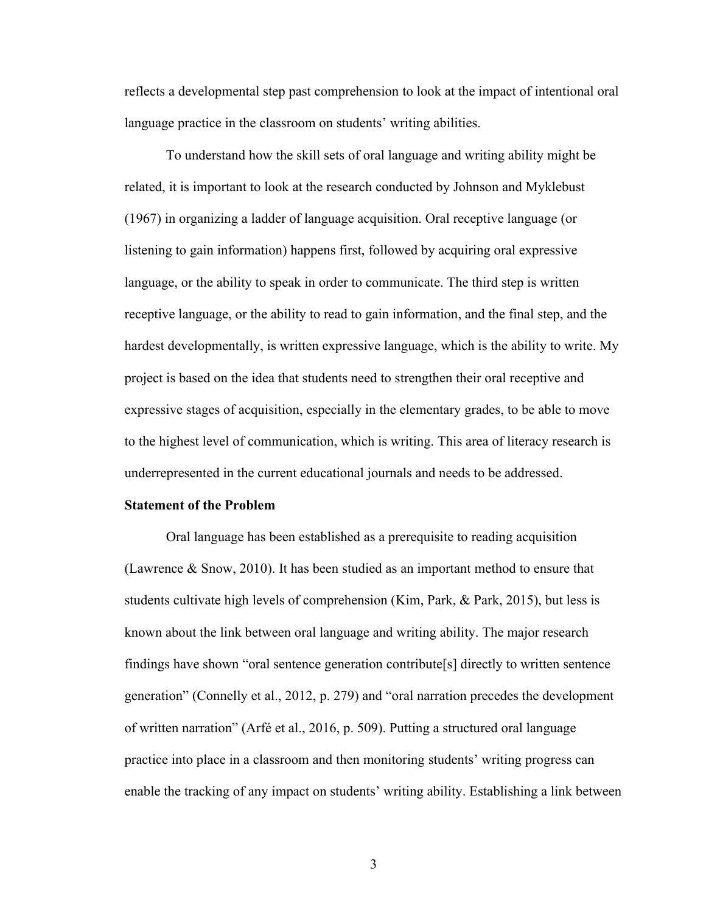reflects a developmental step past comprehension to look at the impact of intentional oral language practice in the classroom on students' writing abilities.

To understand how the skill sets of oral language and writing ability might be related, it is important to look at the research conducted by Johnson and Myklebust (1967) in organizing a ladder of language acquisition. Oral receptive language (or listening to gain information) happens first, followed by acquiring oral expressive language, or the ability to speak in order to communicate. The third step is written receptive language, or the ability to read to gain information, and the final step, and the hardest developmentally, is written expressive language, which is the ability to write. My project is based on the idea that students need to strengthen their oral receptive and expressive stages of acquisition, especially in the elementary grades, to be able to move to the highest level of communication, which is writing. This area of literacy research is underrepresented in the current educational journals and needs to be addressed.

**Statement of the Problem**

Oral language has been established as a prerequisite to reading acquisition (Lawrence & Snow, 2010). It has been studied as an important method to ensure that students cultivate high levels of comprehension (Kim, Park, & Park, 2015), but less is known about the link between oral language and writing ability. The major research findings have shown "oral sentence generation contribute[s] directly to written sentence generation" (Connelly et al., 2012, p. 279) and "oral narration precedes the development of written narration" (Arfé et al., 2016, p. 509). Putting a structured oral language practice into place in a classroom and then monitoring students' writing progress can enable the tracking of any impact on students' writing ability. Establishing a link between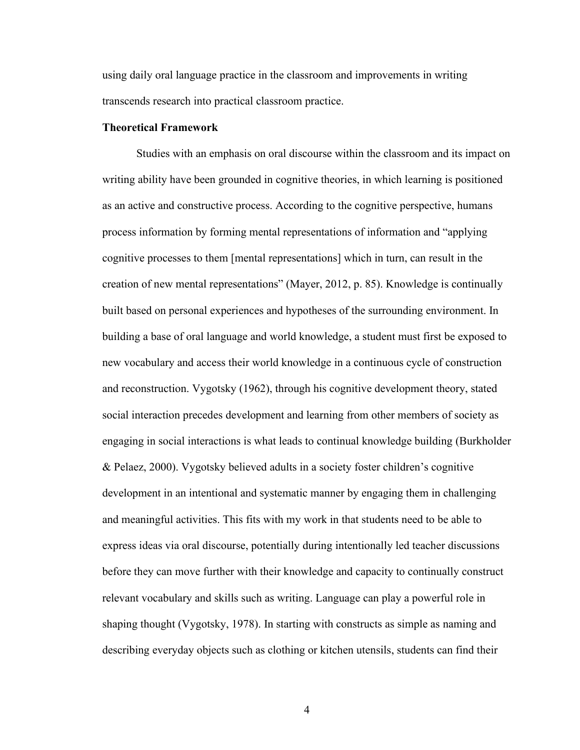using daily oral language practice in the classroom and improvements in writing transcends research into practical classroom practice.

**Theoretical Framework**

Studies with an emphasis on oral discourse within the classroom and its impact on writing ability have been grounded in cognitive theories, in which learning is positioned as an active and constructive process. According to the cognitive perspective, humans process information by forming mental representations of information and "applying cognitive processes to them [mental representations] which in turn, can result in the creation of new mental representations" (Mayer, 2012, p. 85). Knowledge is continually built based on personal experiences and hypotheses of the surrounding environment. In building a base of oral language and world knowledge, a student must first be exposed to new vocabulary and access their world knowledge in a continuous cycle of construction and reconstruction. Vygotsky (1962), through his cognitive development theory, stated social interaction precedes development and learning from other members of society as engaging in social interactions is what leads to continual knowledge building (Burkholder & Pelaez, 2000). Vygotsky believed adults in a society foster children's cognitive development in an intentional and systematic manner by engaging them in challenging and meaningful activities. This fits with my work in that students need to be able to express ideas via oral discourse, potentially during intentionally led teacher discussions before they can move further with their knowledge and capacity to continually construct relevant vocabulary and skills such as writing. Language can play a powerful role in shaping thought (Vygotsky, 1978). In starting with constructs as simple as naming and describing everyday objects such as clothing or kitchen utensils, students can find their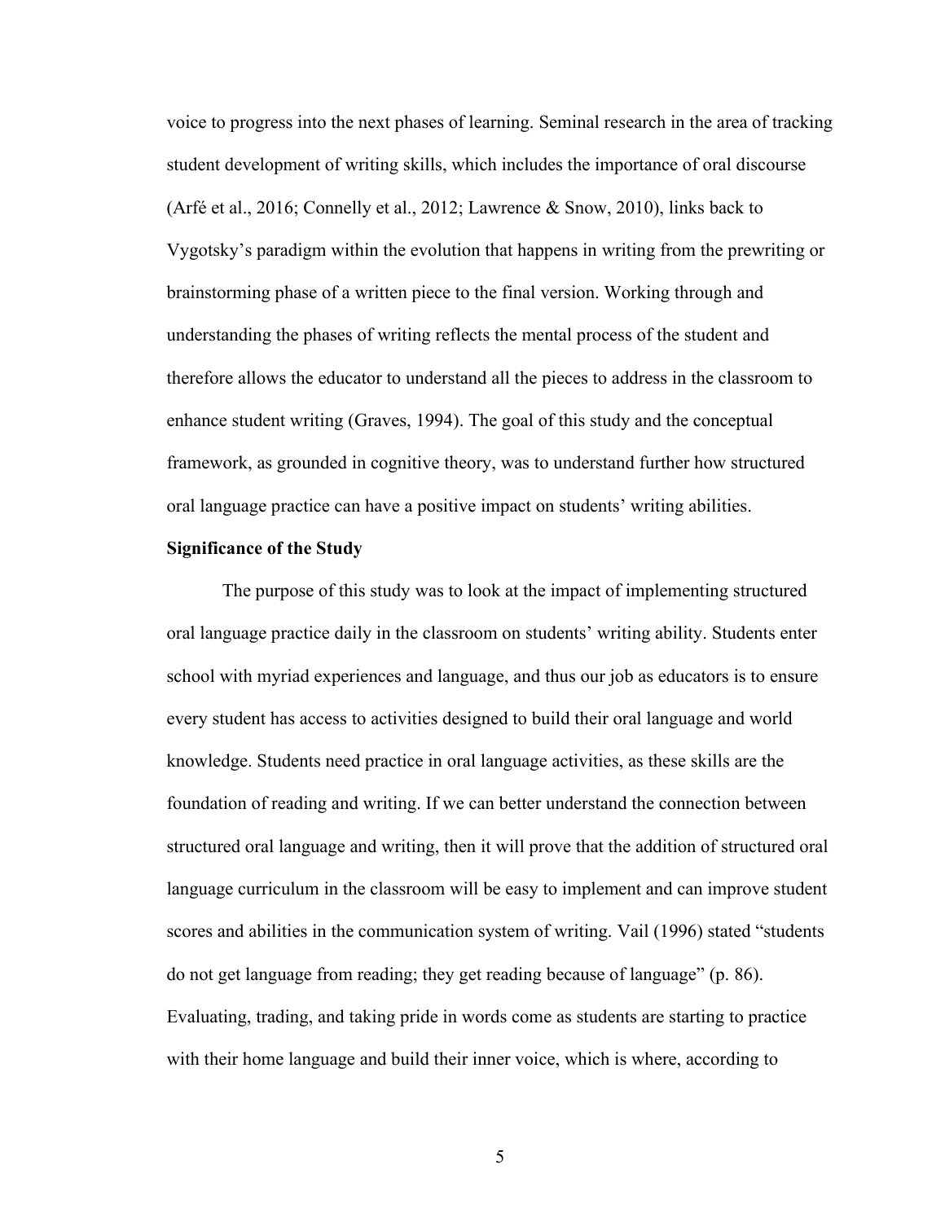voice to progress into the next phases of learning. Seminal research in the area of tracking student development of writing skills, which includes the importance of oral discourse (Arfé et al., 2016; Connelly et al., 2012; Lawrence & Snow, 2010), links back to Vygotsky's paradigm within the evolution that happens in writing from the prewriting or brainstorming phase of a written piece to the final version. Working through and understanding the phases of writing reflects the mental process of the student and therefore allows the educator to understand all the pieces to address in the classroom to enhance student writing (Graves, 1994). The goal of this study and the conceptual framework, as grounded in cognitive theory, was to understand further how structured oral language practice can have a positive impact on students' writing abilities.

**Significance of the Study**

The purpose of this study was to look at the impact of implementing structured oral language practice daily in the classroom on students' writing ability. Students enter school with myriad experiences and language, and thus our job as educators is to ensure every student has access to activities designed to build their oral language and world knowledge. Students need practice in oral language activities, as these skills are the foundation of reading and writing. If we can better understand the connection between structured oral language and writing, then it will prove that the addition of structured oral language curriculum in the classroom will be easy to implement and can improve student scores and abilities in the communication system of writing. Vail (1996) stated "students do not get language from reading; they get reading because of language" (p. 86). Evaluating, trading, and taking pride in words come as students are starting to practice with their home language and build their inner voice, which is where, according to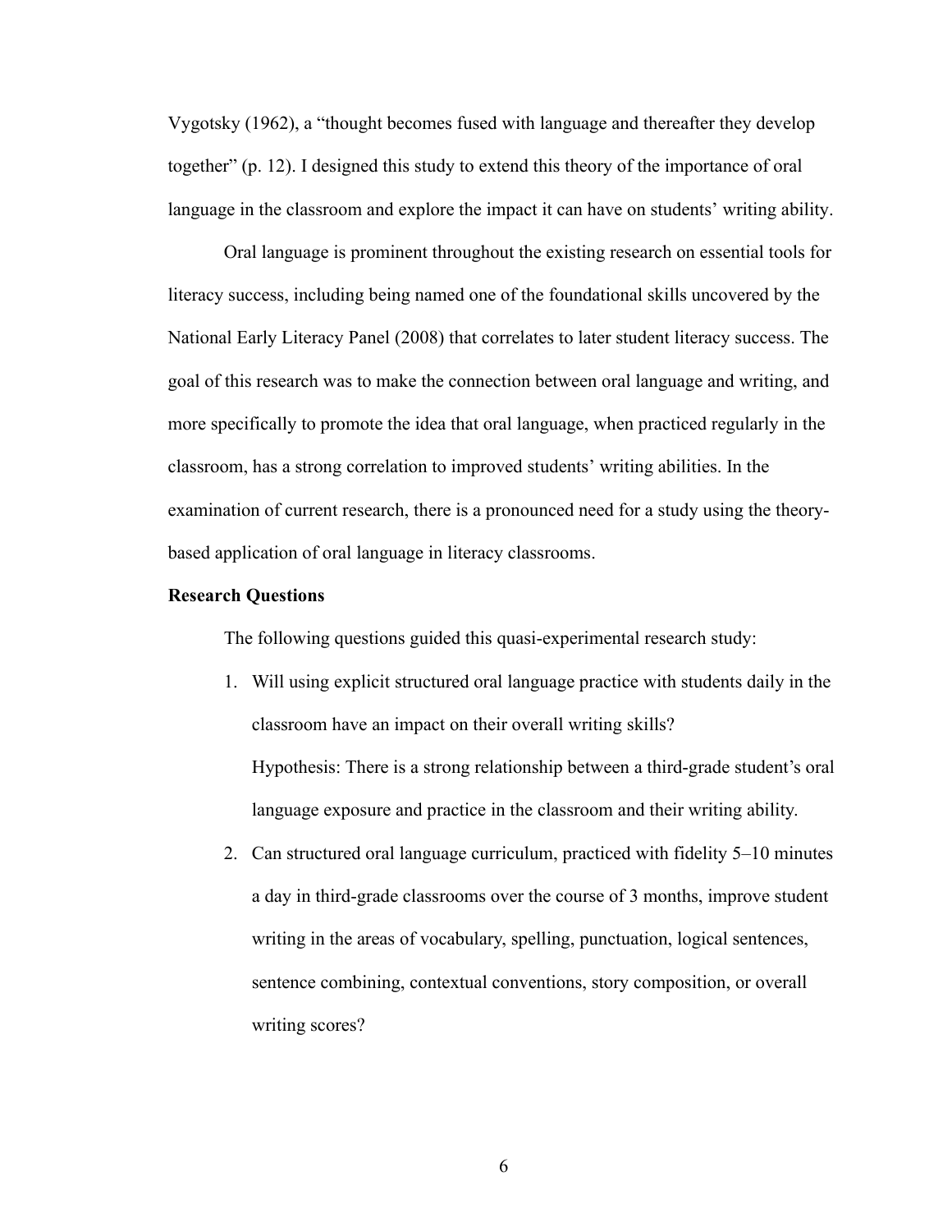Vygotsky (1962), a "thought becomes fused with language and thereafter they develop together" (p. 12). I designed this study to extend this theory of the importance of oral language in the classroom and explore the impact it can have on students' writing ability.

Oral language is prominent throughout the existing research on essential tools for literacy success, including being named one of the foundational skills uncovered by the National Early Literacy Panel (2008) that correlates to later student literacy success. The goal of this research was to make the connection between oral language and writing, and more specifically to promote the idea that oral language, when practiced regularly in the classroom, has a strong correlation to improved students' writing abilities. In the examination of current research, there is a pronounced need for a study using the theory-based application of oral language in literacy classrooms.

**Research Questions**

The following questions guided this quasi-experimental research study:

1. Will using explicit structured oral language practice with students daily in the classroom have an impact on their overall writing skills?
   Hypothesis: There is a strong relationship between a third-grade student's oral language exposure and practice in the classroom and their writing ability.
2. Can structured oral language curriculum, practiced with fidelity 5–10 minutes a day in third-grade classrooms over the course of 3 months, improve student writing in the areas of vocabulary, spelling, punctuation, logical sentences, sentence combining, contextual conventions, story composition, or overall writing scores?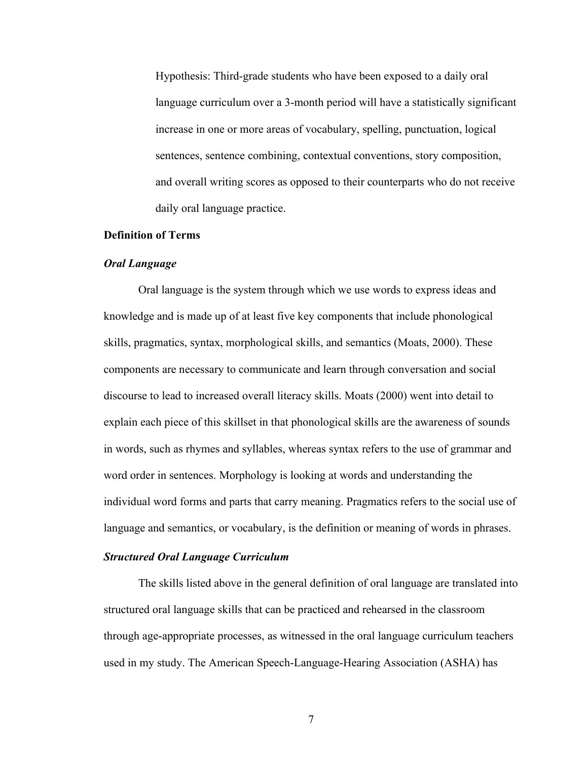Hypothesis: Third-grade students who have been exposed to a daily oral language curriculum over a 3-month period will have a statistically significant increase in one or more areas of vocabulary, spelling, punctuation, logical sentences, sentence combining, contextual conventions, story composition, and overall writing scores as opposed to their counterparts who do not receive daily oral language practice.

## Definition of Terms

### *Oral Language*

Oral language is the system through which we use words to express ideas and knowledge and is made up of at least five key components that include phonological skills, pragmatics, syntax, morphological skills, and semantics (Moats, 2000). These components are necessary to communicate and learn through conversation and social discourse to lead to increased overall literacy skills. Moats (2000) went into detail to explain each piece of this skillset in that phonological skills are the awareness of sounds in words, such as rhymes and syllables, whereas syntax refers to the use of grammar and word order in sentences. Morphology is looking at words and understanding the individual word forms and parts that carry meaning. Pragmatics refers to the social use of language and semantics, or vocabulary, is the definition or meaning of words in phrases.

### *Structured Oral Language Curriculum*

The skills listed above in the general definition of oral language are translated into structured oral language skills that can be practiced and rehearsed in the classroom through age-appropriate processes, as witnessed in the oral language curriculum teachers used in my study. The American Speech-Language-Hearing Association (ASHA) has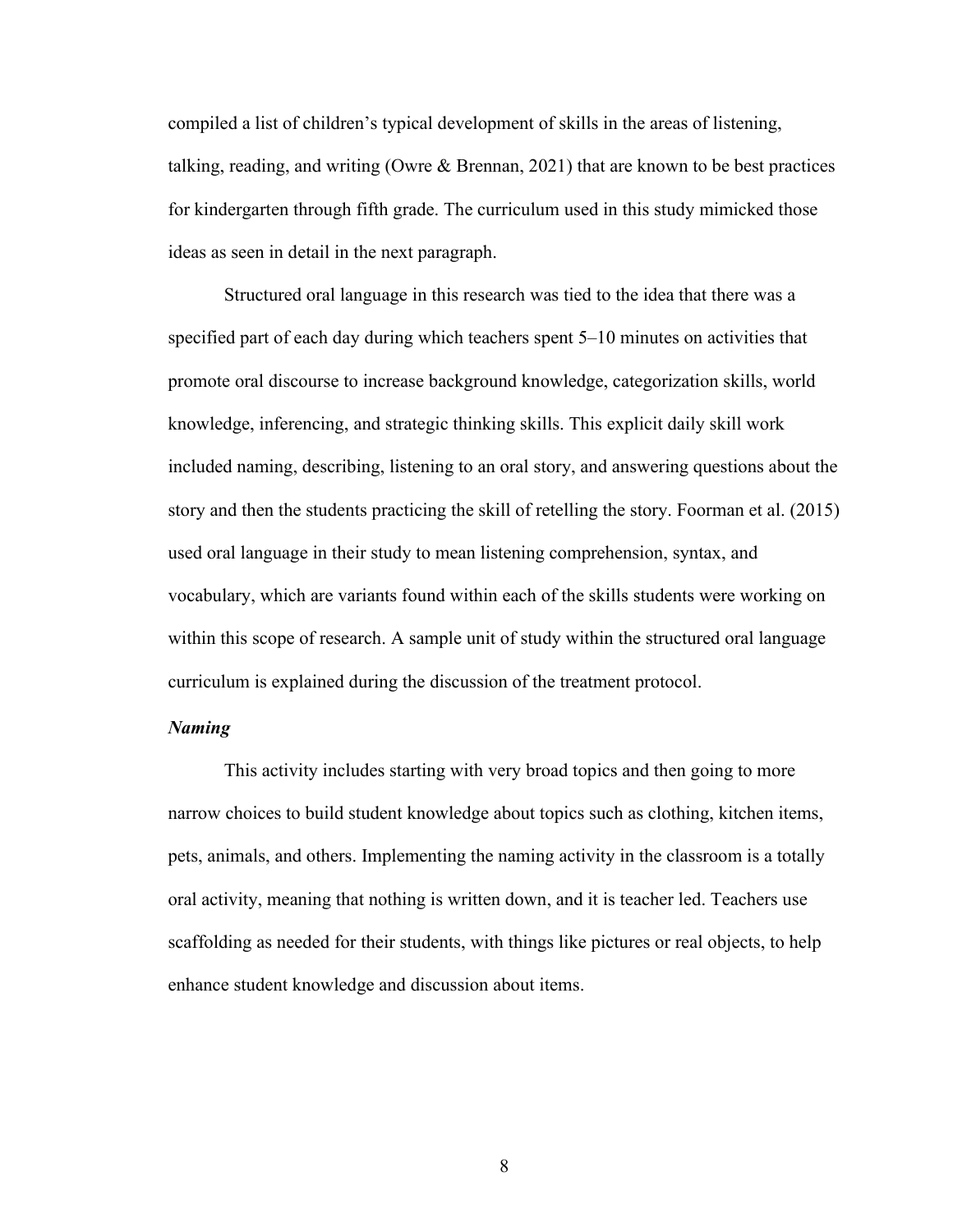compiled a list of children's typical development of skills in the areas of listening, talking, reading, and writing (Owre & Brennan, 2021) that are known to be best practices for kindergarten through fifth grade. The curriculum used in this study mimicked those ideas as seen in detail in the next paragraph.

Structured oral language in this research was tied to the idea that there was a specified part of each day during which teachers spent 5–10 minutes on activities that promote oral discourse to increase background knowledge, categorization skills, world knowledge, inferencing, and strategic thinking skills. This explicit daily skill work included naming, describing, listening to an oral story, and answering questions about the story and then the students practicing the skill of retelling the story. Foorman et al. (2015) used oral language in their study to mean listening comprehension, syntax, and vocabulary, which are variants found within each of the skills students were working on within this scope of research. A sample unit of study within the structured oral language curriculum is explained during the discussion of the treatment protocol.

### *Naming*

This activity includes starting with very broad topics and then going to more narrow choices to build student knowledge about topics such as clothing, kitchen items, pets, animals, and others. Implementing the naming activity in the classroom is a totally oral activity, meaning that nothing is written down, and it is teacher led. Teachers use scaffolding as needed for their students, with things like pictures or real objects, to help enhance student knowledge and discussion about items.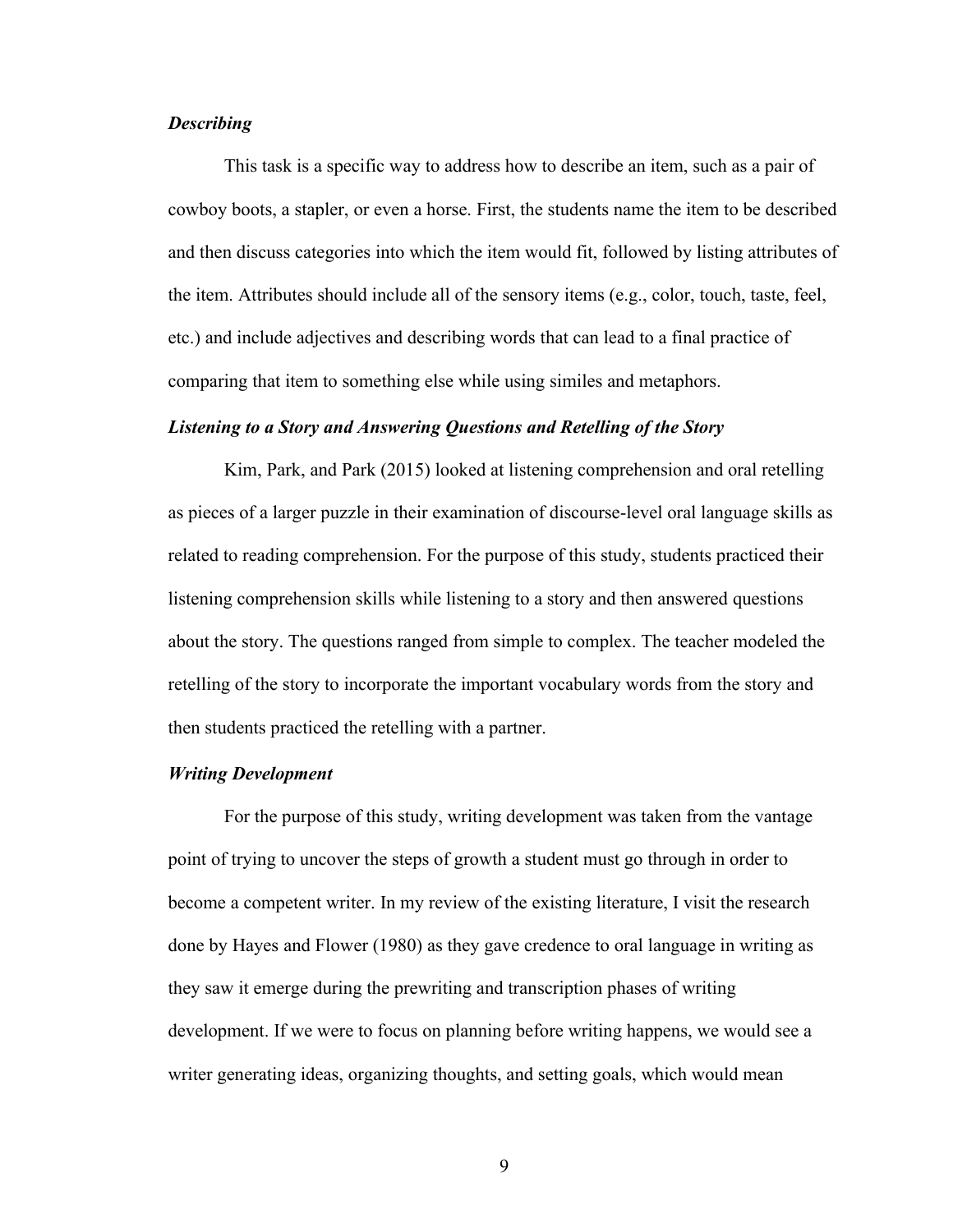### *Describing*

This task is a specific way to address how to describe an item, such as a pair of cowboy boots, a stapler, or even a horse. First, the students name the item to be described and then discuss categories into which the item would fit, followed by listing attributes of the item. Attributes should include all of the sensory items (e.g., color, touch, taste, feel, etc.) and include adjectives and describing words that can lead to a final practice of comparing that item to something else while using similes and metaphors.

### *Listening to a Story and Answering Questions and Retelling of the Story*

Kim, Park, and Park (2015) looked at listening comprehension and oral retelling as pieces of a larger puzzle in their examination of discourse-level oral language skills as related to reading comprehension. For the purpose of this study, students practiced their listening comprehension skills while listening to a story and then answered questions about the story. The questions ranged from simple to complex. The teacher modeled the retelling of the story to incorporate the important vocabulary words from the story and then students practiced the retelling with a partner.

### *Writing Development*

For the purpose of this study, writing development was taken from the vantage point of trying to uncover the steps of growth a student must go through in order to become a competent writer. In my review of the existing literature, I visit the research done by Hayes and Flower (1980) as they gave credence to oral language in writing as they saw it emerge during the prewriting and transcription phases of writing development. If we were to focus on planning before writing happens, we would see a writer generating ideas, organizing thoughts, and setting goals, which would mean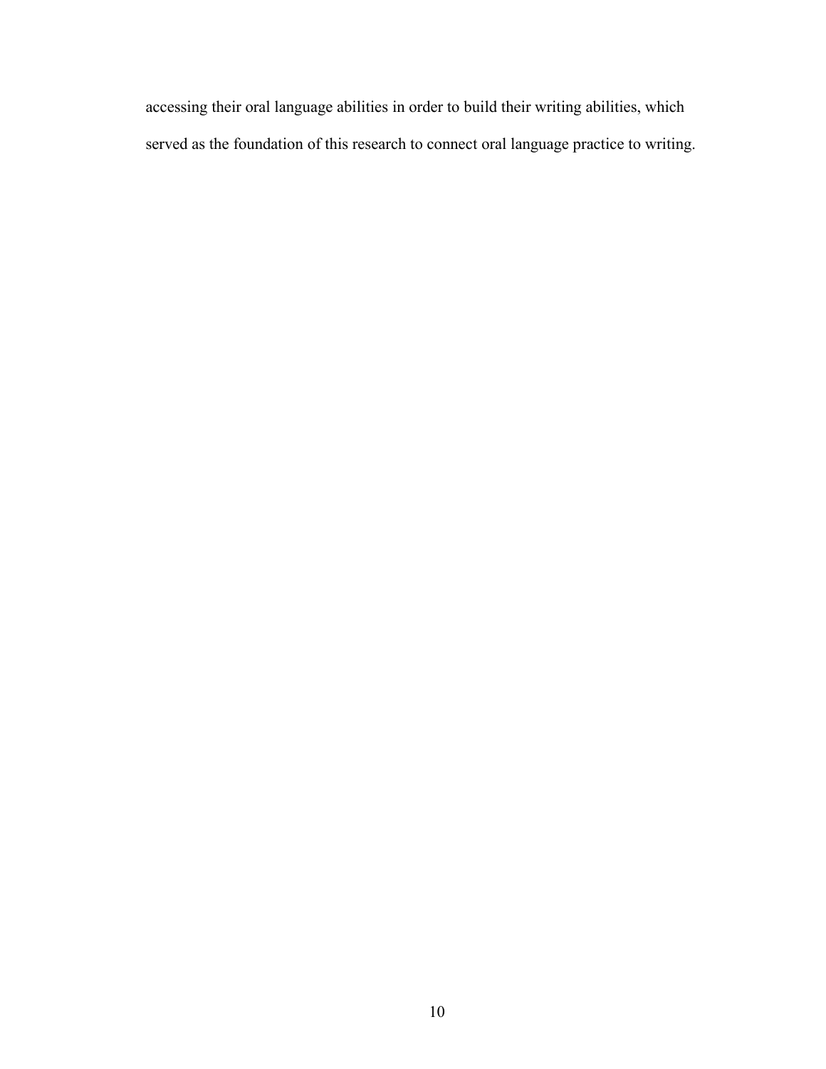accessing their oral language abilities in order to build their writing abilities, which served as the foundation of this research to connect oral language practice to writing.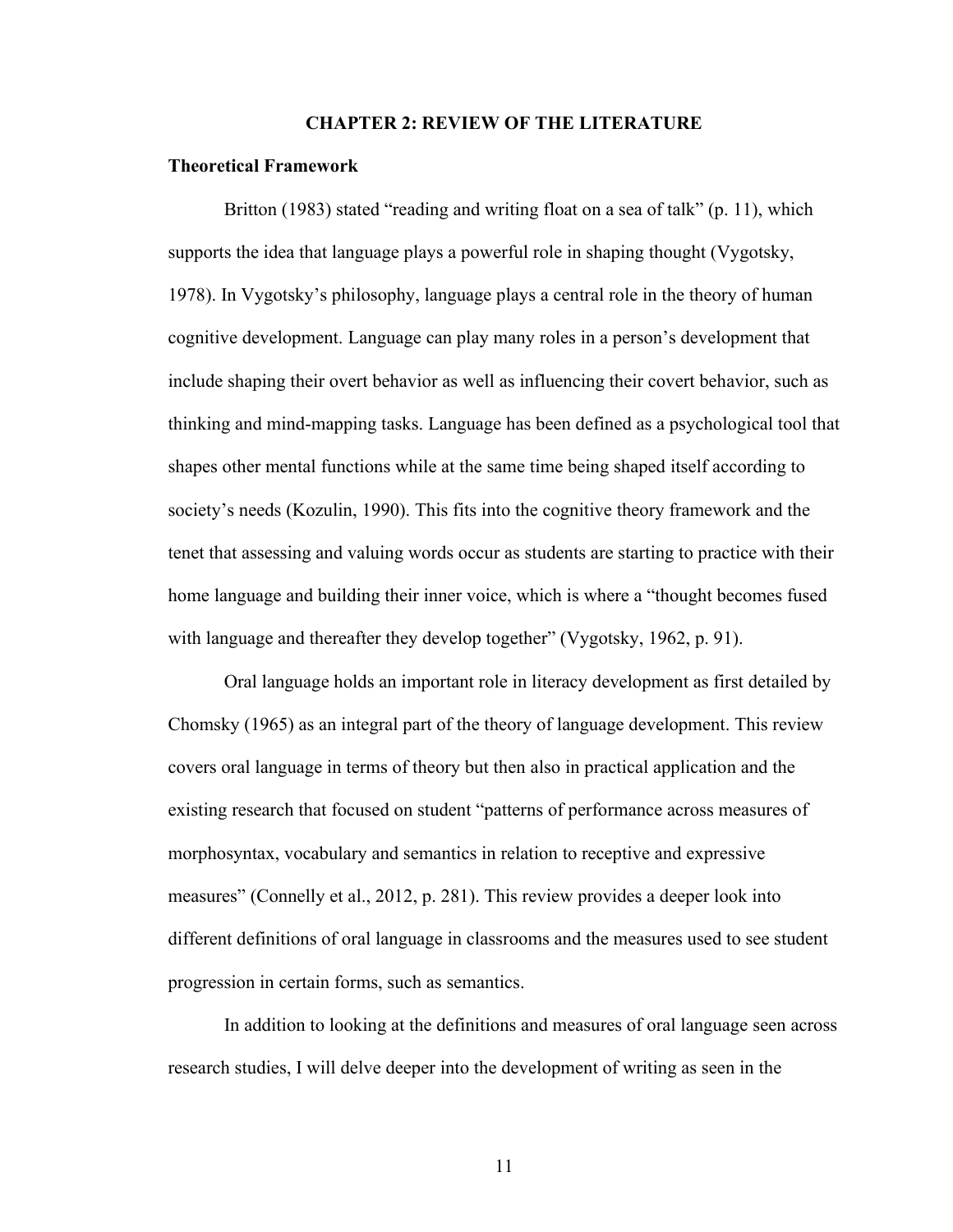# CHAPTER 2: REVIEW OF THE LITERATURE

## Theoretical Framework

Britton (1983) stated "reading and writing float on a sea of talk" (p. 11), which supports the idea that language plays a powerful role in shaping thought (Vygotsky, 1978). In Vygotsky's philosophy, language plays a central role in the theory of human cognitive development. Language can play many roles in a person's development that include shaping their overt behavior as well as influencing their covert behavior, such as thinking and mind-mapping tasks. Language has been defined as a psychological tool that shapes other mental functions while at the same time being shaped itself according to society's needs (Kozulin, 1990). This fits into the cognitive theory framework and the tenet that assessing and valuing words occur as students are starting to practice with their home language and building their inner voice, which is where a "thought becomes fused with language and thereafter they develop together" (Vygotsky, 1962, p. 91).

Oral language holds an important role in literacy development as first detailed by Chomsky (1965) as an integral part of the theory of language development. This review covers oral language in terms of theory but then also in practical application and the existing research that focused on student "patterns of performance across measures of morphosyntax, vocabulary and semantics in relation to receptive and expressive measures" (Connelly et al., 2012, p. 281). This review provides a deeper look into different definitions of oral language in classrooms and the measures used to see student progression in certain forms, such as semantics.

In addition to looking at the definitions and measures of oral language seen across research studies, I will delve deeper into the development of writing as seen in the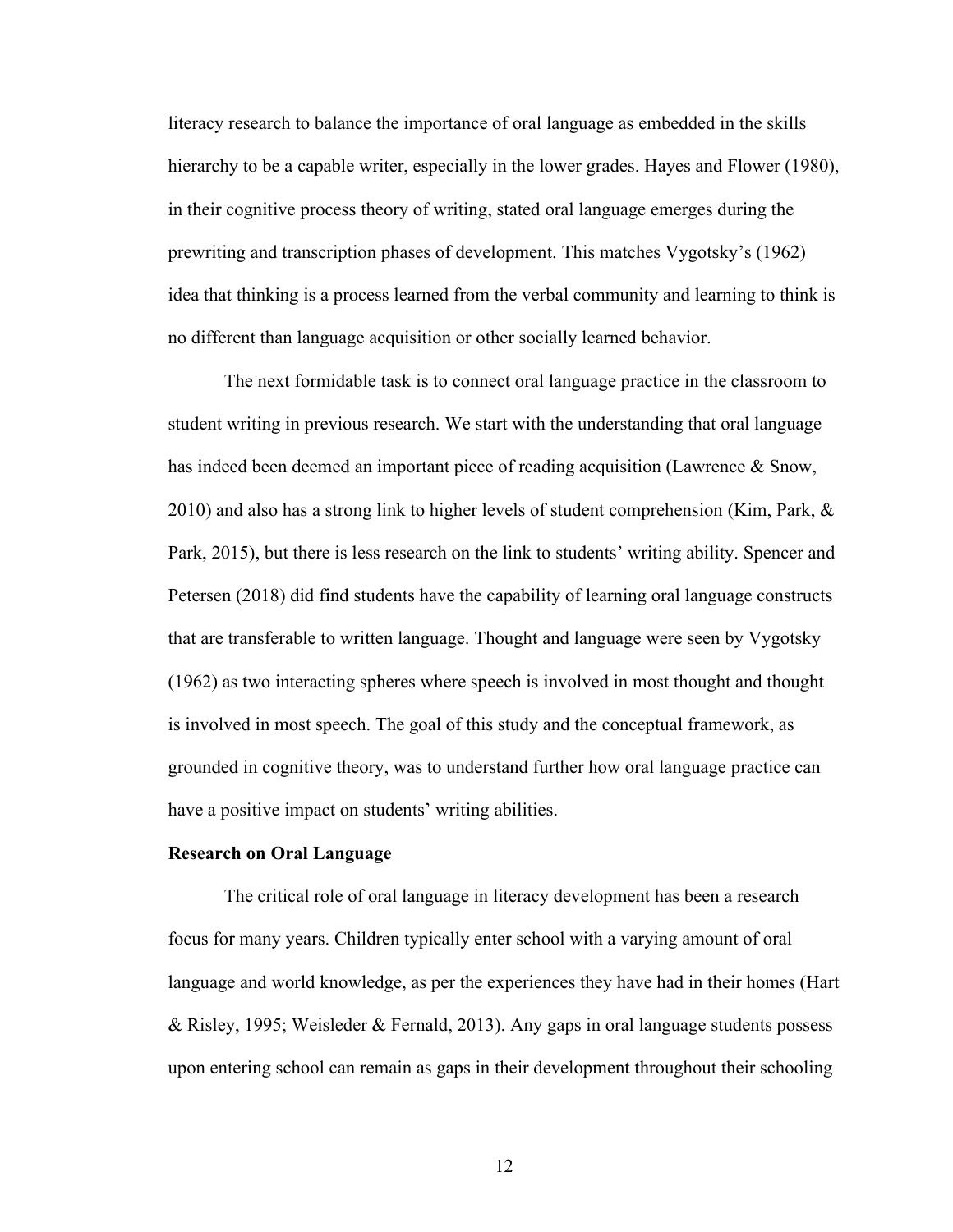literacy research to balance the importance of oral language as embedded in the skills hierarchy to be a capable writer, especially in the lower grades. Hayes and Flower (1980), in their cognitive process theory of writing, stated oral language emerges during the prewriting and transcription phases of development. This matches Vygotsky's (1962) idea that thinking is a process learned from the verbal community and learning to think is no different than language acquisition or other socially learned behavior.

The next formidable task is to connect oral language practice in the classroom to student writing in previous research. We start with the understanding that oral language has indeed been deemed an important piece of reading acquisition (Lawrence & Snow, 2010) and also has a strong link to higher levels of student comprehension (Kim, Park, & Park, 2015), but there is less research on the link to students' writing ability. Spencer and Petersen (2018) did find students have the capability of learning oral language constructs that are transferable to written language. Thought and language were seen by Vygotsky (1962) as two interacting spheres where speech is involved in most thought and thought is involved in most speech. The goal of this study and the conceptual framework, as grounded in cognitive theory, was to understand further how oral language practice can have a positive impact on students' writing abilities.

**Research on Oral Language**

The critical role of oral language in literacy development has been a research focus for many years. Children typically enter school with a varying amount of oral language and world knowledge, as per the experiences they have had in their homes (Hart & Risley, 1995; Weisleder & Fernald, 2013). Any gaps in oral language students possess upon entering school can remain as gaps in their development throughout their schooling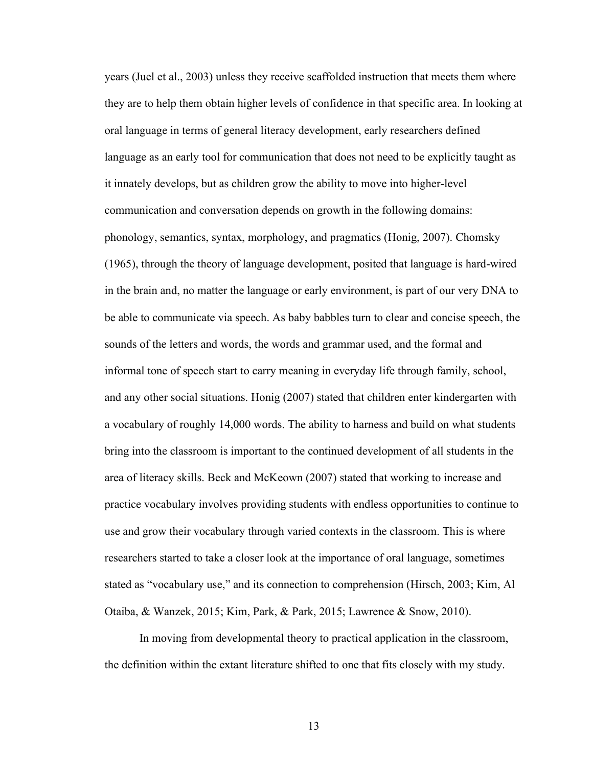years (Juel et al., 2003) unless they receive scaffolded instruction that meets them where they are to help them obtain higher levels of confidence in that specific area. In looking at oral language in terms of general literacy development, early researchers defined language as an early tool for communication that does not need to be explicitly taught as it innately develops, but as children grow the ability to move into higher-level communication and conversation depends on growth in the following domains: phonology, semantics, syntax, morphology, and pragmatics (Honig, 2007). Chomsky (1965), through the theory of language development, posited that language is hard-wired in the brain and, no matter the language or early environment, is part of our very DNA to be able to communicate via speech. As baby babbles turn to clear and concise speech, the sounds of the letters and words, the words and grammar used, and the formal and informal tone of speech start to carry meaning in everyday life through family, school, and any other social situations. Honig (2007) stated that children enter kindergarten with a vocabulary of roughly 14,000 words. The ability to harness and build on what students bring into the classroom is important to the continued development of all students in the area of literacy skills. Beck and McKeown (2007) stated that working to increase and practice vocabulary involves providing students with endless opportunities to continue to use and grow their vocabulary through varied contexts in the classroom. This is where researchers started to take a closer look at the importance of oral language, sometimes stated as "vocabulary use," and its connection to comprehension (Hirsch, 2003; Kim, Al Otaiba, & Wanzek, 2015; Kim, Park, & Park, 2015; Lawrence & Snow, 2010).

In moving from developmental theory to practical application in the classroom, the definition within the extant literature shifted to one that fits closely with my study.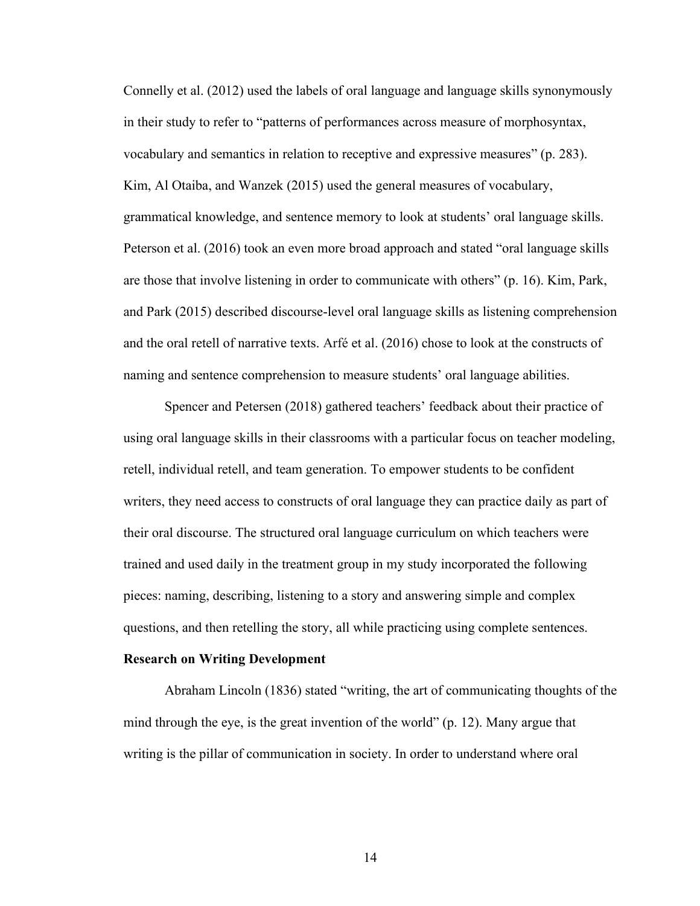Connelly et al. (2012) used the labels of oral language and language skills synonymously in their study to refer to "patterns of performances across measure of morphosyntax, vocabulary and semantics in relation to receptive and expressive measures" (p. 283). Kim, Al Otaiba, and Wanzek (2015) used the general measures of vocabulary, grammatical knowledge, and sentence memory to look at students' oral language skills. Peterson et al. (2016) took an even more broad approach and stated "oral language skills are those that involve listening in order to communicate with others" (p. 16). Kim, Park, and Park (2015) described discourse-level oral language skills as listening comprehension and the oral retell of narrative texts. Arfé et al. (2016) chose to look at the constructs of naming and sentence comprehension to measure students' oral language abilities.

Spencer and Petersen (2018) gathered teachers' feedback about their practice of using oral language skills in their classrooms with a particular focus on teacher modeling, retell, individual retell, and team generation. To empower students to be confident writers, they need access to constructs of oral language they can practice daily as part of their oral discourse. The structured oral language curriculum on which teachers were trained and used daily in the treatment group in my study incorporated the following pieces: naming, describing, listening to a story and answering simple and complex questions, and then retelling the story, all while practicing using complete sentences.

**Research on Writing Development**

Abraham Lincoln (1836) stated "writing, the art of communicating thoughts of the mind through the eye, is the great invention of the world" (p. 12). Many argue that writing is the pillar of communication in society. In order to understand where oral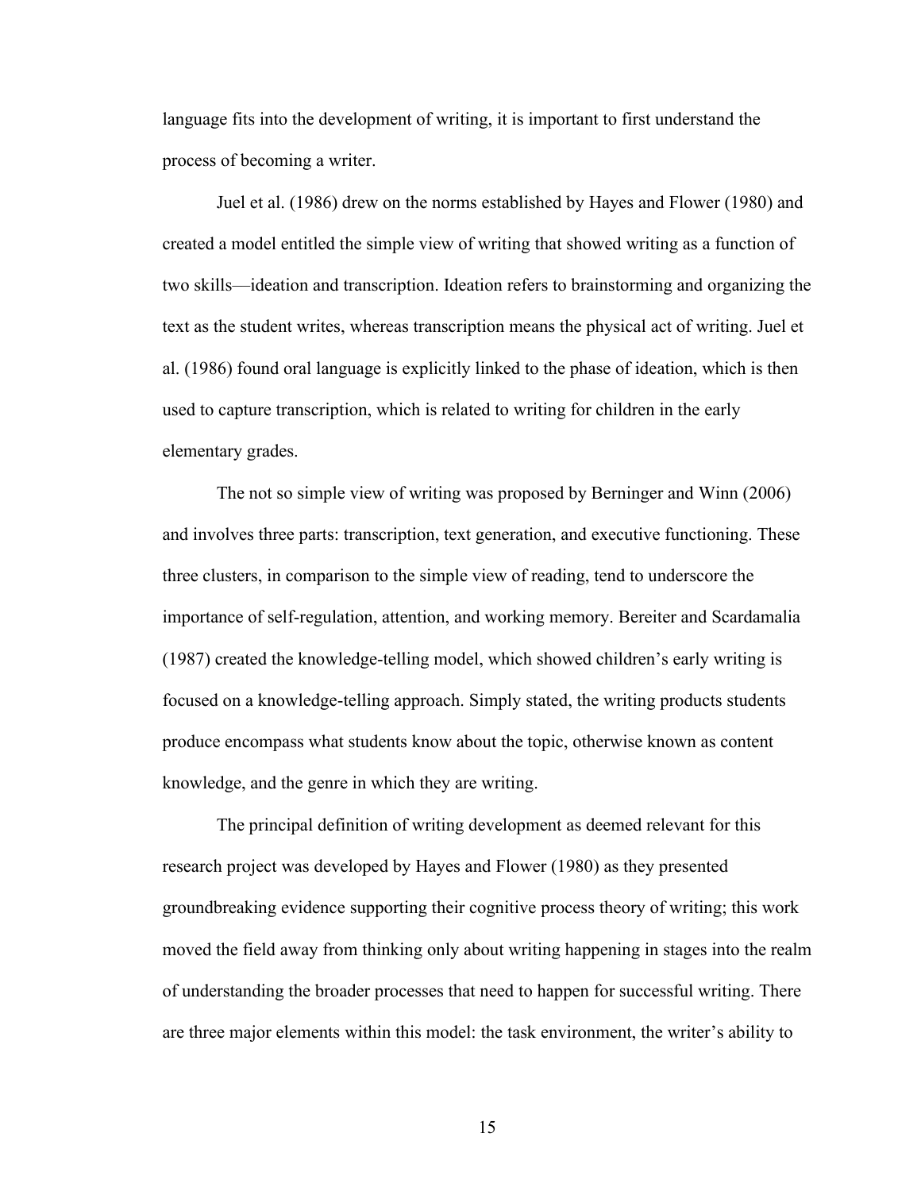language fits into the development of writing, it is important to first understand the process of becoming a writer.

Juel et al. (1986) drew on the norms established by Hayes and Flower (1980) and created a model entitled the simple view of writing that showed writing as a function of two skills—ideation and transcription. Ideation refers to brainstorming and organizing the text as the student writes, whereas transcription means the physical act of writing. Juel et al. (1986) found oral language is explicitly linked to the phase of ideation, which is then used to capture transcription, which is related to writing for children in the early elementary grades.

The not so simple view of writing was proposed by Berninger and Winn (2006) and involves three parts: transcription, text generation, and executive functioning. These three clusters, in comparison to the simple view of reading, tend to underscore the importance of self-regulation, attention, and working memory. Bereiter and Scardamalia (1987) created the knowledge-telling model, which showed children's early writing is focused on a knowledge-telling approach. Simply stated, the writing products students produce encompass what students know about the topic, otherwise known as content knowledge, and the genre in which they are writing.

The principal definition of writing development as deemed relevant for this research project was developed by Hayes and Flower (1980) as they presented groundbreaking evidence supporting their cognitive process theory of writing; this work moved the field away from thinking only about writing happening in stages into the realm of understanding the broader processes that need to happen for successful writing. There are three major elements within this model: the task environment, the writer's ability to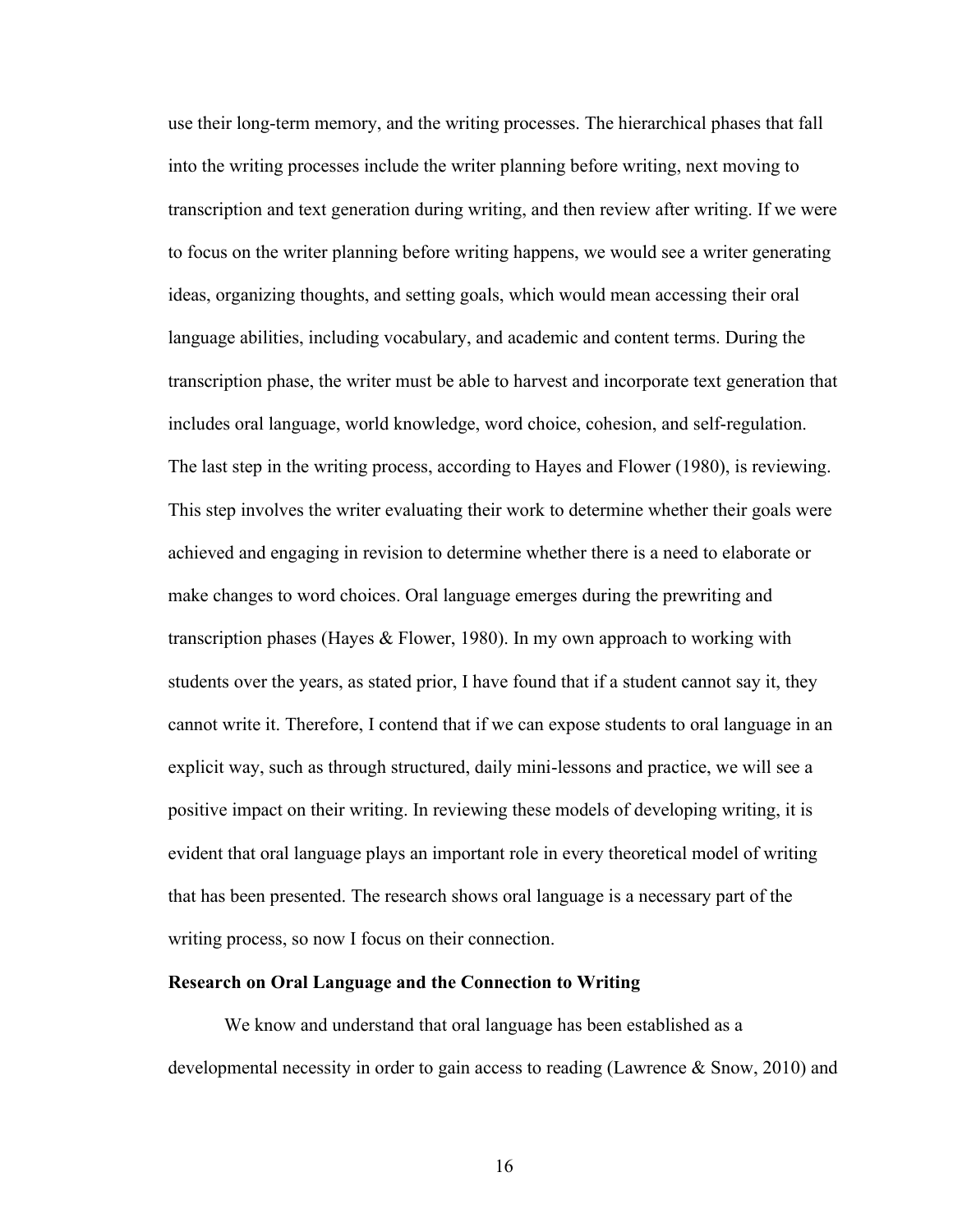use their long-term memory, and the writing processes. The hierarchical phases that fall into the writing processes include the writer planning before writing, next moving to transcription and text generation during writing, and then review after writing. If we were to focus on the writer planning before writing happens, we would see a writer generating ideas, organizing thoughts, and setting goals, which would mean accessing their oral language abilities, including vocabulary, and academic and content terms. During the transcription phase, the writer must be able to harvest and incorporate text generation that includes oral language, world knowledge, word choice, cohesion, and self-regulation. The last step in the writing process, according to Hayes and Flower (1980), is reviewing. This step involves the writer evaluating their work to determine whether their goals were achieved and engaging in revision to determine whether there is a need to elaborate or make changes to word choices. Oral language emerges during the prewriting and transcription phases (Hayes & Flower, 1980). In my own approach to working with students over the years, as stated prior, I have found that if a student cannot say it, they cannot write it. Therefore, I contend that if we can expose students to oral language in an explicit way, such as through structured, daily mini-lessons and practice, we will see a positive impact on their writing. In reviewing these models of developing writing, it is evident that oral language plays an important role in every theoretical model of writing that has been presented. The research shows oral language is a necessary part of the writing process, so now I focus on their connection.

**Research on Oral Language and the Connection to Writing**

We know and understand that oral language has been established as a developmental necessity in order to gain access to reading (Lawrence & Snow, 2010) and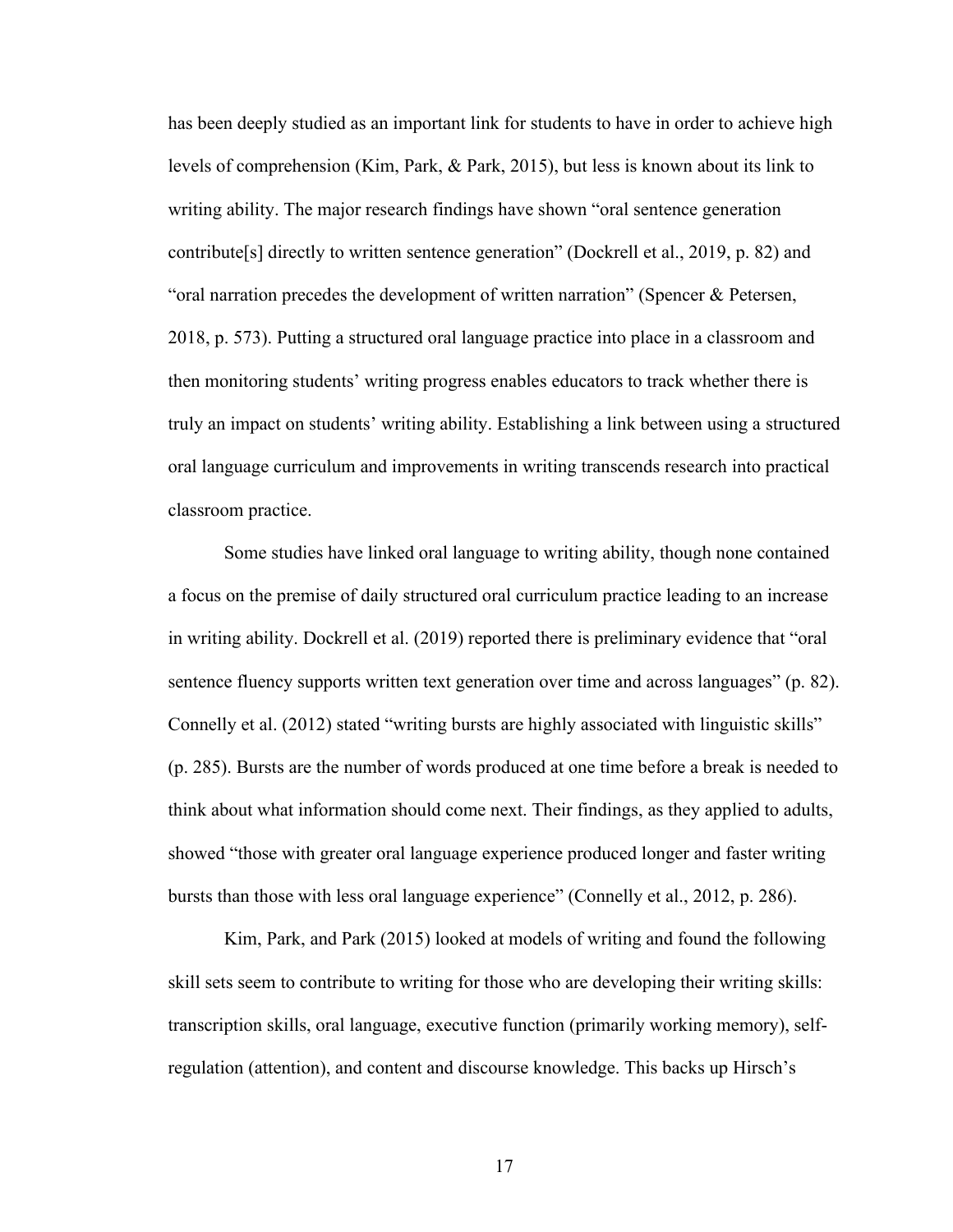has been deeply studied as an important link for students to have in order to achieve high levels of comprehension (Kim, Park, & Park, 2015), but less is known about its link to writing ability. The major research findings have shown "oral sentence generation contribute[s] directly to written sentence generation" (Dockrell et al., 2019, p. 82) and "oral narration precedes the development of written narration" (Spencer & Petersen, 2018, p. 573). Putting a structured oral language practice into place in a classroom and then monitoring students' writing progress enables educators to track whether there is truly an impact on students' writing ability. Establishing a link between using a structured oral language curriculum and improvements in writing transcends research into practical classroom practice.

Some studies have linked oral language to writing ability, though none contained a focus on the premise of daily structured oral curriculum practice leading to an increase in writing ability. Dockrell et al. (2019) reported there is preliminary evidence that "oral sentence fluency supports written text generation over time and across languages" (p. 82). Connelly et al. (2012) stated "writing bursts are highly associated with linguistic skills" (p. 285). Bursts are the number of words produced at one time before a break is needed to think about what information should come next. Their findings, as they applied to adults, showed "those with greater oral language experience produced longer and faster writing bursts than those with less oral language experience" (Connelly et al., 2012, p. 286).

Kim, Park, and Park (2015) looked at models of writing and found the following skill sets seem to contribute to writing for those who are developing their writing skills: transcription skills, oral language, executive function (primarily working memory), self-regulation (attention), and content and discourse knowledge. This backs up Hirsch's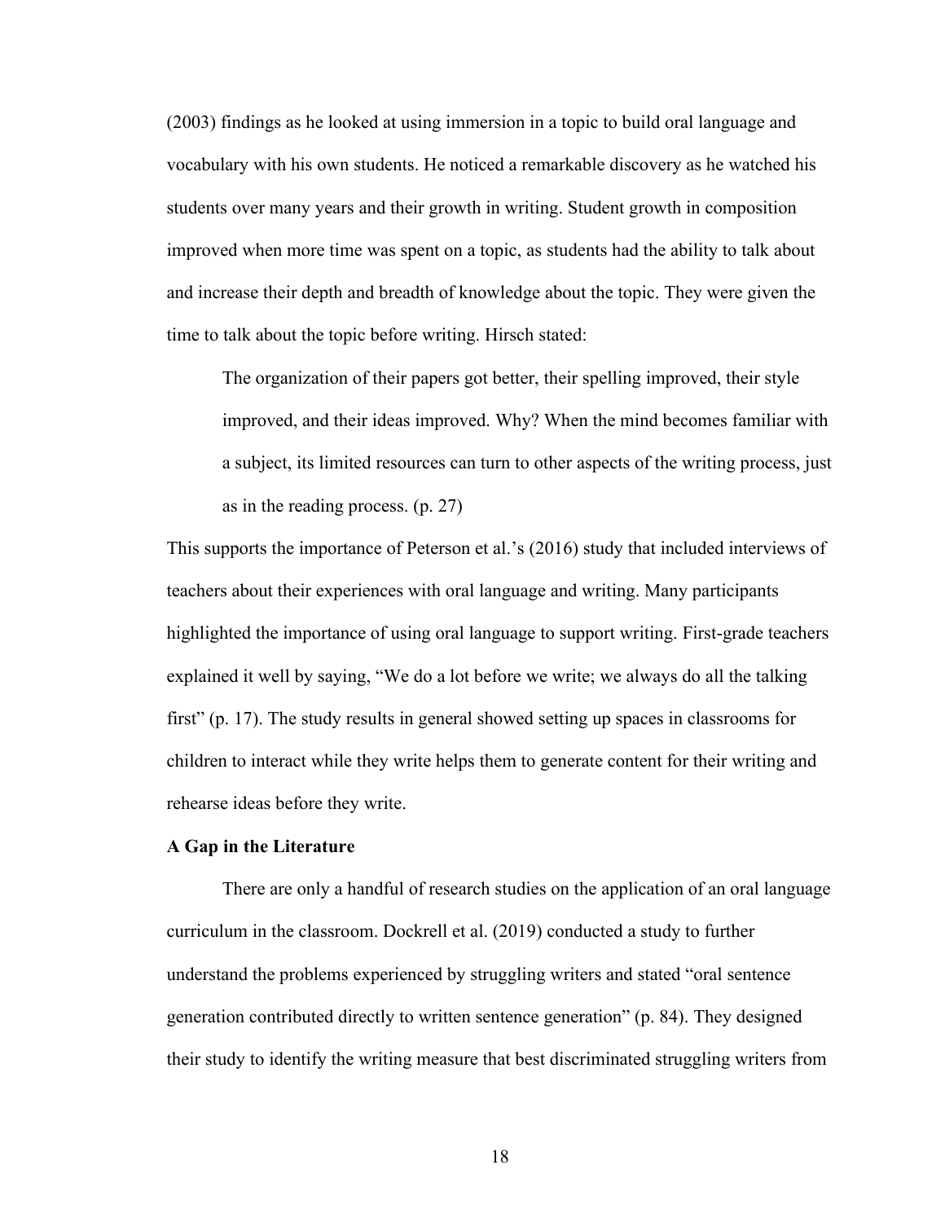(2003) findings as he looked at using immersion in a topic to build oral language and vocabulary with his own students. He noticed a remarkable discovery as he watched his students over many years and their growth in writing. Student growth in composition improved when more time was spent on a topic, as students had the ability to talk about and increase their depth and breadth of knowledge about the topic. They were given the time to talk about the topic before writing. Hirsch stated:

> The organization of their papers got better, their spelling improved, their style improved, and their ideas improved. Why? When the mind becomes familiar with a subject, its limited resources can turn to other aspects of the writing process, just as in the reading process. (p. 27)

This supports the importance of Peterson et al.'s (2016) study that included interviews of teachers about their experiences with oral language and writing. Many participants highlighted the importance of using oral language to support writing. First-grade teachers explained it well by saying, "We do a lot before we write; we always do all the talking first" (p. 17). The study results in general showed setting up spaces in classrooms for children to interact while they write helps them to generate content for their writing and rehearse ideas before they write.

**A Gap in the Literature**

There are only a handful of research studies on the application of an oral language curriculum in the classroom. Dockrell et al. (2019) conducted a study to further understand the problems experienced by struggling writers and stated "oral sentence generation contributed directly to written sentence generation" (p. 84). They designed their study to identify the writing measure that best discriminated struggling writers from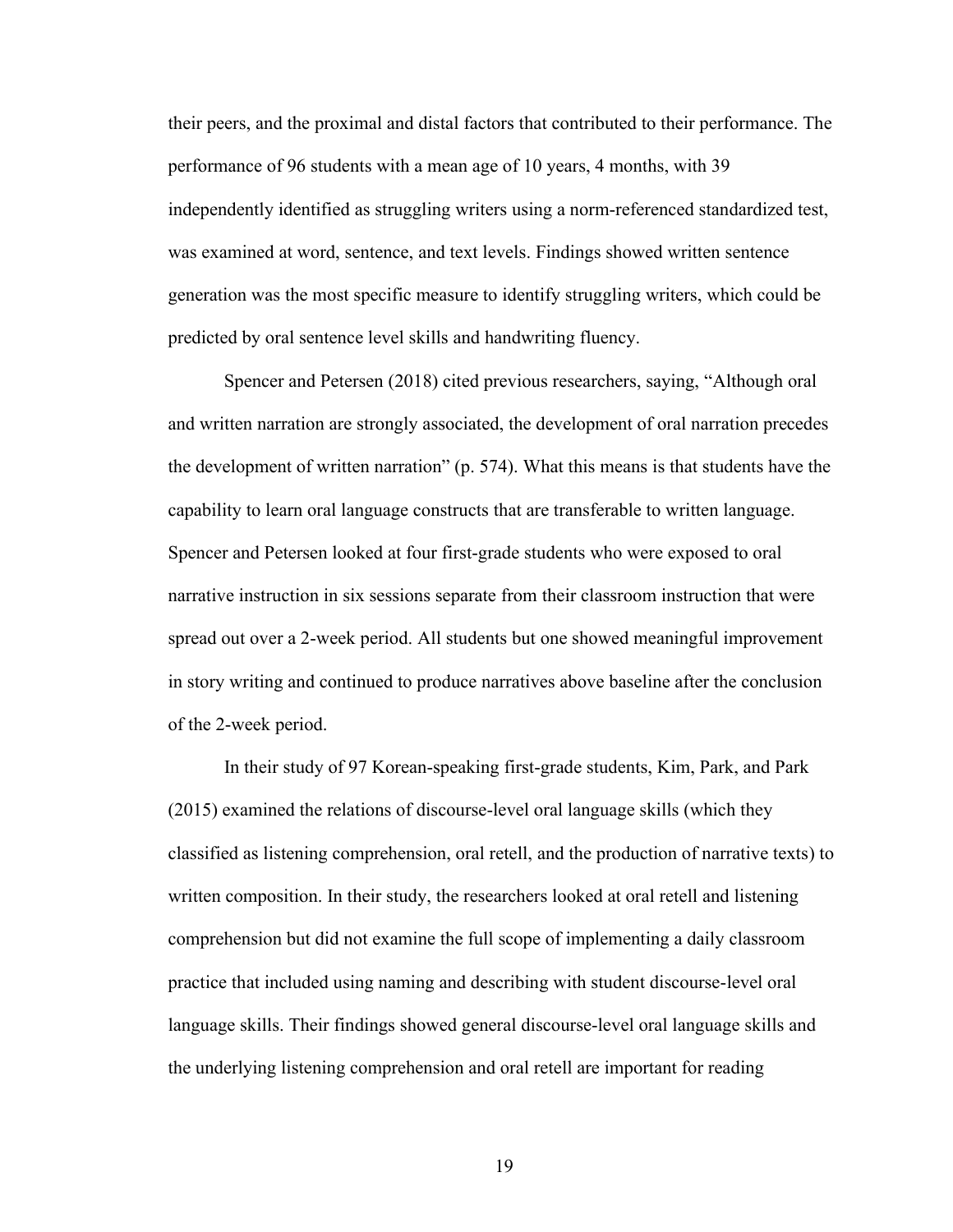their peers, and the proximal and distal factors that contributed to their performance. The performance of 96 students with a mean age of 10 years, 4 months, with 39 independently identified as struggling writers using a norm-referenced standardized test, was examined at word, sentence, and text levels. Findings showed written sentence generation was the most specific measure to identify struggling writers, which could be predicted by oral sentence level skills and handwriting fluency.

Spencer and Petersen (2018) cited previous researchers, saying, "Although oral and written narration are strongly associated, the development of oral narration precedes the development of written narration" (p. 574). What this means is that students have the capability to learn oral language constructs that are transferable to written language. Spencer and Petersen looked at four first-grade students who were exposed to oral narrative instruction in six sessions separate from their classroom instruction that were spread out over a 2-week period. All students but one showed meaningful improvement in story writing and continued to produce narratives above baseline after the conclusion of the 2-week period.

In their study of 97 Korean-speaking first-grade students, Kim, Park, and Park (2015) examined the relations of discourse-level oral language skills (which they classified as listening comprehension, oral retell, and the production of narrative texts) to written composition. In their study, the researchers looked at oral retell and listening comprehension but did not examine the full scope of implementing a daily classroom practice that included using naming and describing with student discourse-level oral language skills. Their findings showed general discourse-level oral language skills and the underlying listening comprehension and oral retell are important for reading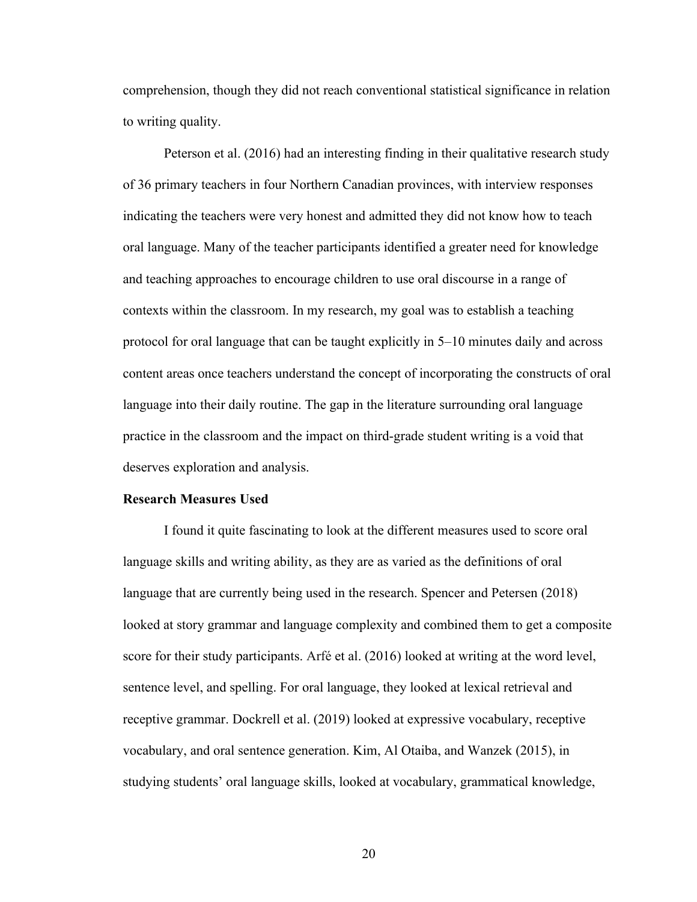comprehension, though they did not reach conventional statistical significance in relation to writing quality.

Peterson et al. (2016) had an interesting finding in their qualitative research study of 36 primary teachers in four Northern Canadian provinces, with interview responses indicating the teachers were very honest and admitted they did not know how to teach oral language. Many of the teacher participants identified a greater need for knowledge and teaching approaches to encourage children to use oral discourse in a range of contexts within the classroom. In my research, my goal was to establish a teaching protocol for oral language that can be taught explicitly in 5–10 minutes daily and across content areas once teachers understand the concept of incorporating the constructs of oral language into their daily routine. The gap in the literature surrounding oral language practice in the classroom and the impact on third-grade student writing is a void that deserves exploration and analysis.

**Research Measures Used**

I found it quite fascinating to look at the different measures used to score oral language skills and writing ability, as they are as varied as the definitions of oral language that are currently being used in the research. Spencer and Petersen (2018) looked at story grammar and language complexity and combined them to get a composite score for their study participants. Arfé et al. (2016) looked at writing at the word level, sentence level, and spelling. For oral language, they looked at lexical retrieval and receptive grammar. Dockrell et al. (2019) looked at expressive vocabulary, receptive vocabulary, and oral sentence generation. Kim, Al Otaiba, and Wanzek (2015), in studying students' oral language skills, looked at vocabulary, grammatical knowledge,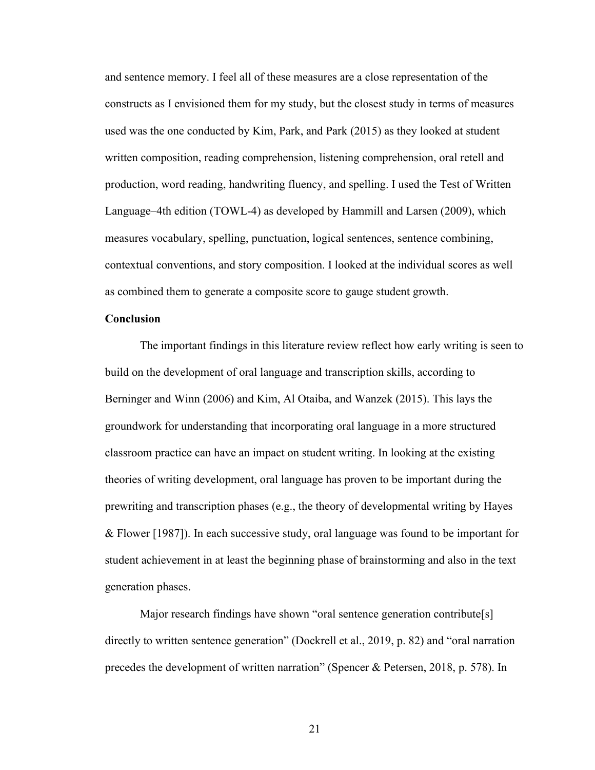and sentence memory. I feel all of these measures are a close representation of the constructs as I envisioned them for my study, but the closest study in terms of measures used was the one conducted by Kim, Park, and Park (2015) as they looked at student written composition, reading comprehension, listening comprehension, oral retell and production, word reading, handwriting fluency, and spelling. I used the Test of Written Language–4th edition (TOWL-4) as developed by Hammill and Larsen (2009), which measures vocabulary, spelling, punctuation, logical sentences, sentence combining, contextual conventions, and story composition. I looked at the individual scores as well as combined them to generate a composite score to gauge student growth.

**Conclusion**

The important findings in this literature review reflect how early writing is seen to build on the development of oral language and transcription skills, according to Berninger and Winn (2006) and Kim, Al Otaiba, and Wanzek (2015). This lays the groundwork for understanding that incorporating oral language in a more structured classroom practice can have an impact on student writing. In looking at the existing theories of writing development, oral language has proven to be important during the prewriting and transcription phases (e.g., the theory of developmental writing by Hayes & Flower [1987]). In each successive study, oral language was found to be important for student achievement in at least the beginning phase of brainstorming and also in the text generation phases.

Major research findings have shown "oral sentence generation contribute[s] directly to written sentence generation" (Dockrell et al., 2019, p. 82) and "oral narration precedes the development of written narration" (Spencer & Petersen, 2018, p. 578). In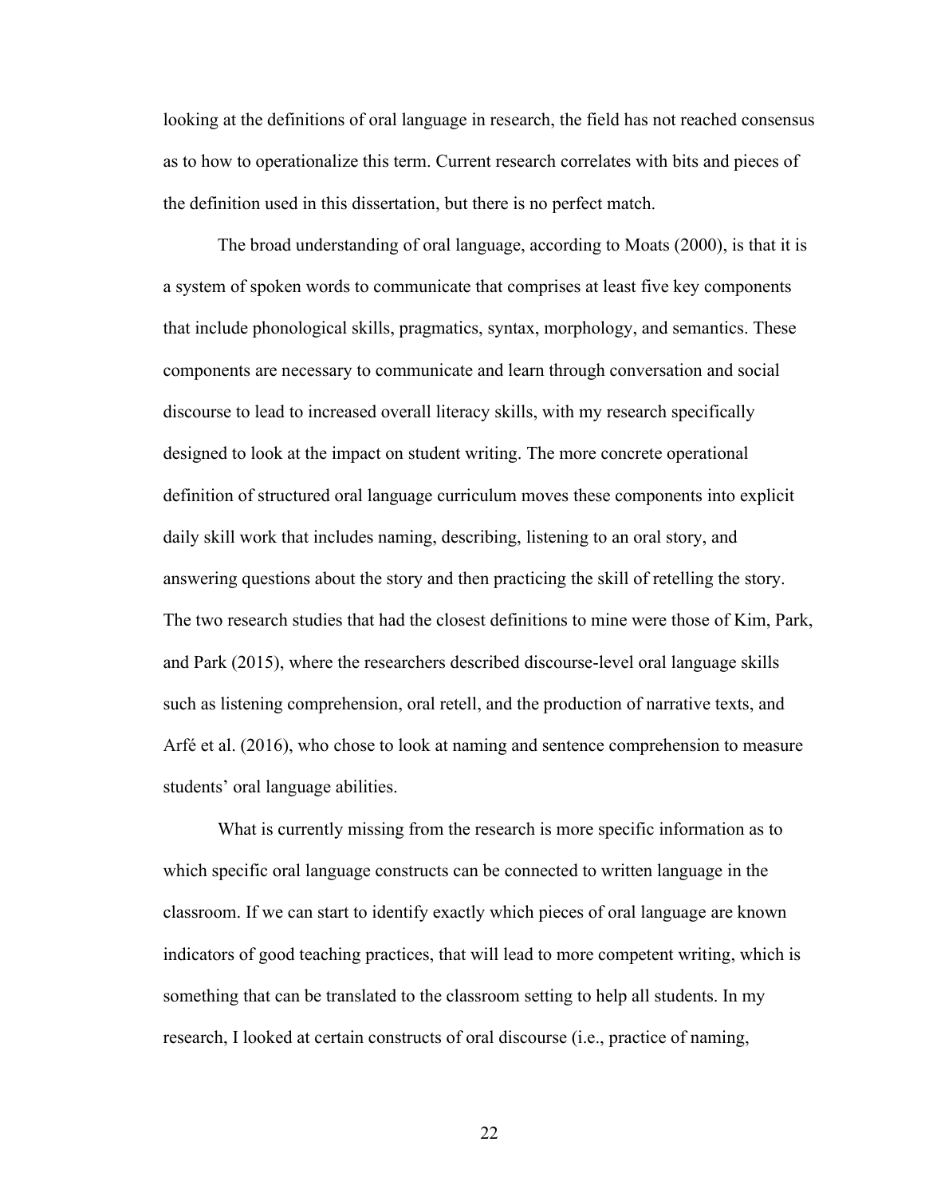looking at the definitions of oral language in research, the field has not reached consensus as to how to operationalize this term. Current research correlates with bits and pieces of the definition used in this dissertation, but there is no perfect match.

The broad understanding of oral language, according to Moats (2000), is that it is a system of spoken words to communicate that comprises at least five key components that include phonological skills, pragmatics, syntax, morphology, and semantics. These components are necessary to communicate and learn through conversation and social discourse to lead to increased overall literacy skills, with my research specifically designed to look at the impact on student writing. The more concrete operational definition of structured oral language curriculum moves these components into explicit daily skill work that includes naming, describing, listening to an oral story, and answering questions about the story and then practicing the skill of retelling the story. The two research studies that had the closest definitions to mine were those of Kim, Park, and Park (2015), where the researchers described discourse-level oral language skills such as listening comprehension, oral retell, and the production of narrative texts, and Arfé et al. (2016), who chose to look at naming and sentence comprehension to measure students' oral language abilities.

What is currently missing from the research is more specific information as to which specific oral language constructs can be connected to written language in the classroom. If we can start to identify exactly which pieces of oral language are known indicators of good teaching practices, that will lead to more competent writing, which is something that can be translated to the classroom setting to help all students. In my research, I looked at certain constructs of oral discourse (i.e., practice of naming,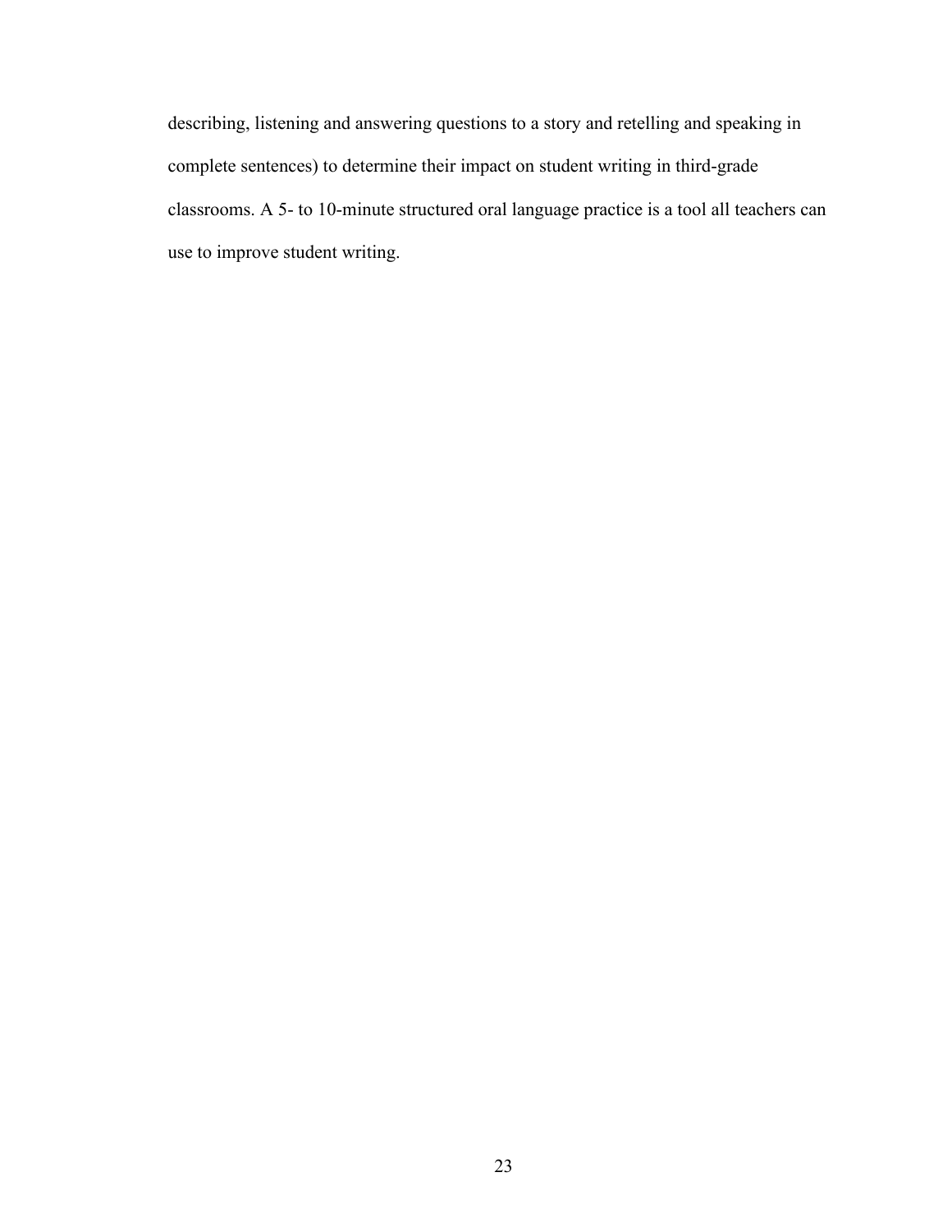describing, listening and answering questions to a story and retelling and speaking in complete sentences) to determine their impact on student writing in third-grade classrooms. A 5- to 10-minute structured oral language practice is a tool all teachers can use to improve student writing.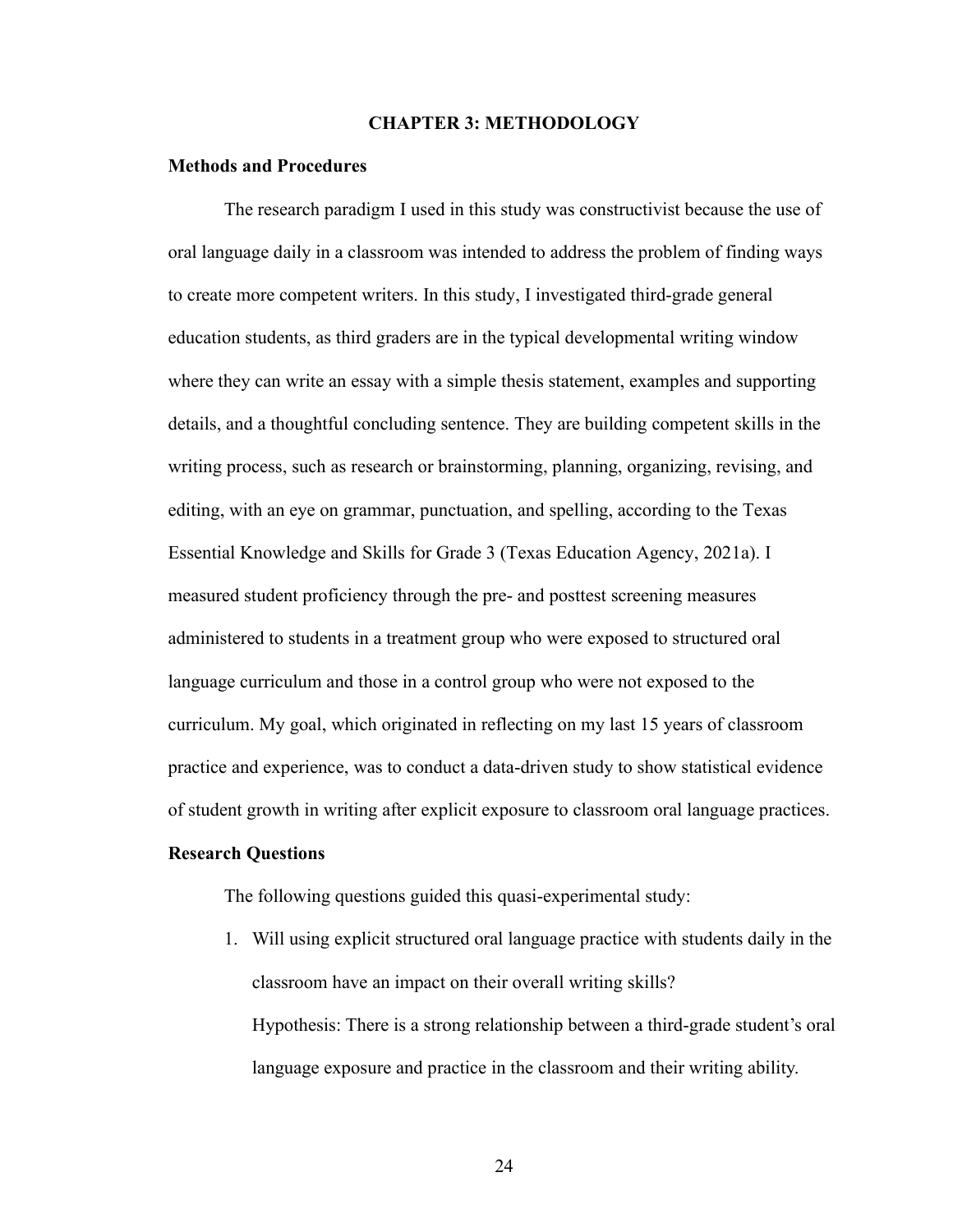# CHAPTER 3: METHODOLOGY

## Methods and Procedures

The research paradigm I used in this study was constructivist because the use of oral language daily in a classroom was intended to address the problem of finding ways to create more competent writers. In this study, I investigated third-grade general education students, as third graders are in the typical developmental writing window where they can write an essay with a simple thesis statement, examples and supporting details, and a thoughtful concluding sentence. They are building competent skills in the writing process, such as research or brainstorming, planning, organizing, revising, and editing, with an eye on grammar, punctuation, and spelling, according to the Texas Essential Knowledge and Skills for Grade 3 (Texas Education Agency, 2021a). I measured student proficiency through the pre- and posttest screening measures administered to students in a treatment group who were exposed to structured oral language curriculum and those in a control group who were not exposed to the curriculum. My goal, which originated in reflecting on my last 15 years of classroom practice and experience, was to conduct a data-driven study to show statistical evidence of student growth in writing after explicit exposure to classroom oral language practices.

## Research Questions

The following questions guided this quasi-experimental study:

1. Will using explicit structured oral language practice with students daily in the classroom have an impact on their overall writing skills?

   Hypothesis: There is a strong relationship between a third-grade student's oral language exposure and practice in the classroom and their writing ability.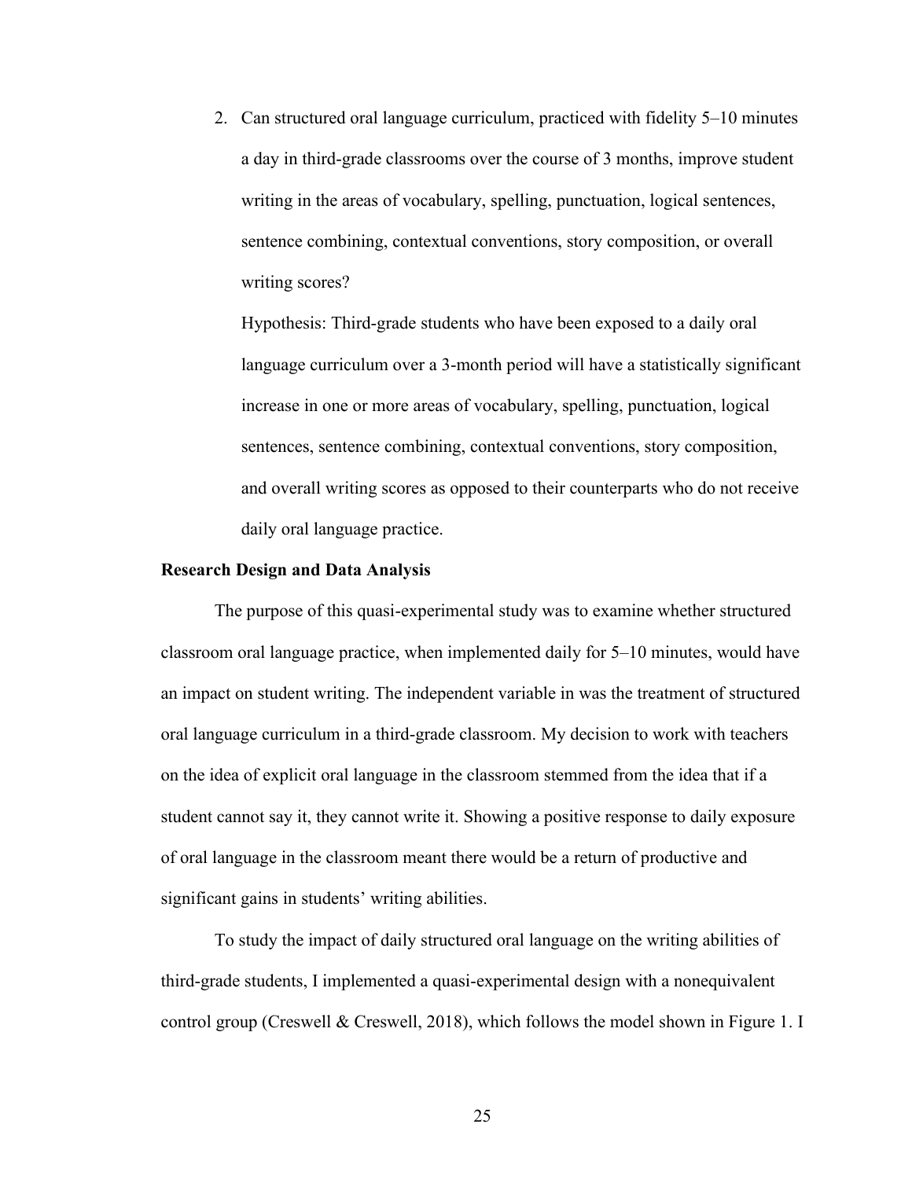2. Can structured oral language curriculum, practiced with fidelity 5–10 minutes a day in third-grade classrooms over the course of 3 months, improve student writing in the areas of vocabulary, spelling, punctuation, logical sentences, sentence combining, contextual conventions, story composition, or overall writing scores?

   Hypothesis: Third-grade students who have been exposed to a daily oral language curriculum over a 3-month period will have a statistically significant increase in one or more areas of vocabulary, spelling, punctuation, logical sentences, sentence combining, contextual conventions, story composition, and overall writing scores as opposed to their counterparts who do not receive daily oral language practice.

**Research Design and Data Analysis**

The purpose of this quasi-experimental study was to examine whether structured classroom oral language practice, when implemented daily for 5–10 minutes, would have an impact on student writing. The independent variable in was the treatment of structured oral language curriculum in a third-grade classroom. My decision to work with teachers on the idea of explicit oral language in the classroom stemmed from the idea that if a student cannot say it, they cannot write it. Showing a positive response to daily exposure of oral language in the classroom meant there would be a return of productive and significant gains in students' writing abilities.

To study the impact of daily structured oral language on the writing abilities of third-grade students, I implemented a quasi-experimental design with a nonequivalent control group (Creswell & Creswell, 2018), which follows the model shown in Figure 1. I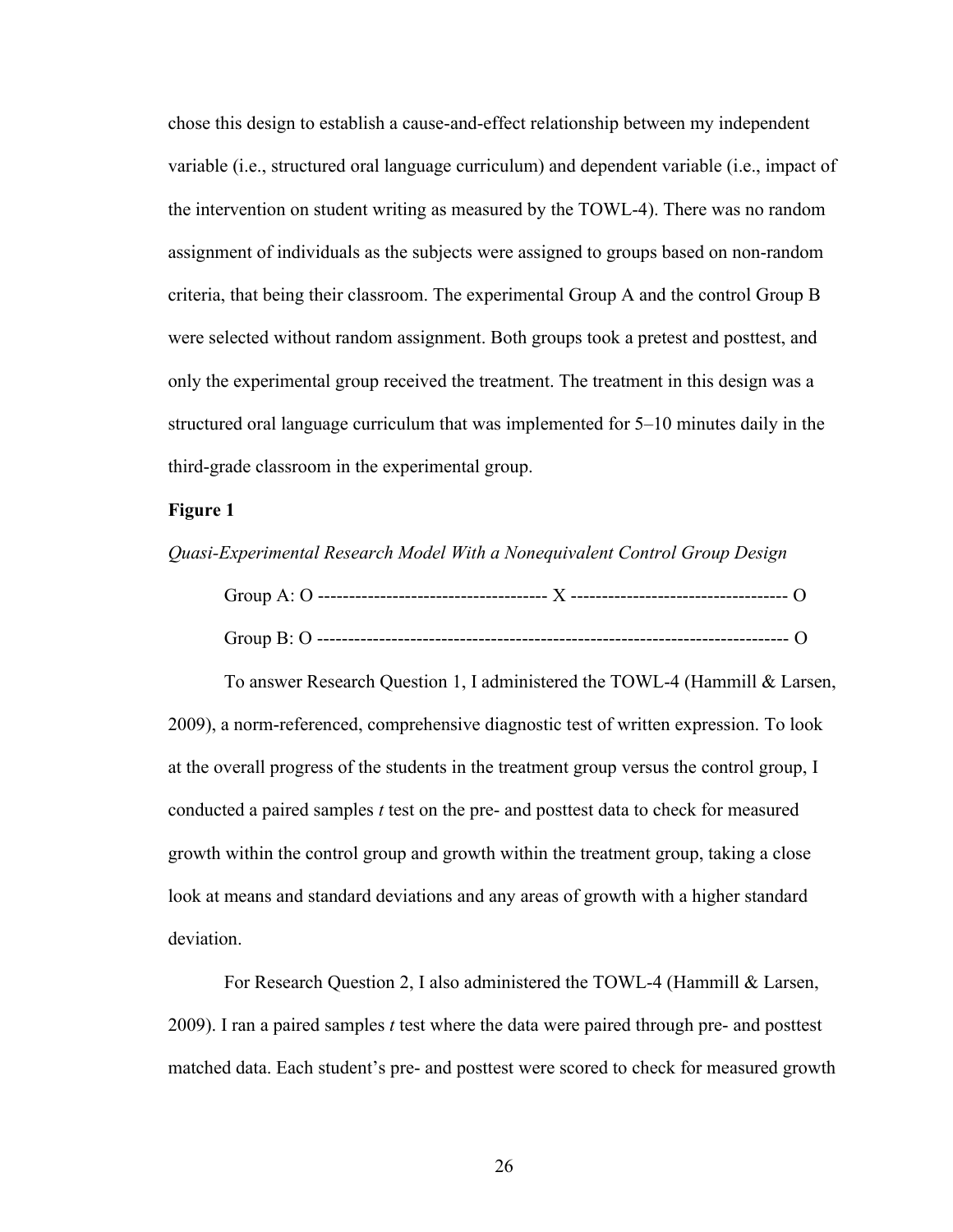chose this design to establish a cause-and-effect relationship between my independent variable (i.e., structured oral language curriculum) and dependent variable (i.e., impact of the intervention on student writing as measured by the TOWL-4). There was no random assignment of individuals as the subjects were assigned to groups based on non-random criteria, that being their classroom. The experimental Group A and the control Group B were selected without random assignment. Both groups took a pretest and posttest, and only the experimental group received the treatment. The treatment in this design was a structured oral language curriculum that was implemented for 5–10 minutes daily in the third-grade classroom in the experimental group.

**Figure 1**

*Quasi-Experimental Research Model With a Nonequivalent Control Group Design*

Group A: O ------------------------------------ X ---------------------------------- O

Group B: O -------------------------------------------------------------------------- O

To answer Research Question 1, I administered the TOWL-4 (Hammill & Larsen, 2009), a norm-referenced, comprehensive diagnostic test of written expression. To look at the overall progress of the students in the treatment group versus the control group, I conducted a paired samples *t* test on the pre- and posttest data to check for measured growth within the control group and growth within the treatment group, taking a close look at means and standard deviations and any areas of growth with a higher standard deviation.

For Research Question 2, I also administered the TOWL-4 (Hammill & Larsen, 2009). I ran a paired samples *t* test where the data were paired through pre- and posttest matched data. Each student's pre- and posttest were scored to check for measured growth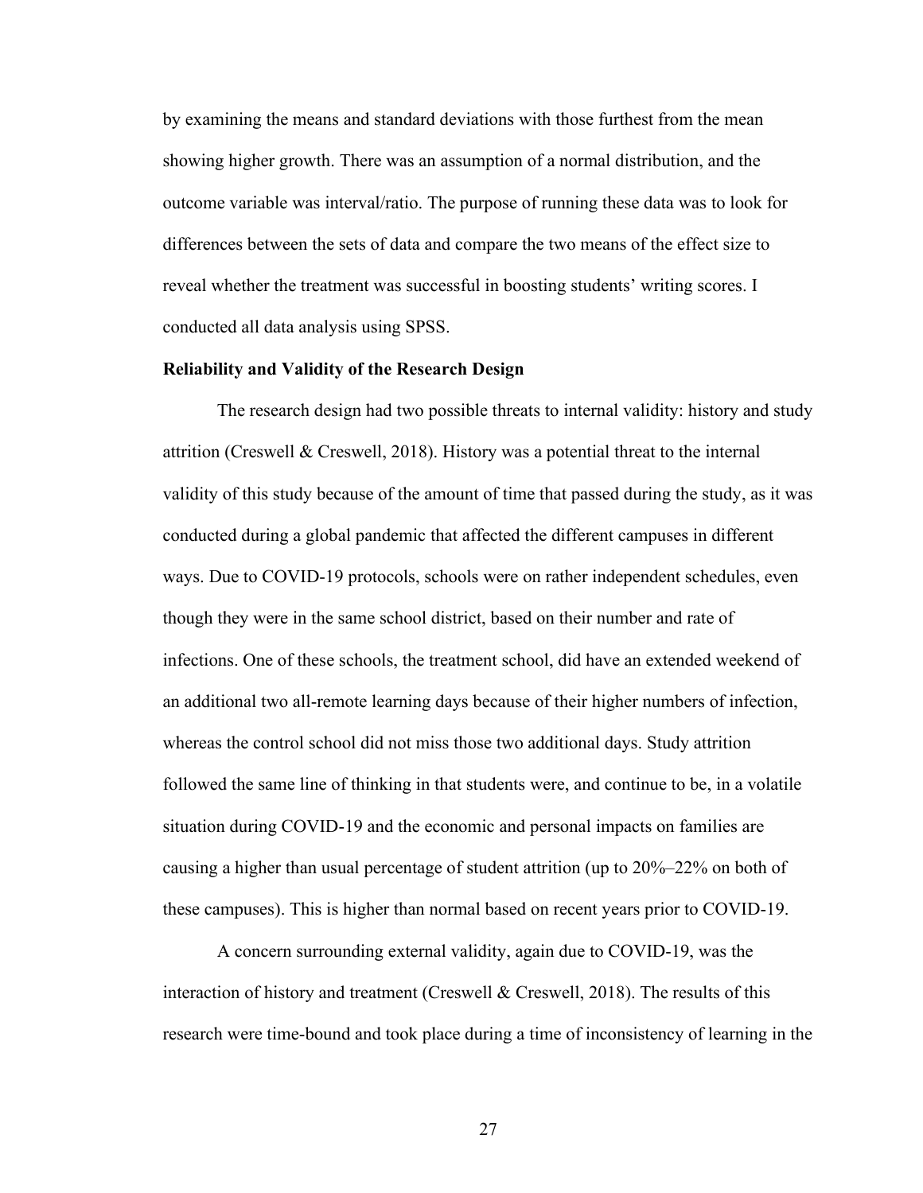by examining the means and standard deviations with those furthest from the mean showing higher growth. There was an assumption of a normal distribution, and the outcome variable was interval/ratio. The purpose of running these data was to look for differences between the sets of data and compare the two means of the effect size to reveal whether the treatment was successful in boosting students' writing scores. I conducted all data analysis using SPSS.

**Reliability and Validity of the Research Design**

The research design had two possible threats to internal validity: history and study attrition (Creswell & Creswell, 2018). History was a potential threat to the internal validity of this study because of the amount of time that passed during the study, as it was conducted during a global pandemic that affected the different campuses in different ways. Due to COVID-19 protocols, schools were on rather independent schedules, even though they were in the same school district, based on their number and rate of infections. One of these schools, the treatment school, did have an extended weekend of an additional two all-remote learning days because of their higher numbers of infection, whereas the control school did not miss those two additional days. Study attrition followed the same line of thinking in that students were, and continue to be, in a volatile situation during COVID-19 and the economic and personal impacts on families are causing a higher than usual percentage of student attrition (up to 20%–22% on both of these campuses). This is higher than normal based on recent years prior to COVID-19.

A concern surrounding external validity, again due to COVID-19, was the interaction of history and treatment (Creswell & Creswell, 2018). The results of this research were time-bound and took place during a time of inconsistency of learning in the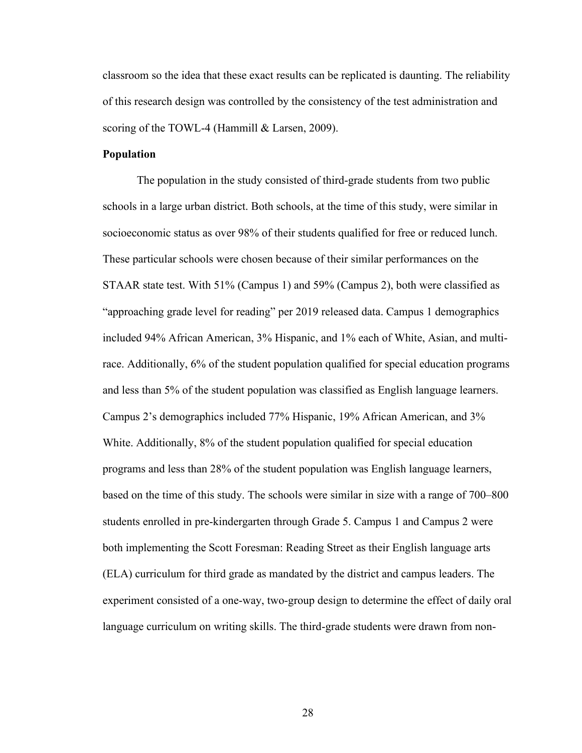classroom so the idea that these exact results can be replicated is daunting. The reliability of this research design was controlled by the consistency of the test administration and scoring of the TOWL-4 (Hammill & Larsen, 2009).

**Population**

The population in the study consisted of third-grade students from two public schools in a large urban district. Both schools, at the time of this study, were similar in socioeconomic status as over 98% of their students qualified for free or reduced lunch. These particular schools were chosen because of their similar performances on the STAAR state test. With 51% (Campus 1) and 59% (Campus 2), both were classified as "approaching grade level for reading" per 2019 released data. Campus 1 demographics included 94% African American, 3% Hispanic, and 1% each of White, Asian, and multi-race. Additionally, 6% of the student population qualified for special education programs and less than 5% of the student population was classified as English language learners. Campus 2's demographics included 77% Hispanic, 19% African American, and 3% White. Additionally, 8% of the student population qualified for special education programs and less than 28% of the student population was English language learners, based on the time of this study. The schools were similar in size with a range of 700–800 students enrolled in pre-kindergarten through Grade 5. Campus 1 and Campus 2 were both implementing the Scott Foresman: Reading Street as their English language arts (ELA) curriculum for third grade as mandated by the district and campus leaders. The experiment consisted of a one-way, two-group design to determine the effect of daily oral language curriculum on writing skills. The third-grade students were drawn from non-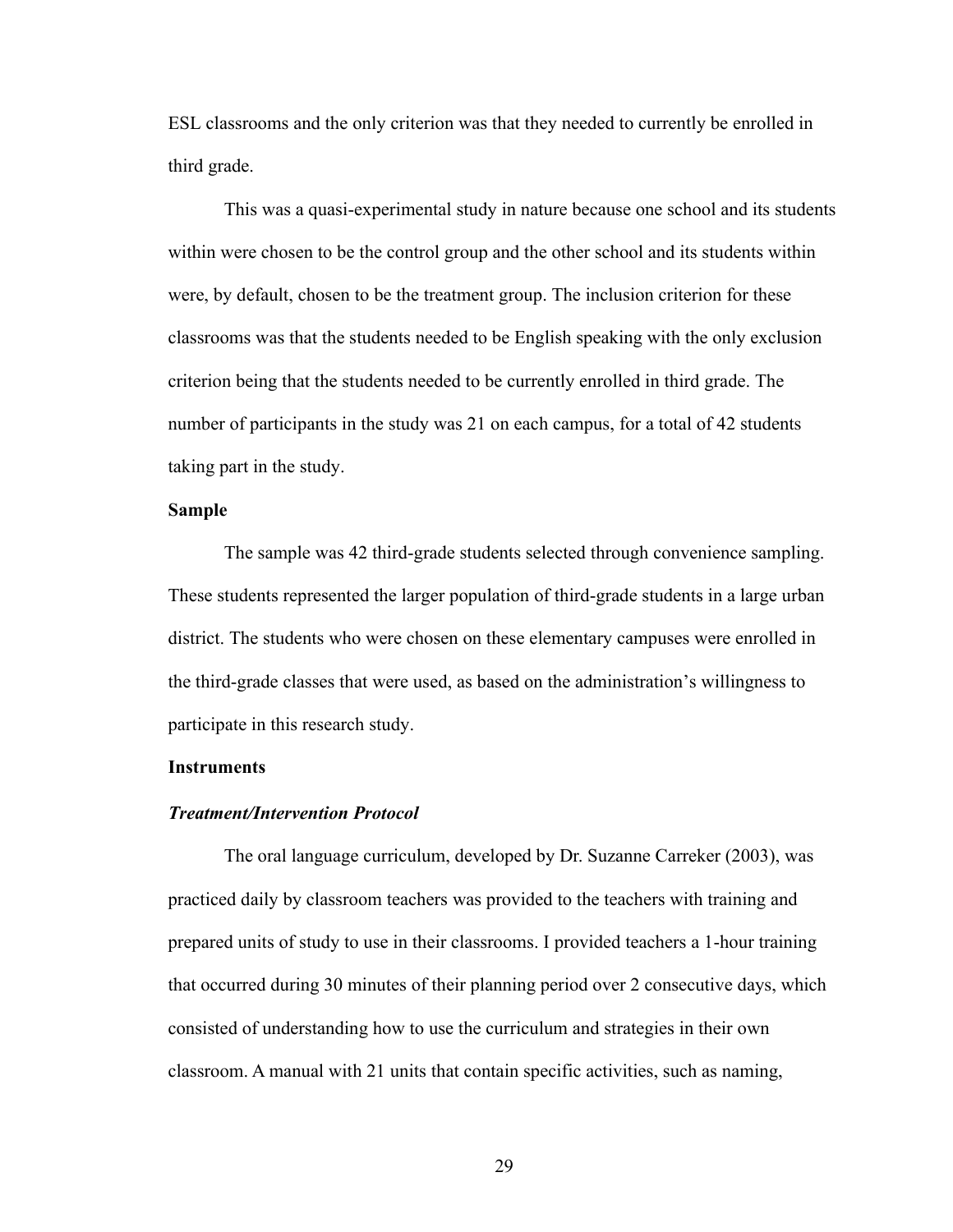ESL classrooms and the only criterion was that they needed to currently be enrolled in third grade.

This was a quasi-experimental study in nature because one school and its students within were chosen to be the control group and the other school and its students within were, by default, chosen to be the treatment group. The inclusion criterion for these classrooms was that the students needed to be English speaking with the only exclusion criterion being that the students needed to be currently enrolled in third grade. The number of participants in the study was 21 on each campus, for a total of 42 students taking part in the study.

## Sample

The sample was 42 third-grade students selected through convenience sampling. These students represented the larger population of third-grade students in a large urban district. The students who were chosen on these elementary campuses were enrolled in the third-grade classes that were used, as based on the administration's willingness to participate in this research study.

## Instruments

### *Treatment/Intervention Protocol*

The oral language curriculum, developed by Dr. Suzanne Carreker (2003), was practiced daily by classroom teachers was provided to the teachers with training and prepared units of study to use in their classrooms. I provided teachers a 1-hour training that occurred during 30 minutes of their planning period over 2 consecutive days, which consisted of understanding how to use the curriculum and strategies in their own classroom. A manual with 21 units that contain specific activities, such as naming,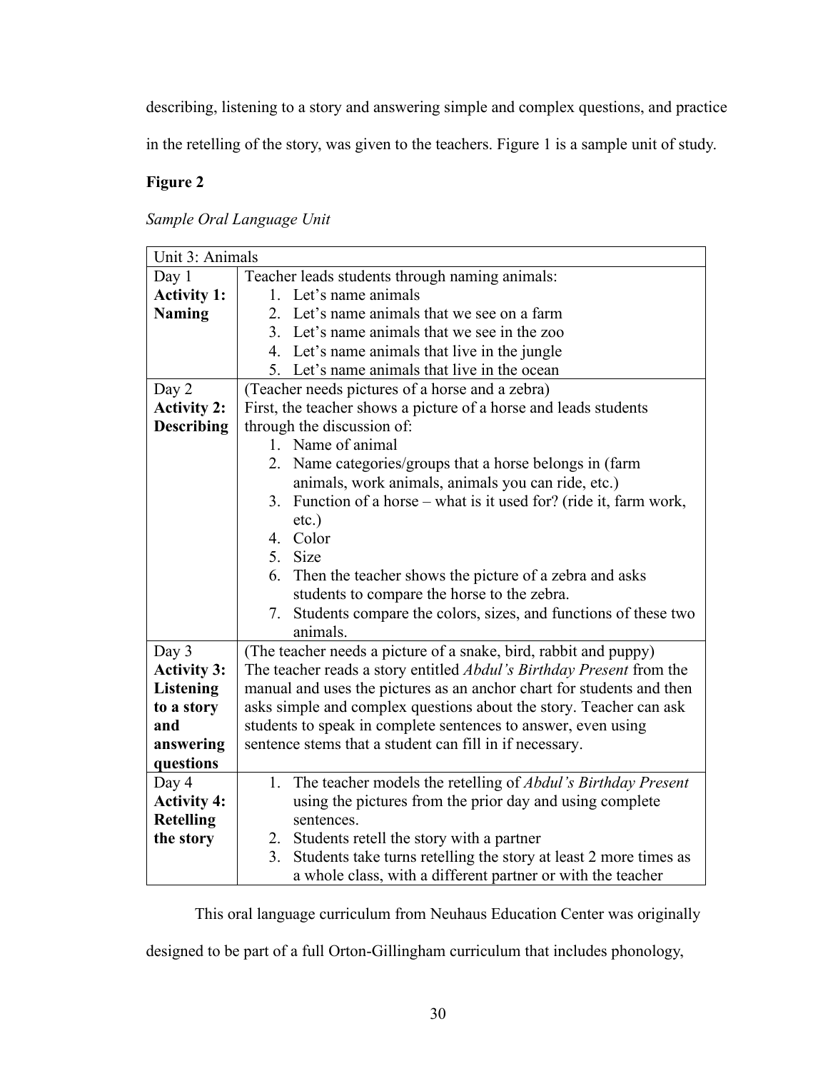describing, listening to a story and answering simple and complex questions, and practice in the retelling of the story, was given to the teachers. Figure 1 is a sample unit of study.

**Figure 2**

*Sample Oral Language Unit*

| Unit 3: Animals | |
|---|---|
| Day 1 **Activity 1: Naming** | Teacher leads students through naming animals: 1. Let's name animals 2. Let's name animals that we see on a farm 3. Let's name animals that we see in the zoo 4. Let's name animals that live in the jungle 5. Let's name animals that live in the ocean |
| Day 2 **Activity 2: Describing** | (Teacher needs pictures of a horse and a zebra) First, the teacher shows a picture of a horse and leads students through the discussion of: 1. Name of animal 2. Name categories/groups that a horse belongs in (farm animals, work animals, animals you can ride, etc.) 3. Function of a horse – what is it used for? (ride it, farm work, etc.) 4. Color 5. Size 6. Then the teacher shows the picture of a zebra and asks students to compare the horse to the zebra. 7. Students compare the colors, sizes, and functions of these two animals. |
| Day 3 **Activity 3: Listening to a story and answering questions** | (The teacher needs a picture of a snake, bird, rabbit and puppy) The teacher reads a story entitled *Abdul's Birthday Present* from the manual and uses the pictures as an anchor chart for students and then asks simple and complex questions about the story. Teacher can ask students to speak in complete sentences to answer, even using sentence stems that a student can fill in if necessary. |
| Day 4 **Activity 4: Retelling the story** | 1. The teacher models the retelling of *Abdul's Birthday Present* using the pictures from the prior day and using complete sentences. 2. Students retell the story with a partner 3. Students take turns retelling the story at least 2 more times as a whole class, with a different partner or with the teacher |

This oral language curriculum from Neuhaus Education Center was originally designed to be part of a full Orton-Gillingham curriculum that includes phonology,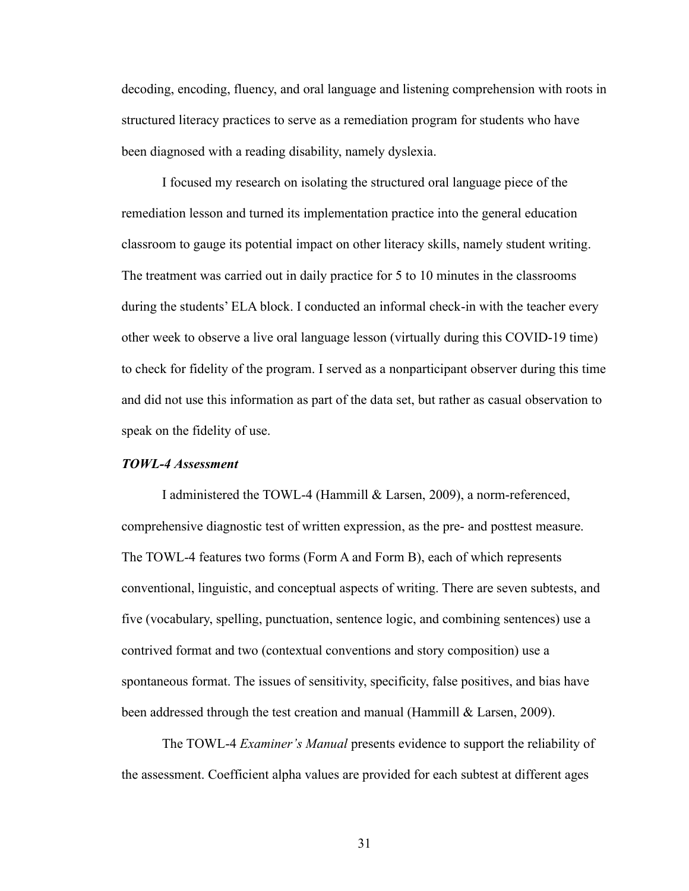decoding, encoding, fluency, and oral language and listening comprehension with roots in structured literacy practices to serve as a remediation program for students who have been diagnosed with a reading disability, namely dyslexia.

I focused my research on isolating the structured oral language piece of the remediation lesson and turned its implementation practice into the general education classroom to gauge its potential impact on other literacy skills, namely student writing. The treatment was carried out in daily practice for 5 to 10 minutes in the classrooms during the students' ELA block. I conducted an informal check-in with the teacher every other week to observe a live oral language lesson (virtually during this COVID-19 time) to check for fidelity of the program. I served as a nonparticipant observer during this time and did not use this information as part of the data set, but rather as casual observation to speak on the fidelity of use.

### *TOWL-4 Assessment*

I administered the TOWL-4 (Hammill & Larsen, 2009), a norm-referenced, comprehensive diagnostic test of written expression, as the pre- and posttest measure. The TOWL-4 features two forms (Form A and Form B), each of which represents conventional, linguistic, and conceptual aspects of writing. There are seven subtests, and five (vocabulary, spelling, punctuation, sentence logic, and combining sentences) use a contrived format and two (contextual conventions and story composition) use a spontaneous format. The issues of sensitivity, specificity, false positives, and bias have been addressed through the test creation and manual (Hammill & Larsen, 2009).

The TOWL-4 *Examiner's Manual* presents evidence to support the reliability of the assessment. Coefficient alpha values are provided for each subtest at different ages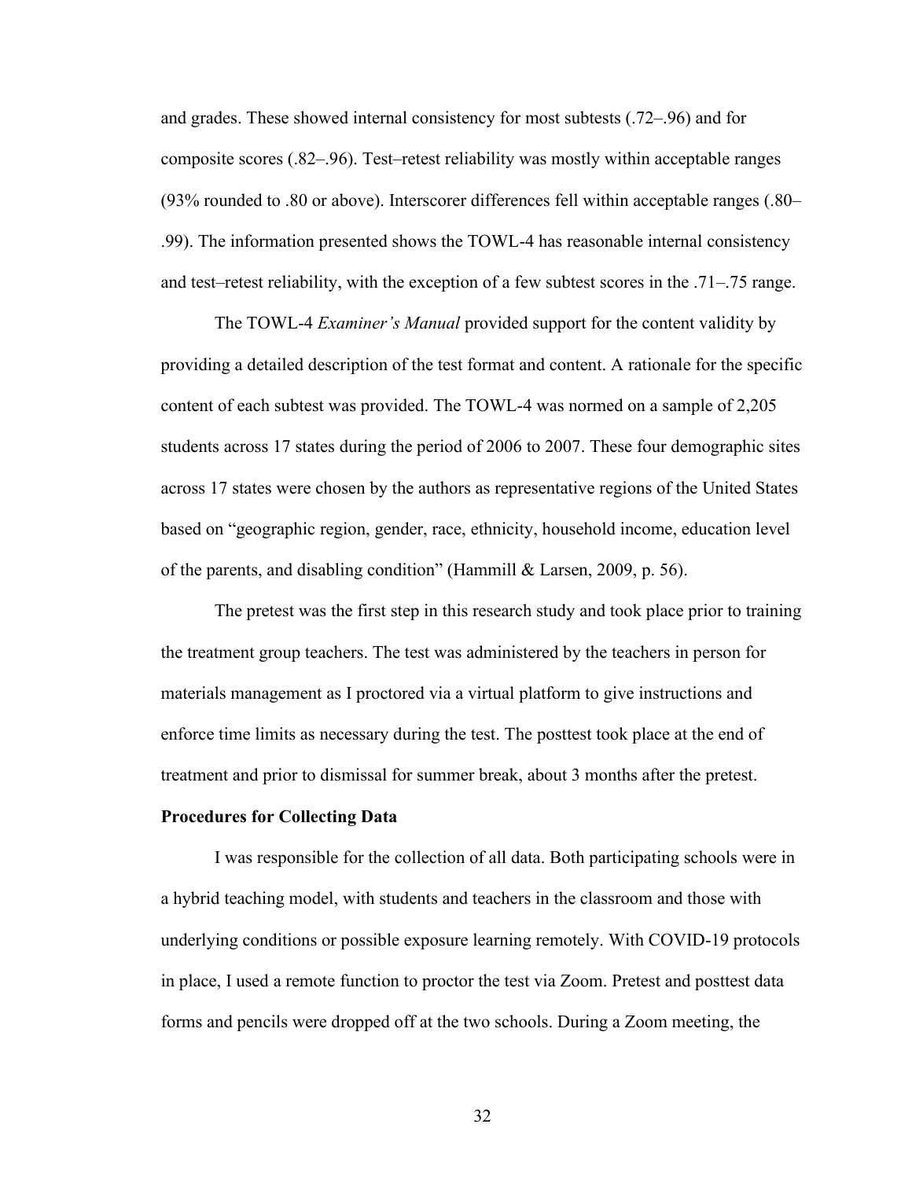and grades. These showed internal consistency for most subtests (.72–.96) and for composite scores (.82–.96). Test–retest reliability was mostly within acceptable ranges (93% rounded to .80 or above). Interscorer differences fell within acceptable ranges (.80–.99). The information presented shows the TOWL-4 has reasonable internal consistency and test–retest reliability, with the exception of a few subtest scores in the .71–.75 range.

The TOWL-4 *Examiner's Manual* provided support for the content validity by providing a detailed description of the test format and content. A rationale for the specific content of each subtest was provided. The TOWL-4 was normed on a sample of 2,205 students across 17 states during the period of 2006 to 2007. These four demographic sites across 17 states were chosen by the authors as representative regions of the United States based on "geographic region, gender, race, ethnicity, household income, education level of the parents, and disabling condition" (Hammill & Larsen, 2009, p. 56).

The pretest was the first step in this research study and took place prior to training the treatment group teachers. The test was administered by the teachers in person for materials management as I proctored via a virtual platform to give instructions and enforce time limits as necessary during the test. The posttest took place at the end of treatment and prior to dismissal for summer break, about 3 months after the pretest.

**Procedures for Collecting Data**

I was responsible for the collection of all data. Both participating schools were in a hybrid teaching model, with students and teachers in the classroom and those with underlying conditions or possible exposure learning remotely. With COVID-19 protocols in place, I used a remote function to proctor the test via Zoom. Pretest and posttest data forms and pencils were dropped off at the two schools. During a Zoom meeting, the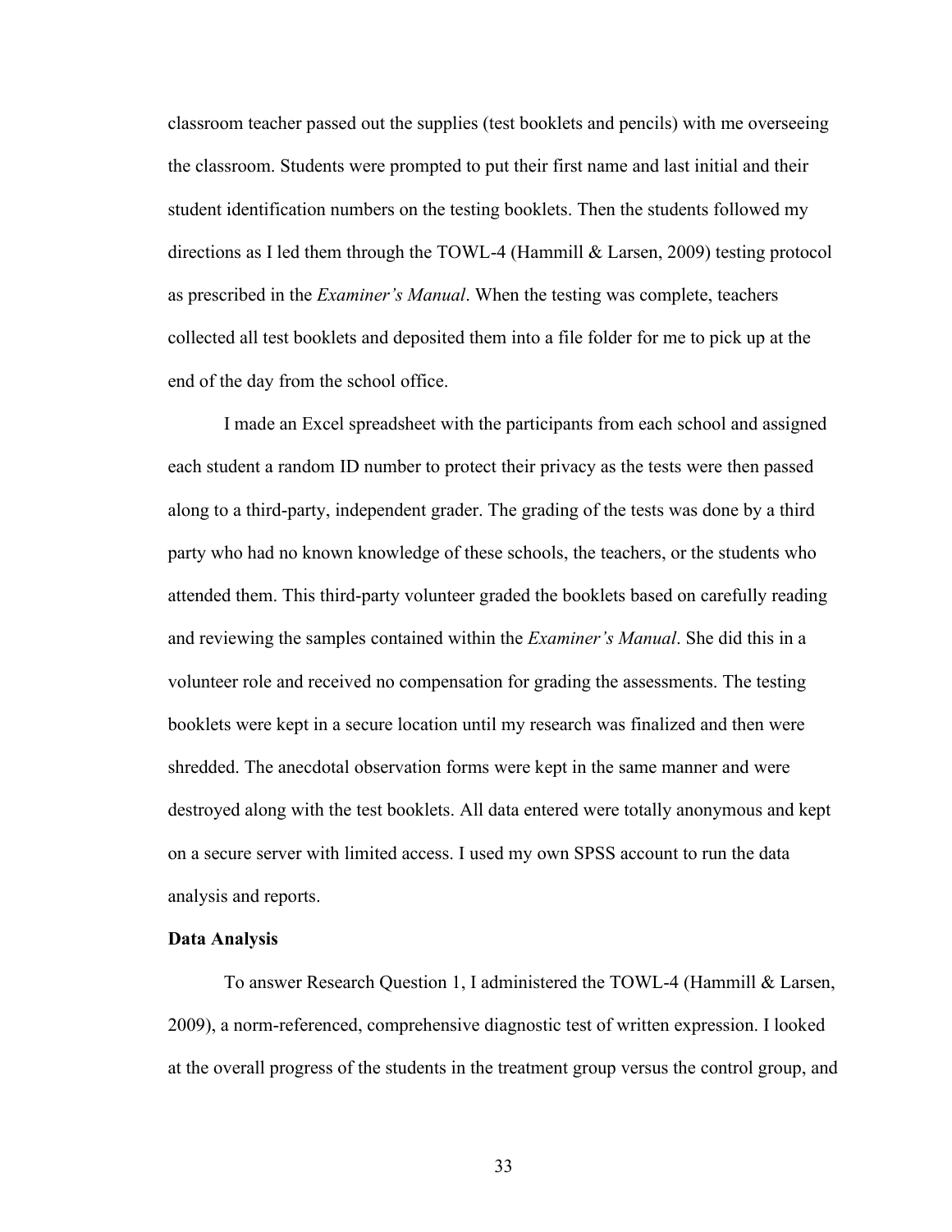classroom teacher passed out the supplies (test booklets and pencils) with me overseeing the classroom. Students were prompted to put their first name and last initial and their student identification numbers on the testing booklets. Then the students followed my directions as I led them through the TOWL-4 (Hammill & Larsen, 2009) testing protocol as prescribed in the *Examiner's Manual*. When the testing was complete, teachers collected all test booklets and deposited them into a file folder for me to pick up at the end of the day from the school office.

I made an Excel spreadsheet with the participants from each school and assigned each student a random ID number to protect their privacy as the tests were then passed along to a third-party, independent grader. The grading of the tests was done by a third party who had no known knowledge of these schools, the teachers, or the students who attended them. This third-party volunteer graded the booklets based on carefully reading and reviewing the samples contained within the *Examiner's Manual*. She did this in a volunteer role and received no compensation for grading the assessments. The testing booklets were kept in a secure location until my research was finalized and then were shredded. The anecdotal observation forms were kept in the same manner and were destroyed along with the test booklets. All data entered were totally anonymous and kept on a secure server with limited access. I used my own SPSS account to run the data analysis and reports.

**Data Analysis**

To answer Research Question 1, I administered the TOWL-4 (Hammill & Larsen, 2009), a norm-referenced, comprehensive diagnostic test of written expression. I looked at the overall progress of the students in the treatment group versus the control group, and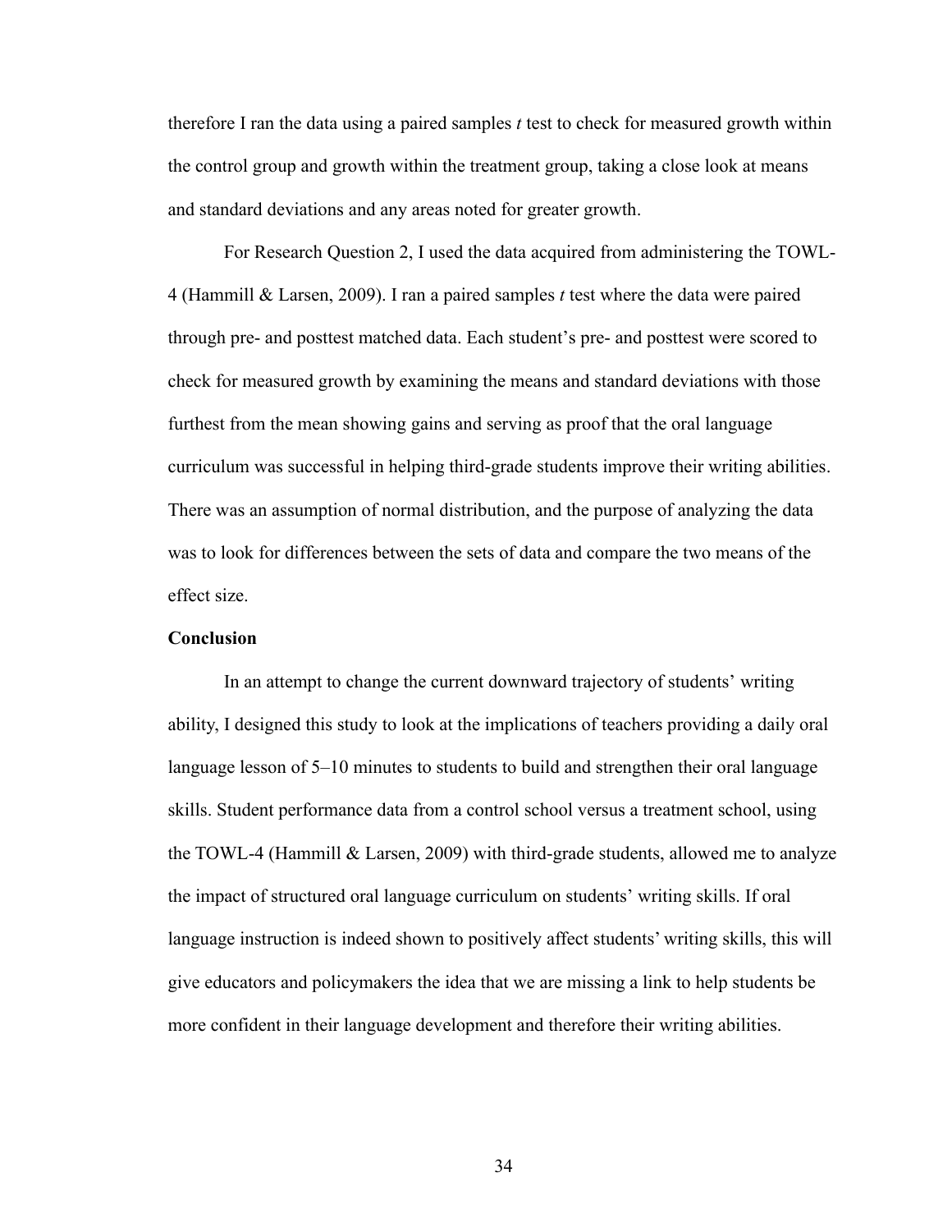therefore I ran the data using a paired samples *t* test to check for measured growth within the control group and growth within the treatment group, taking a close look at means and standard deviations and any areas noted for greater growth.

For Research Question 2, I used the data acquired from administering the TOWL-4 (Hammill & Larsen, 2009). I ran a paired samples *t* test where the data were paired through pre- and posttest matched data. Each student's pre- and posttest were scored to check for measured growth by examining the means and standard deviations with those furthest from the mean showing gains and serving as proof that the oral language curriculum was successful in helping third-grade students improve their writing abilities. There was an assumption of normal distribution, and the purpose of analyzing the data was to look for differences between the sets of data and compare the two means of the effect size.

**Conclusion**

In an attempt to change the current downward trajectory of students' writing ability, I designed this study to look at the implications of teachers providing a daily oral language lesson of 5–10 minutes to students to build and strengthen their oral language skills. Student performance data from a control school versus a treatment school, using the TOWL-4 (Hammill & Larsen, 2009) with third-grade students, allowed me to analyze the impact of structured oral language curriculum on students' writing skills. If oral language instruction is indeed shown to positively affect students' writing skills, this will give educators and policymakers the idea that we are missing a link to help students be more confident in their language development and therefore their writing abilities.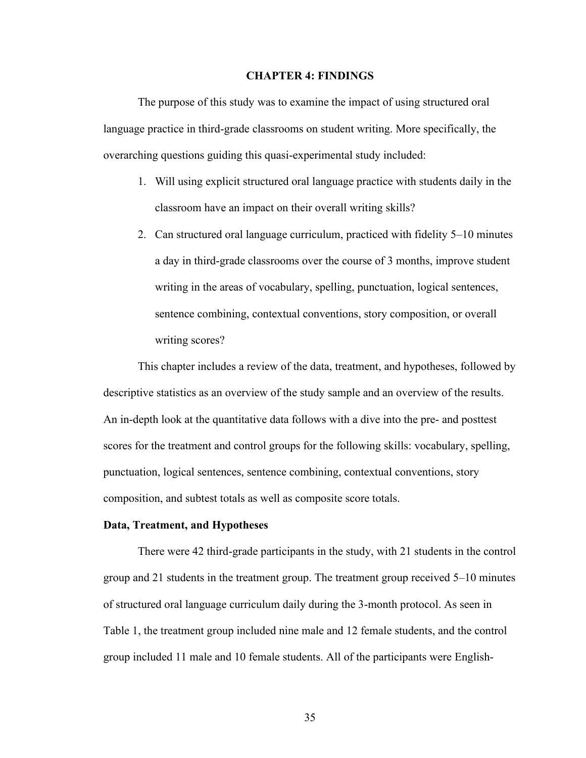# CHAPTER 4: FINDINGS

The purpose of this study was to examine the impact of using structured oral language practice in third-grade classrooms on student writing. More specifically, the overarching questions guiding this quasi-experimental study included:

1. Will using explicit structured oral language practice with students daily in the classroom have an impact on their overall writing skills?
2. Can structured oral language curriculum, practiced with fidelity 5–10 minutes a day in third-grade classrooms over the course of 3 months, improve student writing in the areas of vocabulary, spelling, punctuation, logical sentences, sentence combining, contextual conventions, story composition, or overall writing scores?

This chapter includes a review of the data, treatment, and hypotheses, followed by descriptive statistics as an overview of the study sample and an overview of the results. An in-depth look at the quantitative data follows with a dive into the pre- and posttest scores for the treatment and control groups for the following skills: vocabulary, spelling, punctuation, logical sentences, sentence combining, contextual conventions, story composition, and subtest totals as well as composite score totals.

## Data, Treatment, and Hypotheses

There were 42 third-grade participants in the study, with 21 students in the control group and 21 students in the treatment group. The treatment group received 5–10 minutes of structured oral language curriculum daily during the 3-month protocol. As seen in Table 1, the treatment group included nine male and 12 female students, and the control group included 11 male and 10 female students. All of the participants were English-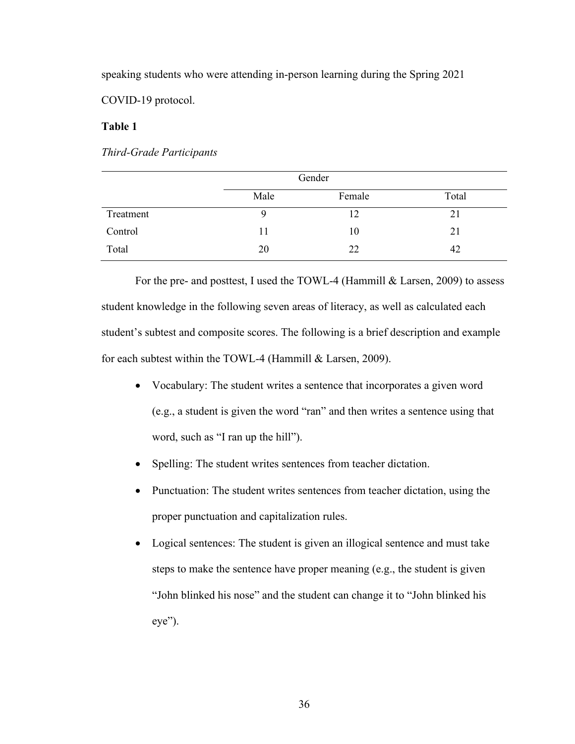speaking students who were attending in-person learning during the Spring 2021 COVID-19 protocol.

**Table 1**

*Third-Grade Participants*

| | Gender | | |
|---|---|---|---|
| | Male | Female | Total |
| Treatment | 9 | 12 | 21 |
| Control | 11 | 10 | 21 |
| Total | 20 | 22 | 42 |

For the pre- and posttest, I used the TOWL-4 (Hammill & Larsen, 2009) to assess student knowledge in the following seven areas of literacy, as well as calculated each student's subtest and composite scores. The following is a brief description and example for each subtest within the TOWL-4 (Hammill & Larsen, 2009).

- Vocabulary: The student writes a sentence that incorporates a given word (e.g., a student is given the word "ran" and then writes a sentence using that word, such as "I ran up the hill").
- Spelling: The student writes sentences from teacher dictation.
- Punctuation: The student writes sentences from teacher dictation, using the proper punctuation and capitalization rules.
- Logical sentences: The student is given an illogical sentence and must take steps to make the sentence have proper meaning (e.g., the student is given "John blinked his nose" and the student can change it to "John blinked his eye").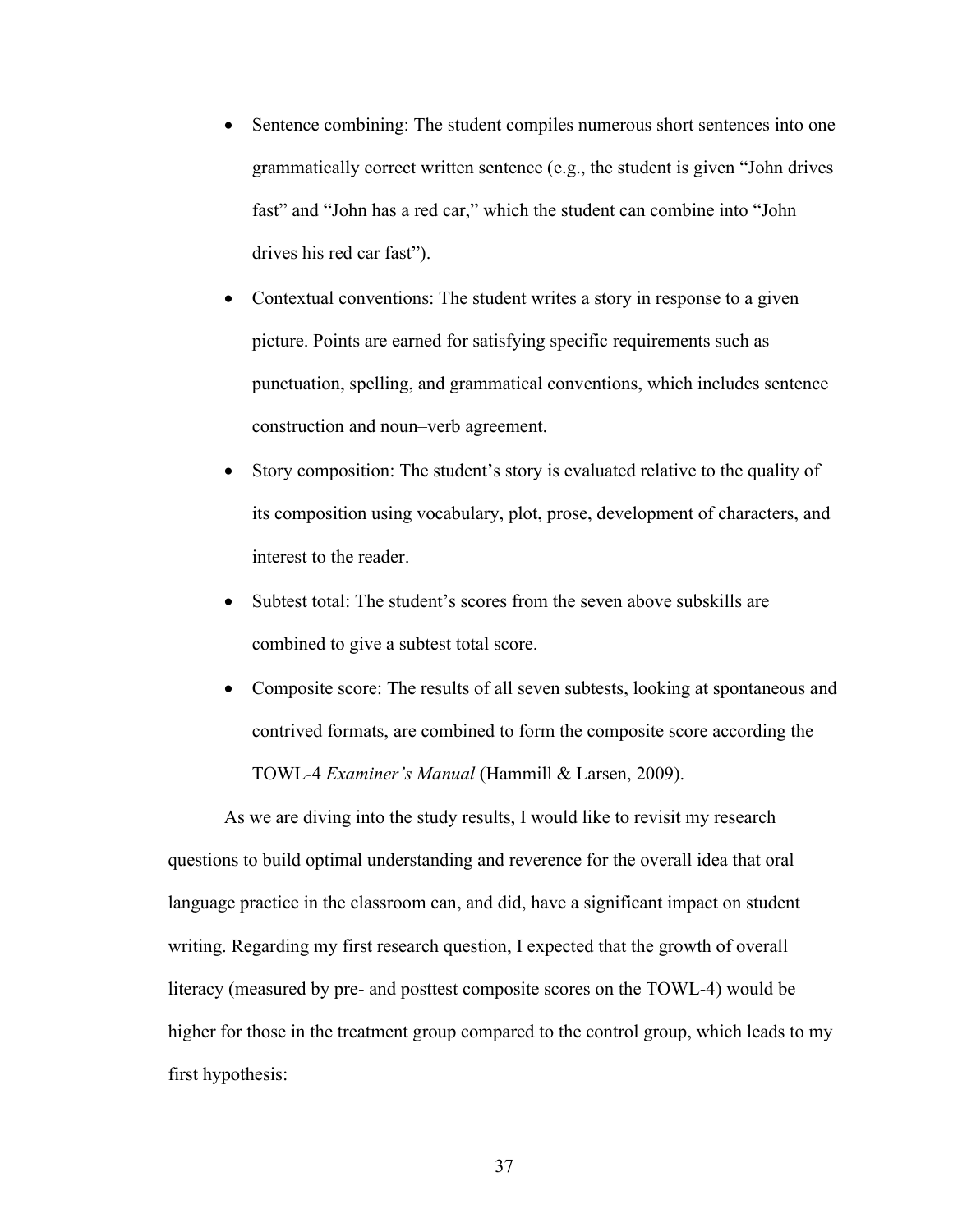- Sentence combining: The student compiles numerous short sentences into one grammatically correct written sentence (e.g., the student is given "John drives fast" and "John has a red car," which the student can combine into "John drives his red car fast").
- Contextual conventions: The student writes a story in response to a given picture. Points are earned for satisfying specific requirements such as punctuation, spelling, and grammatical conventions, which includes sentence construction and noun–verb agreement.
- Story composition: The student's story is evaluated relative to the quality of its composition using vocabulary, plot, prose, development of characters, and interest to the reader.
- Subtest total: The student's scores from the seven above subskills are combined to give a subtest total score.
- Composite score: The results of all seven subtests, looking at spontaneous and contrived formats, are combined to form the composite score according the TOWL-4 *Examiner's Manual* (Hammill & Larsen, 2009).

As we are diving into the study results, I would like to revisit my research questions to build optimal understanding and reverence for the overall idea that oral language practice in the classroom can, and did, have a significant impact on student writing. Regarding my first research question, I expected that the growth of overall literacy (measured by pre- and posttest composite scores on the TOWL-4) would be higher for those in the treatment group compared to the control group, which leads to my first hypothesis: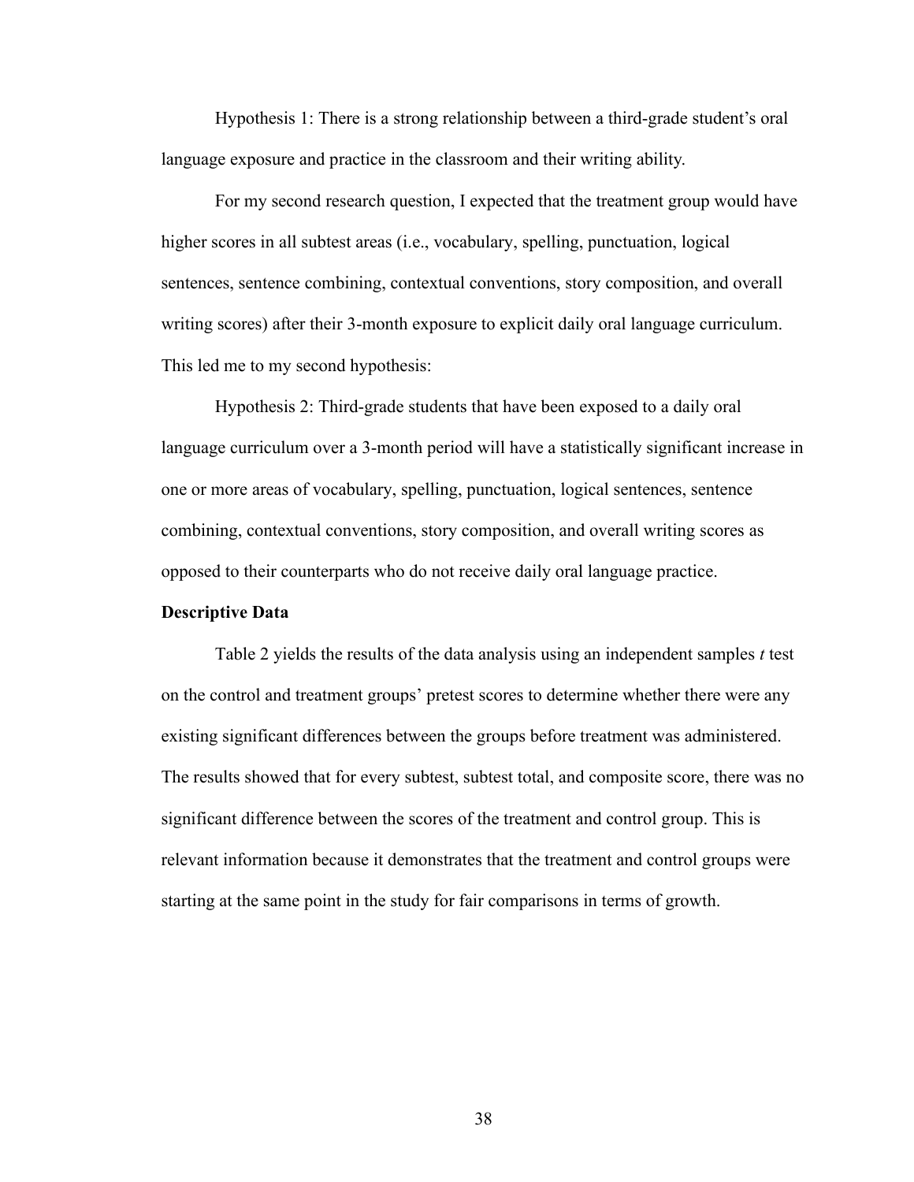Hypothesis 1: There is a strong relationship between a third-grade student's oral language exposure and practice in the classroom and their writing ability.

For my second research question, I expected that the treatment group would have higher scores in all subtest areas (i.e., vocabulary, spelling, punctuation, logical sentences, sentence combining, contextual conventions, story composition, and overall writing scores) after their 3-month exposure to explicit daily oral language curriculum. This led me to my second hypothesis:

Hypothesis 2: Third-grade students that have been exposed to a daily oral language curriculum over a 3-month period will have a statistically significant increase in one or more areas of vocabulary, spelling, punctuation, logical sentences, sentence combining, contextual conventions, story composition, and overall writing scores as opposed to their counterparts who do not receive daily oral language practice.

**Descriptive Data**

Table 2 yields the results of the data analysis using an independent samples *t* test on the control and treatment groups' pretest scores to determine whether there were any existing significant differences between the groups before treatment was administered. The results showed that for every subtest, subtest total, and composite score, there was no significant difference between the scores of the treatment and control group. This is relevant information because it demonstrates that the treatment and control groups were starting at the same point in the study for fair comparisons in terms of growth.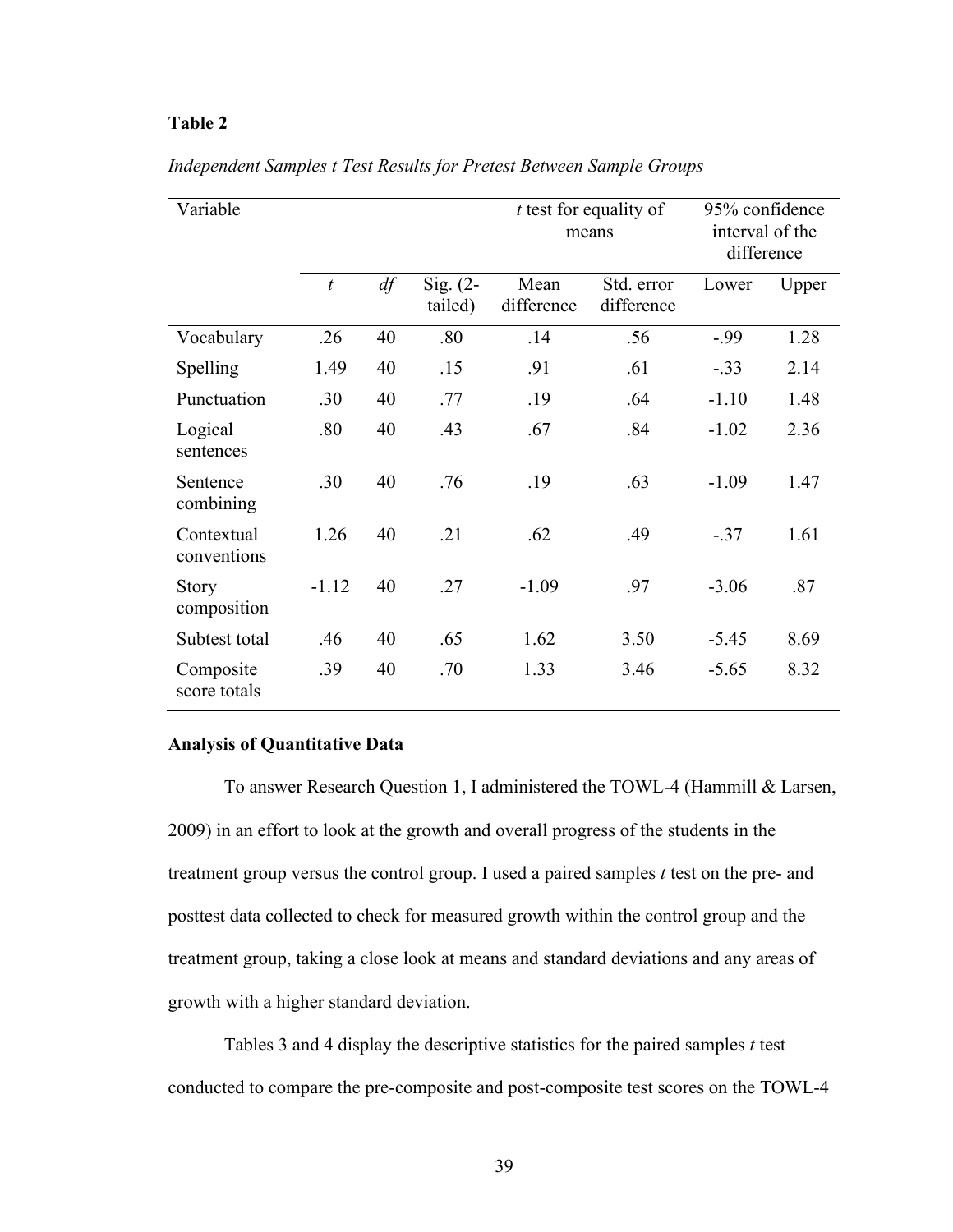**Table 2**

*Independent Samples t Test Results for Pretest Between Sample Groups*

| Variable | | | | *t* test for equality of means | | 95% confidence interval of the difference | |
|---|---|---|---|---|---|---|---|
| | *t* | *df* | Sig. (2-tailed) | Mean difference | Std. error difference | Lower | Upper |
| Vocabulary | .26 | 40 | .80 | .14 | .56 | -.99 | 1.28 |
| Spelling | 1.49 | 40 | .15 | .91 | .61 | -.33 | 2.14 |
| Punctuation | .30 | 40 | .77 | .19 | .64 | -1.10 | 1.48 |
| Logical sentences | .80 | 40 | .43 | .67 | .84 | -1.02 | 2.36 |
| Sentence combining | .30 | 40 | .76 | .19 | .63 | -1.09 | 1.47 |
| Contextual conventions | 1.26 | 40 | .21 | .62 | .49 | -.37 | 1.61 |
| Story composition | -1.12 | 40 | .27 | -1.09 | .97 | -3.06 | .87 |
| Subtest total | .46 | 40 | .65 | 1.62 | 3.50 | -5.45 | 8.69 |
| Composite score totals | .39 | 40 | .70 | 1.33 | 3.46 | -5.65 | 8.32 |

**Analysis of Quantitative Data**

To answer Research Question 1, I administered the TOWL-4 (Hammill & Larsen, 2009) in an effort to look at the growth and overall progress of the students in the treatment group versus the control group. I used a paired samples *t* test on the pre- and posttest data collected to check for measured growth within the control group and the treatment group, taking a close look at means and standard deviations and any areas of growth with a higher standard deviation.

Tables 3 and 4 display the descriptive statistics for the paired samples *t* test conducted to compare the pre-composite and post-composite test scores on the TOWL-4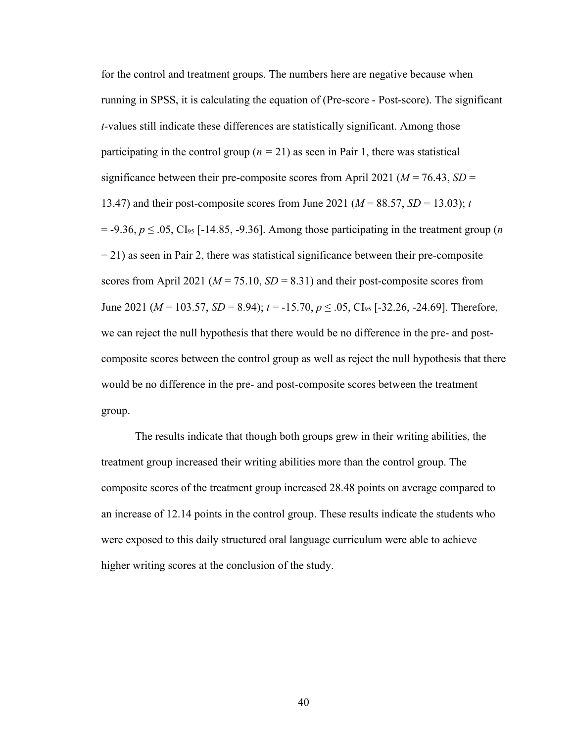for the control and treatment groups. The numbers here are negative because when running in SPSS, it is calculating the equation of (Pre-score - Post-score). The significant *t*-values still indicate these differences are statistically significant. Among those participating in the control group ($n$ = 21) as seen in Pair 1, there was statistical significance between their pre-composite scores from April 2021 ($M$ = 76.43, $SD$ = 13.47) and their post-composite scores from June 2021 ($M$ = 88.57, $SD$ = 13.03); $t$ = -9.36, $p \leq .05$, $CI_{95}$ [-14.85, -9.36]. Among those participating in the treatment group ($n$ = 21) as seen in Pair 2, there was statistical significance between their pre-composite scores from April 2021 ($M$ = 75.10, $SD$ = 8.31) and their post-composite scores from June 2021 ($M$ = 103.57, $SD$ = 8.94); $t$ = -15.70, $p \leq .05$, $CI_{95}$ [-32.26, -24.69]. Therefore, we can reject the null hypothesis that there would be no difference in the pre- and post-composite scores between the control group as well as reject the null hypothesis that there would be no difference in the pre- and post-composite scores between the treatment group.

The results indicate that though both groups grew in their writing abilities, the treatment group increased their writing abilities more than the control group. The composite scores of the treatment group increased 28.48 points on average compared to an increase of 12.14 points in the control group. These results indicate the students who were exposed to this daily structured oral language curriculum were able to achieve higher writing scores at the conclusion of the study.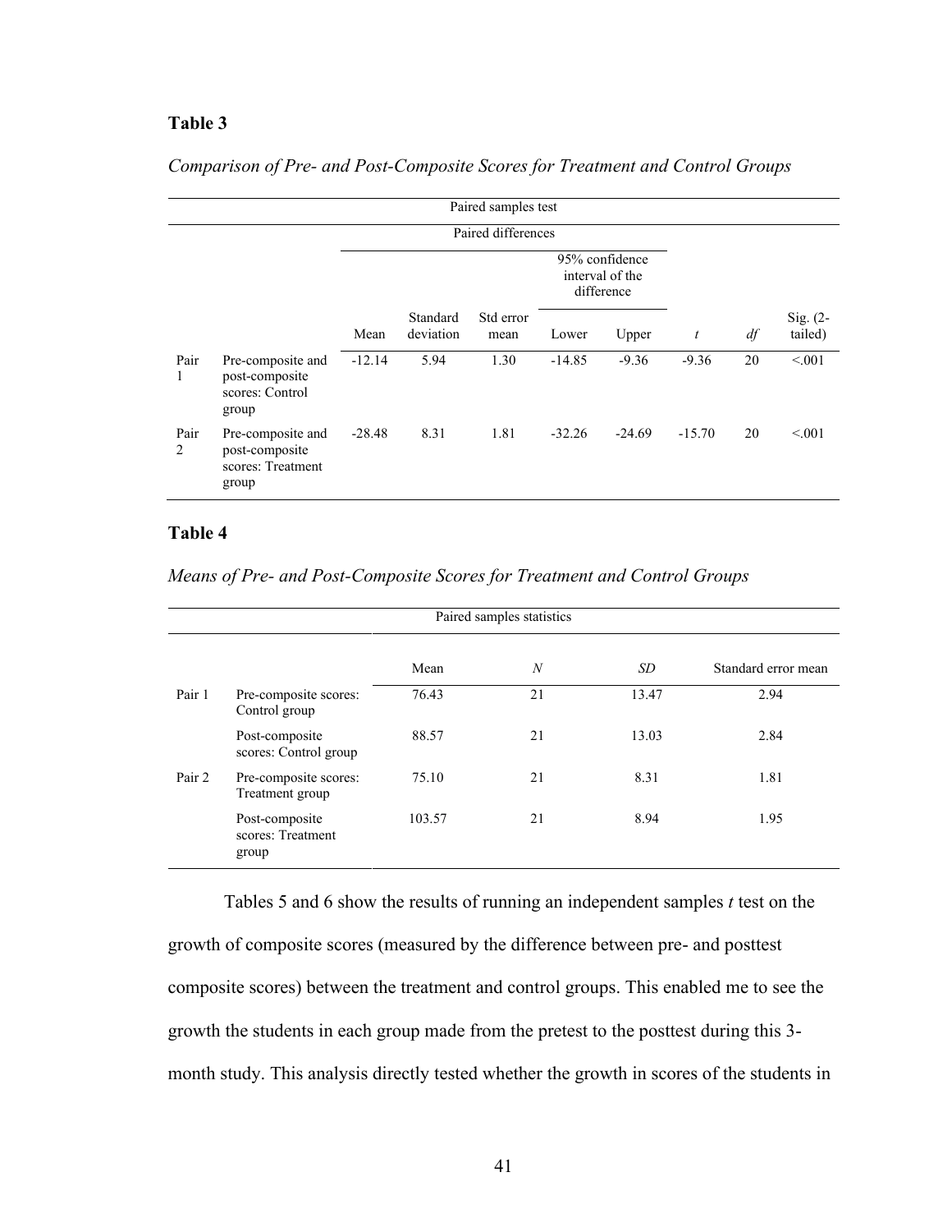**Table 3**

*Comparison of Pre- and Post-Composite Scores for Treatment and Control Groups*

| | | Paired samples test | | | | | | | |
|---|---|---|---|---|---|---|---|---|---|
| | | Paired differences | | | | | | | |
| | | | | | 95% confidence interval of the difference | | | | |
| | | Mean | Standard deviation | Std error mean | Lower | Upper | *t* | *df* | Sig. (2-tailed) |
| Pair 1 | Pre-composite and post-composite scores: Control group | -12.14 | 5.94 | 1.30 | -14.85 | -9.36 | -9.36 | 20 | <.001 |
| Pair 2 | Pre-composite and post-composite scores: Treatment group | -28.48 | 8.31 | 1.81 | -32.26 | -24.69 | -15.70 | 20 | <.001 |

**Table 4**

*Means of Pre- and Post-Composite Scores for Treatment and Control Groups*

| | | Paired samples statistics | | | |
|---|---|---|---|---|---|
| | | Mean | *N* | *SD* | Standard error mean |
| Pair 1 | Pre-composite scores: Control group | 76.43 | 21 | 13.47 | 2.94 |
| | Post-composite scores: Control group | 88.57 | 21 | 13.03 | 2.84 |
| Pair 2 | Pre-composite scores: Treatment group | 75.10 | 21 | 8.31 | 1.81 |
| | Post-composite scores: Treatment group | 103.57 | 21 | 8.94 | 1.95 |

Tables 5 and 6 show the results of running an independent samples *t* test on the growth of composite scores (measured by the difference between pre- and posttest composite scores) between the treatment and control groups. This enabled me to see the growth the students in each group made from the pretest to the posttest during this 3-month study. This analysis directly tested whether the growth in scores of the students in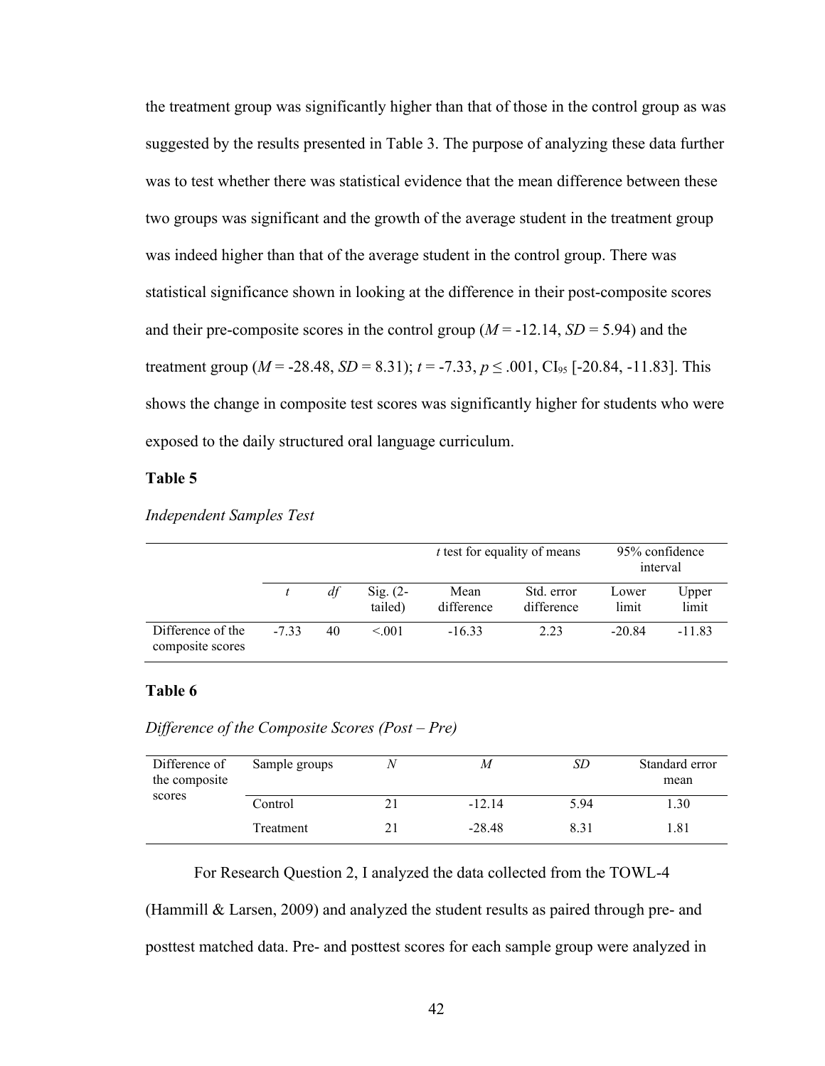the treatment group was significantly higher than that of those in the control group as was suggested by the results presented in Table 3. The purpose of analyzing these data further was to test whether there was statistical evidence that the mean difference between these two groups was significant and the growth of the average student in the treatment group was indeed higher than that of the average student in the control group. There was statistical significance shown in looking at the difference in their post-composite scores and their pre-composite scores in the control group (*M* = -12.14, *SD* = 5.94) and the treatment group (*M* = -28.48, *SD* = 8.31); *t* = -7.33, *p* ≤ .001, $CI_{95}$ [-20.84, -11.83]. This shows the change in composite test scores was significantly higher for students who were exposed to the daily structured oral language curriculum.

**Table 5**

*Independent Samples Test*

| | *t* test for equality of means | | | | | 95% confidence interval | |
|---|---|---|---|---|---|---|---|
| | *t* | *df* | Sig. (2-tailed) | Mean difference | Std. error difference | Lower limit | Upper limit |
| Difference of the composite scores | -7.33 | 40 | <.001 | -16.33 | 2.23 | -20.84 | -11.83 |

**Table 6**

*Difference of the Composite Scores (Post – Pre)*

| Difference of the composite scores | Sample groups | *N* | *M* | *SD* | Standard error mean |
|---|---|---|---|---|---|
| | Control | 21 | -12.14 | 5.94 | 1.30 |
| | Treatment | 21 | -28.48 | 8.31 | 1.81 |

For Research Question 2, I analyzed the data collected from the TOWL-4 (Hammill & Larsen, 2009) and analyzed the student results as paired through pre- and posttest matched data. Pre- and posttest scores for each sample group were analyzed in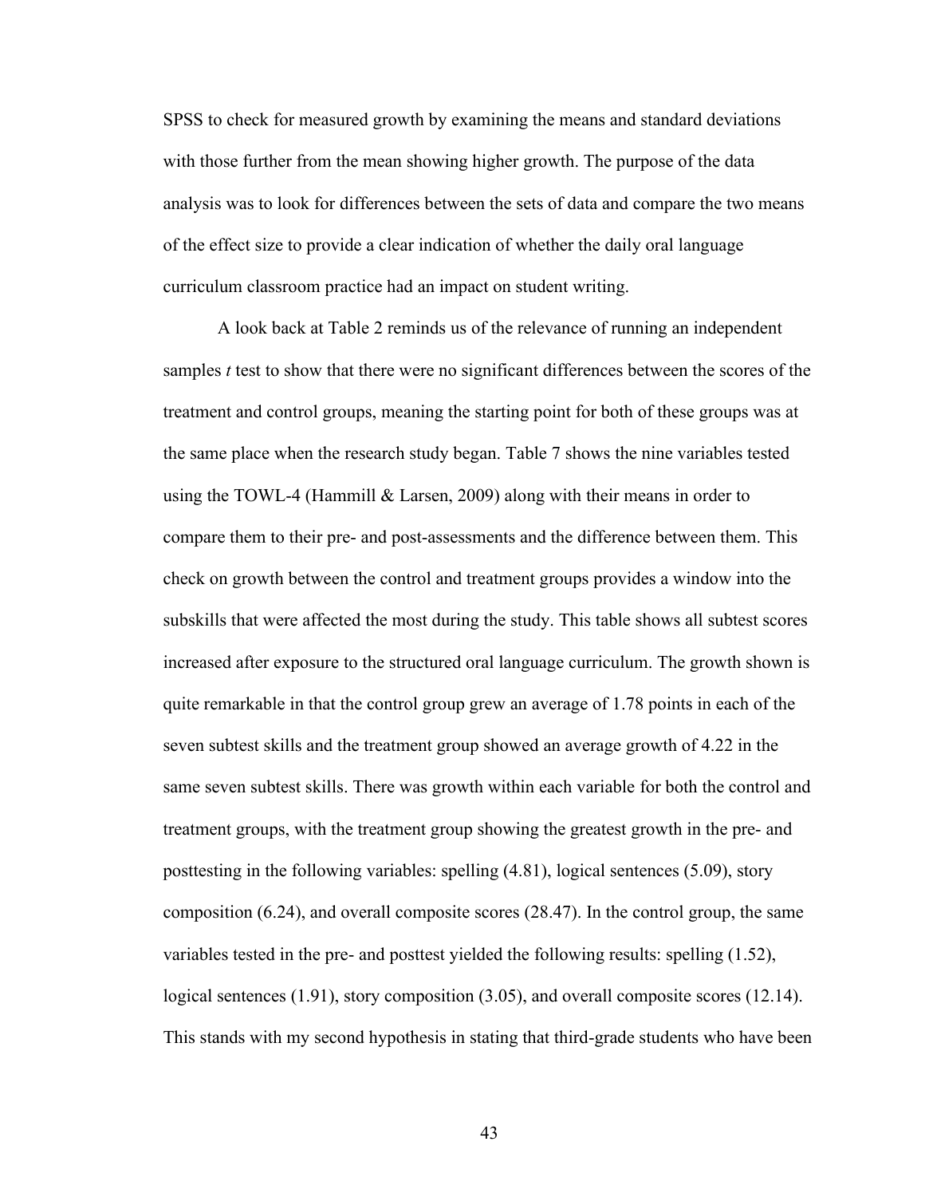SPSS to check for measured growth by examining the means and standard deviations with those further from the mean showing higher growth. The purpose of the data analysis was to look for differences between the sets of data and compare the two means of the effect size to provide a clear indication of whether the daily oral language curriculum classroom practice had an impact on student writing.

A look back at Table 2 reminds us of the relevance of running an independent samples *t* test to show that there were no significant differences between the scores of the treatment and control groups, meaning the starting point for both of these groups was at the same place when the research study began. Table 7 shows the nine variables tested using the TOWL-4 (Hammill & Larsen, 2009) along with their means in order to compare them to their pre- and post-assessments and the difference between them. This check on growth between the control and treatment groups provides a window into the subskills that were affected the most during the study. This table shows all subtest scores increased after exposure to the structured oral language curriculum. The growth shown is quite remarkable in that the control group grew an average of 1.78 points in each of the seven subtest skills and the treatment group showed an average growth of 4.22 in the same seven subtest skills. There was growth within each variable for both the control and treatment groups, with the treatment group showing the greatest growth in the pre- and posttesting in the following variables: spelling (4.81), logical sentences (5.09), story composition (6.24), and overall composite scores (28.47). In the control group, the same variables tested in the pre- and posttest yielded the following results: spelling (1.52), logical sentences (1.91), story composition (3.05), and overall composite scores (12.14). This stands with my second hypothesis in stating that third-grade students who have been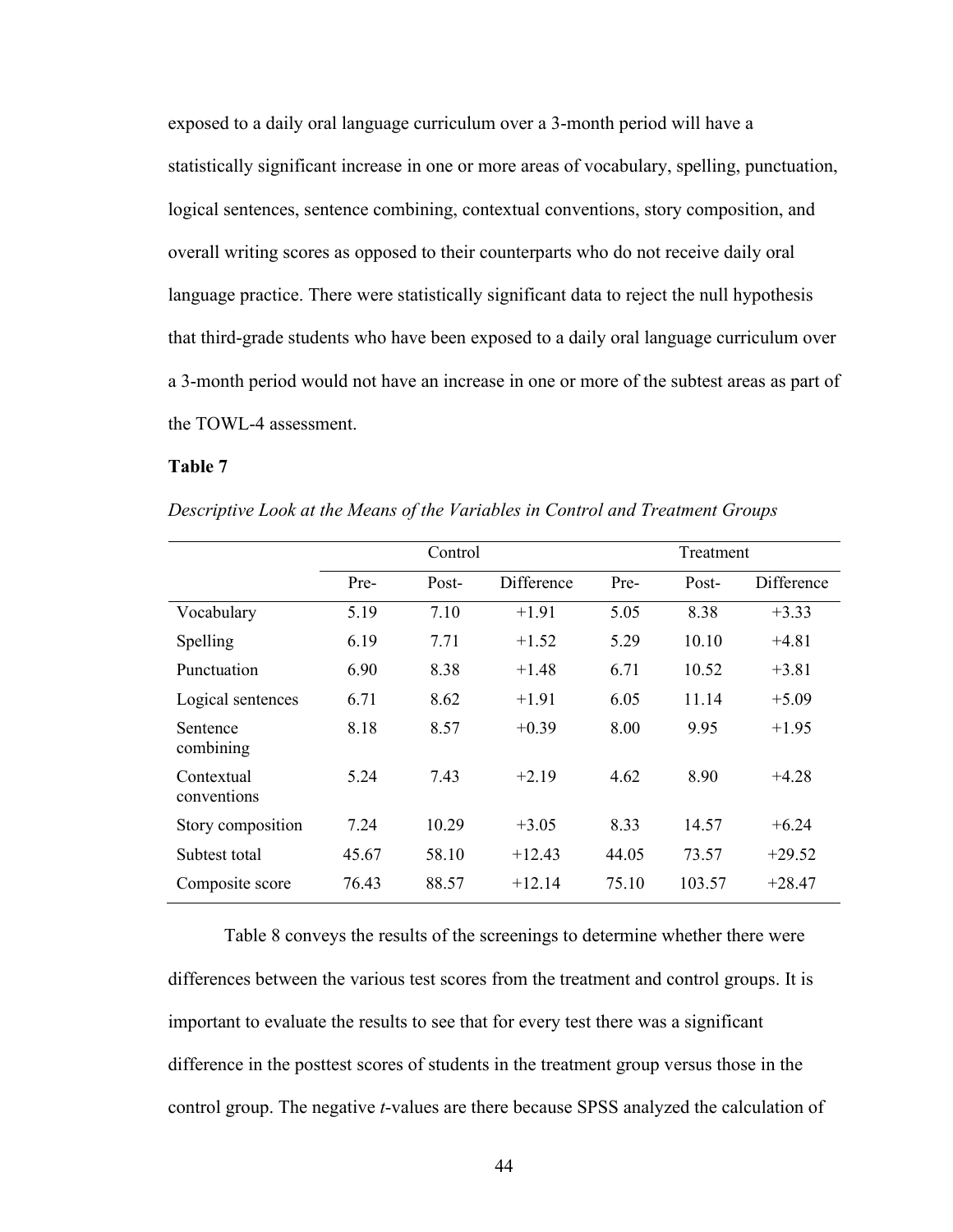exposed to a daily oral language curriculum over a 3-month period will have a statistically significant increase in one or more areas of vocabulary, spelling, punctuation, logical sentences, sentence combining, contextual conventions, story composition, and overall writing scores as opposed to their counterparts who do not receive daily oral language practice. There were statistically significant data to reject the null hypothesis that third-grade students who have been exposed to a daily oral language curriculum over a 3-month period would not have an increase in one or more of the subtest areas as part of the TOWL-4 assessment.

**Table 7**

*Descriptive Look at the Means of the Variables in Control and Treatment Groups*

| | Control | | | Treatment | | |
|---|---|---|---|---|---|---|
| | Pre- | Post- | Difference | Pre- | Post- | Difference |
| Vocabulary | 5.19 | 7.10 | +1.91 | 5.05 | 8.38 | +3.33 |
| Spelling | 6.19 | 7.71 | +1.52 | 5.29 | 10.10 | +4.81 |
| Punctuation | 6.90 | 8.38 | +1.48 | 6.71 | 10.52 | +3.81 |
| Logical sentences | 6.71 | 8.62 | +1.91 | 6.05 | 11.14 | +5.09 |
| Sentence combining | 8.18 | 8.57 | +0.39 | 8.00 | 9.95 | +1.95 |
| Contextual conventions | 5.24 | 7.43 | +2.19 | 4.62 | 8.90 | +4.28 |
| Story composition | 7.24 | 10.29 | +3.05 | 8.33 | 14.57 | +6.24 |
| Subtest total | 45.67 | 58.10 | +12.43 | 44.05 | 73.57 | +29.52 |
| Composite score | 76.43 | 88.57 | +12.14 | 75.10 | 103.57 | +28.47 |

Table 8 conveys the results of the screenings to determine whether there were differences between the various test scores from the treatment and control groups. It is important to evaluate the results to see that for every test there was a significant difference in the posttest scores of students in the treatment group versus those in the control group. The negative *t*-values are there because SPSS analyzed the calculation of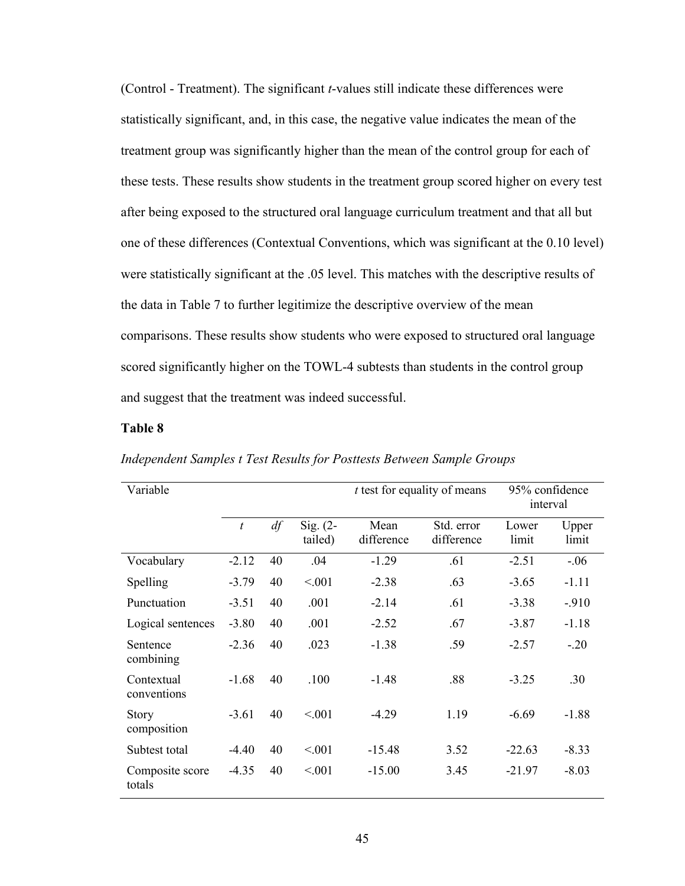(Control - Treatment). The significant *t*-values still indicate these differences were statistically significant, and, in this case, the negative value indicates the mean of the treatment group was significantly higher than the mean of the control group for each of these tests. These results show students in the treatment group scored higher on every test after being exposed to the structured oral language curriculum treatment and that all but one of these differences (Contextual Conventions, which was significant at the 0.10 level) were statistically significant at the .05 level. This matches with the descriptive results of the data in Table 7 to further legitimize the descriptive overview of the mean comparisons. These results show students who were exposed to structured oral language scored significantly higher on the TOWL-4 subtests than students in the control group and suggest that the treatment was indeed successful.

**Table 8**

*Independent Samples t Test Results for Posttests Between Sample Groups*

| Variable | *t* test for equality of means | | | | | 95% confidence interval | |
|---|---|---|---|---|---|---|---|
| | *t* | *df* | Sig. (2-tailed) | Mean difference | Std. error difference | Lower limit | Upper limit |
| Vocabulary | -2.12 | 40 | .04 | -1.29 | .61 | -2.51 | -.06 |
| Spelling | -3.79 | 40 | <.001 | -2.38 | .63 | -3.65 | -1.11 |
| Punctuation | -3.51 | 40 | .001 | -2.14 | .61 | -3.38 | -.910 |
| Logical sentences | -3.80 | 40 | .001 | -2.52 | .67 | -3.87 | -1.18 |
| Sentence combining | -2.36 | 40 | .023 | -1.38 | .59 | -2.57 | -.20 |
| Contextual conventions | -1.68 | 40 | .100 | -1.48 | .88 | -3.25 | .30 |
| Story composition | -3.61 | 40 | <.001 | -4.29 | 1.19 | -6.69 | -1.88 |
| Subtest total | -4.40 | 40 | <.001 | -15.48 | 3.52 | -22.63 | -8.33 |
| Composite score totals | -4.35 | 40 | <.001 | -15.00 | 3.45 | -21.97 | -8.03 |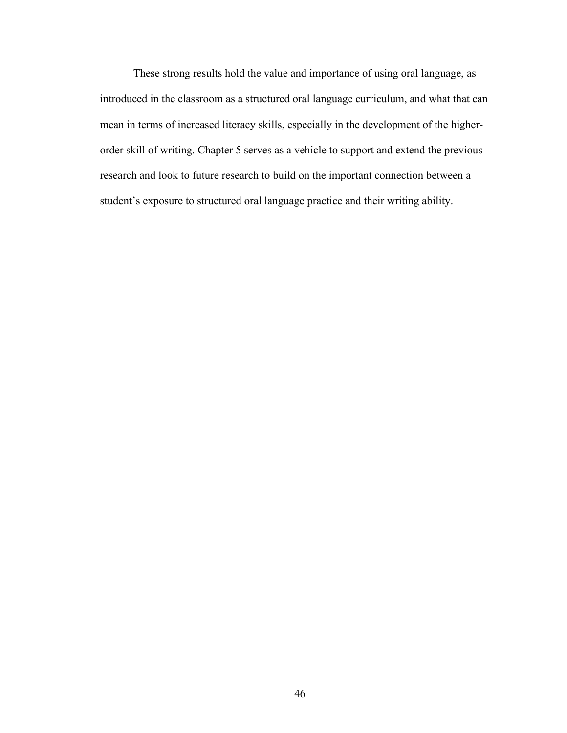These strong results hold the value and importance of using oral language, as introduced in the classroom as a structured oral language curriculum, and what that can mean in terms of increased literacy skills, especially in the development of the higher-order skill of writing. Chapter 5 serves as a vehicle to support and extend the previous research and look to future research to build on the important connection between a student's exposure to structured oral language practice and their writing ability.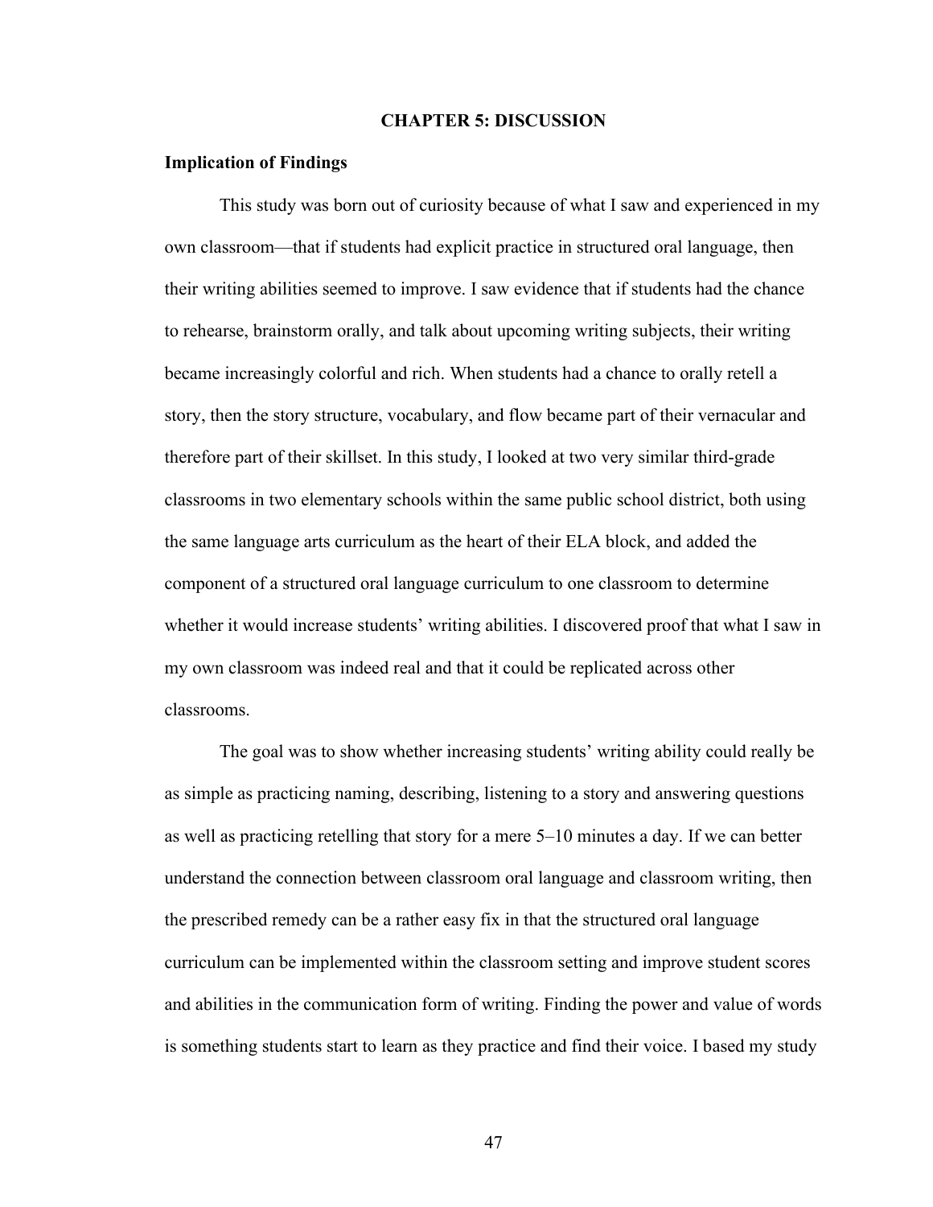# CHAPTER 5: DISCUSSION

## Implication of Findings

This study was born out of curiosity because of what I saw and experienced in my own classroom—that if students had explicit practice in structured oral language, then their writing abilities seemed to improve. I saw evidence that if students had the chance to rehearse, brainstorm orally, and talk about upcoming writing subjects, their writing became increasingly colorful and rich. When students had a chance to orally retell a story, then the story structure, vocabulary, and flow became part of their vernacular and therefore part of their skillset. In this study, I looked at two very similar third-grade classrooms in two elementary schools within the same public school district, both using the same language arts curriculum as the heart of their ELA block, and added the component of a structured oral language curriculum to one classroom to determine whether it would increase students' writing abilities. I discovered proof that what I saw in my own classroom was indeed real and that it could be replicated across other classrooms.

The goal was to show whether increasing students' writing ability could really be as simple as practicing naming, describing, listening to a story and answering questions as well as practicing retelling that story for a mere 5–10 minutes a day. If we can better understand the connection between classroom oral language and classroom writing, then the prescribed remedy can be a rather easy fix in that the structured oral language curriculum can be implemented within the classroom setting and improve student scores and abilities in the communication form of writing. Finding the power and value of words is something students start to learn as they practice and find their voice. I based my study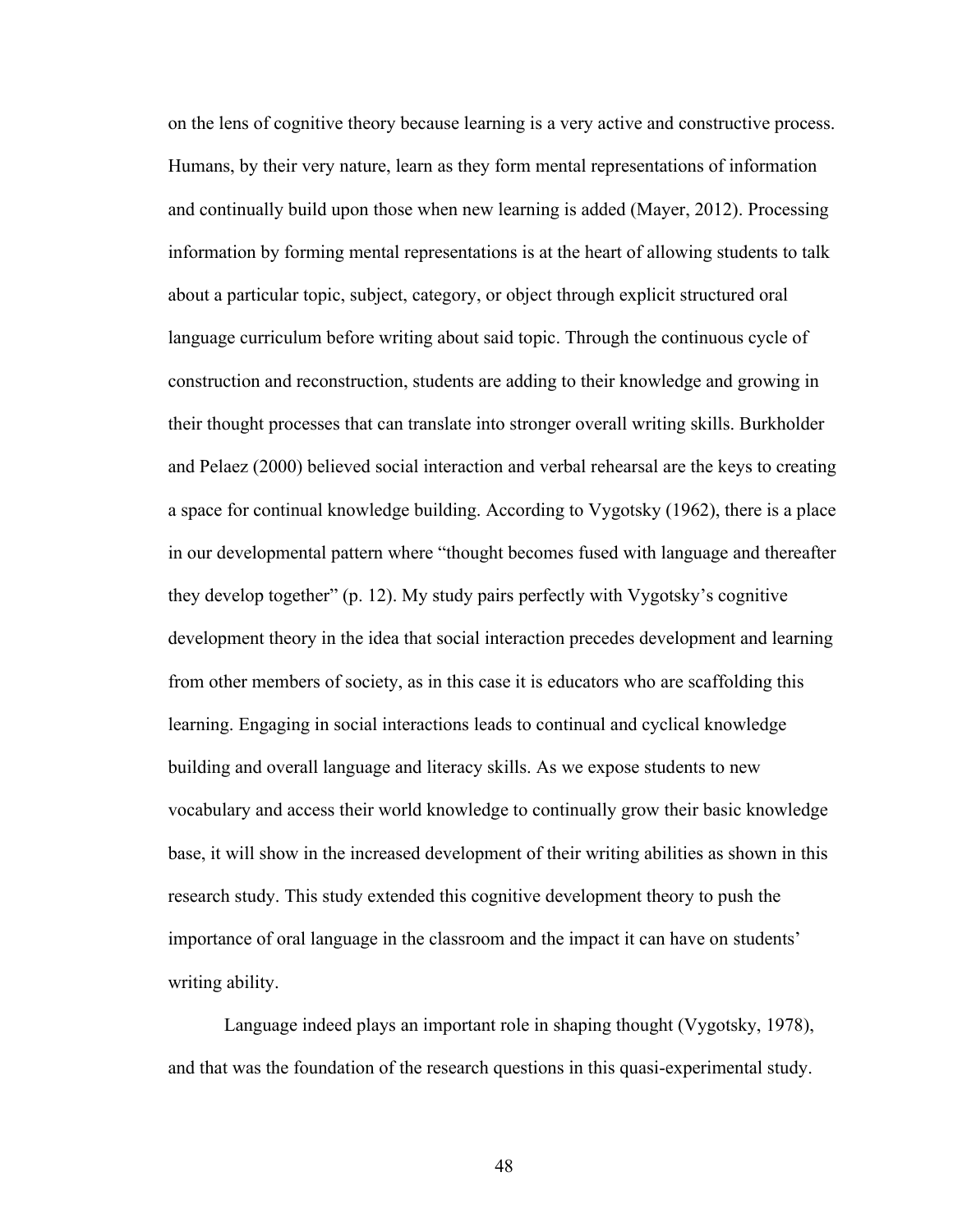on the lens of cognitive theory because learning is a very active and constructive process. Humans, by their very nature, learn as they form mental representations of information and continually build upon those when new learning is added (Mayer, 2012). Processing information by forming mental representations is at the heart of allowing students to talk about a particular topic, subject, category, or object through explicit structured oral language curriculum before writing about said topic. Through the continuous cycle of construction and reconstruction, students are adding to their knowledge and growing in their thought processes that can translate into stronger overall writing skills. Burkholder and Pelaez (2000) believed social interaction and verbal rehearsal are the keys to creating a space for continual knowledge building. According to Vygotsky (1962), there is a place in our developmental pattern where "thought becomes fused with language and thereafter they develop together" (p. 12). My study pairs perfectly with Vygotsky's cognitive development theory in the idea that social interaction precedes development and learning from other members of society, as in this case it is educators who are scaffolding this learning. Engaging in social interactions leads to continual and cyclical knowledge building and overall language and literacy skills. As we expose students to new vocabulary and access their world knowledge to continually grow their basic knowledge base, it will show in the increased development of their writing abilities as shown in this research study. This study extended this cognitive development theory to push the importance of oral language in the classroom and the impact it can have on students' writing ability.

Language indeed plays an important role in shaping thought (Vygotsky, 1978), and that was the foundation of the research questions in this quasi-experimental study.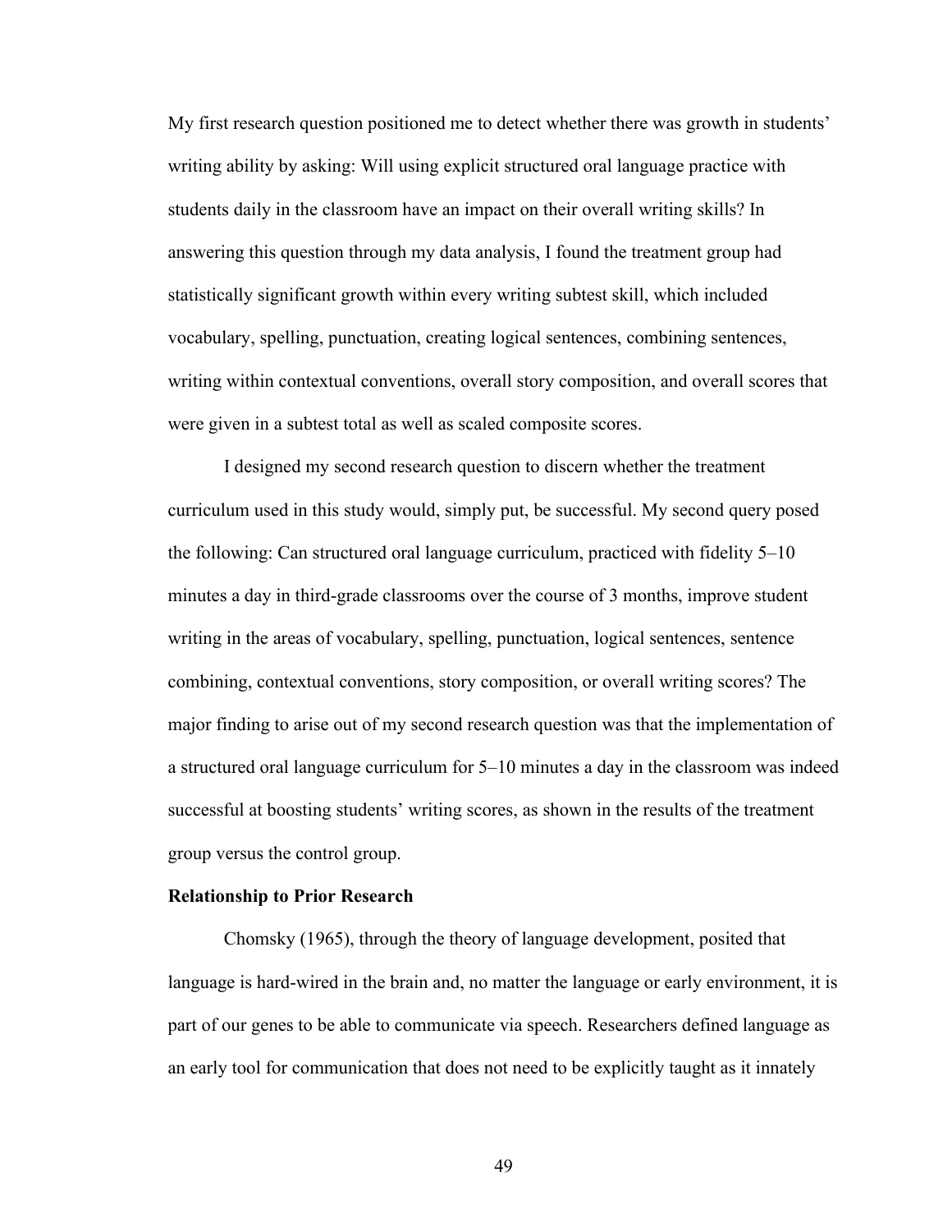My first research question positioned me to detect whether there was growth in students' writing ability by asking: Will using explicit structured oral language practice with students daily in the classroom have an impact on their overall writing skills? In answering this question through my data analysis, I found the treatment group had statistically significant growth within every writing subtest skill, which included vocabulary, spelling, punctuation, creating logical sentences, combining sentences, writing within contextual conventions, overall story composition, and overall scores that were given in a subtest total as well as scaled composite scores.

I designed my second research question to discern whether the treatment curriculum used in this study would, simply put, be successful. My second query posed the following: Can structured oral language curriculum, practiced with fidelity 5–10 minutes a day in third-grade classrooms over the course of 3 months, improve student writing in the areas of vocabulary, spelling, punctuation, logical sentences, sentence combining, contextual conventions, story composition, or overall writing scores? The major finding to arise out of my second research question was that the implementation of a structured oral language curriculum for 5–10 minutes a day in the classroom was indeed successful at boosting students' writing scores, as shown in the results of the treatment group versus the control group.

**Relationship to Prior Research**

Chomsky (1965), through the theory of language development, posited that language is hard-wired in the brain and, no matter the language or early environment, it is part of our genes to be able to communicate via speech. Researchers defined language as an early tool for communication that does not need to be explicitly taught as it innately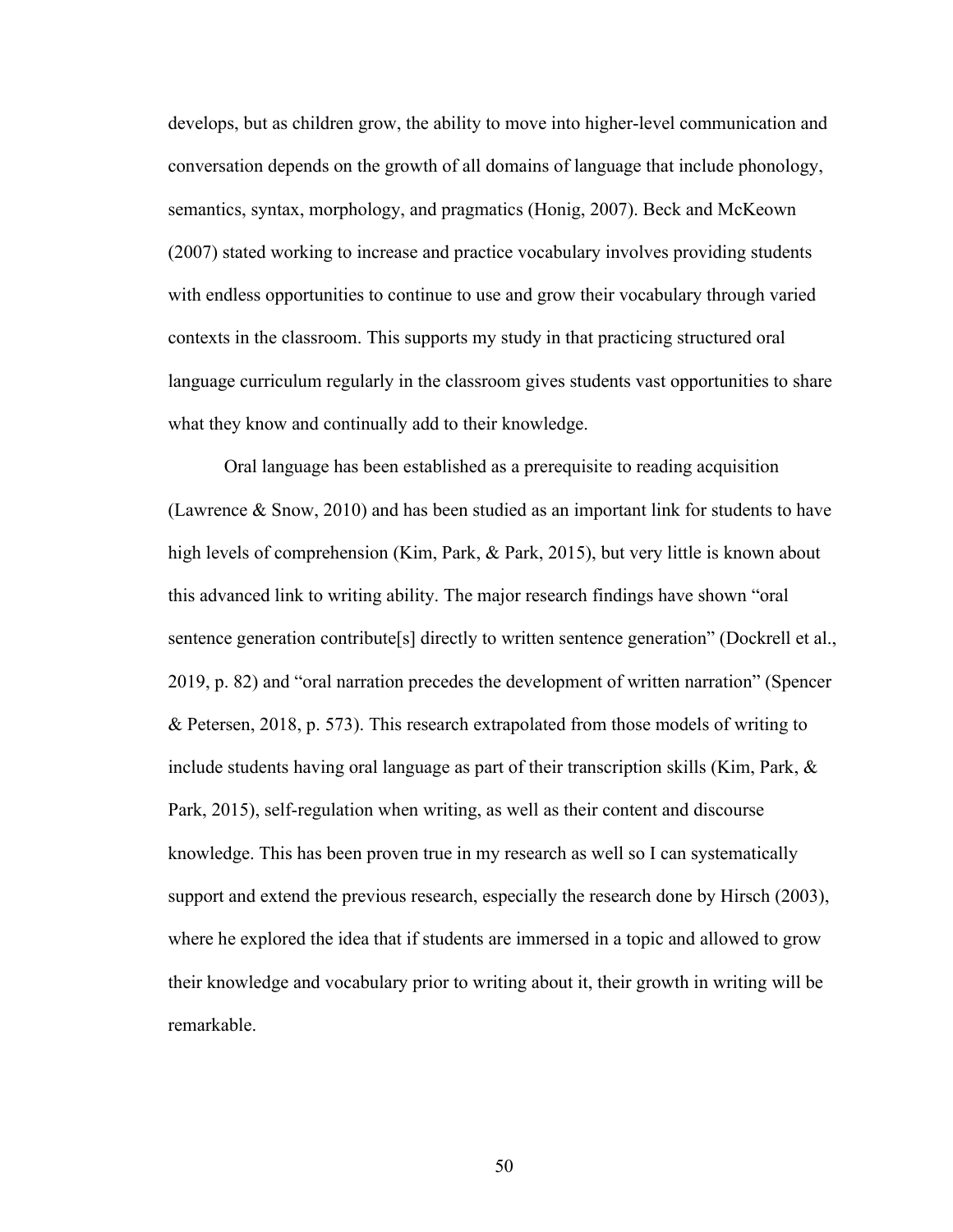develops, but as children grow, the ability to move into higher-level communication and conversation depends on the growth of all domains of language that include phonology, semantics, syntax, morphology, and pragmatics (Honig, 2007). Beck and McKeown (2007) stated working to increase and practice vocabulary involves providing students with endless opportunities to continue to use and grow their vocabulary through varied contexts in the classroom. This supports my study in that practicing structured oral language curriculum regularly in the classroom gives students vast opportunities to share what they know and continually add to their knowledge.

Oral language has been established as a prerequisite to reading acquisition (Lawrence & Snow, 2010) and has been studied as an important link for students to have high levels of comprehension (Kim, Park, & Park, 2015), but very little is known about this advanced link to writing ability. The major research findings have shown "oral sentence generation contribute[s] directly to written sentence generation" (Dockrell et al., 2019, p. 82) and "oral narration precedes the development of written narration" (Spencer & Petersen, 2018, p. 573). This research extrapolated from those models of writing to include students having oral language as part of their transcription skills (Kim, Park, & Park, 2015), self-regulation when writing, as well as their content and discourse knowledge. This has been proven true in my research as well so I can systematically support and extend the previous research, especially the research done by Hirsch (2003), where he explored the idea that if students are immersed in a topic and allowed to grow their knowledge and vocabulary prior to writing about it, their growth in writing will be remarkable.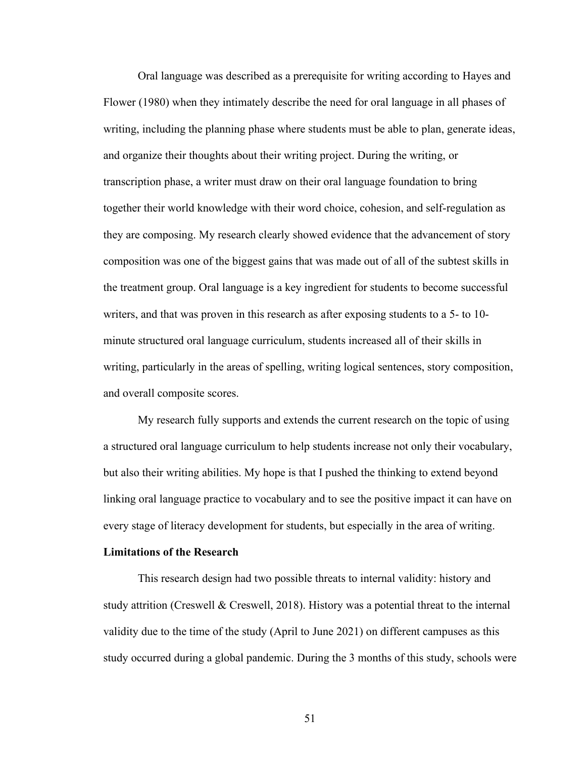Oral language was described as a prerequisite for writing according to Hayes and Flower (1980) when they intimately describe the need for oral language in all phases of writing, including the planning phase where students must be able to plan, generate ideas, and organize their thoughts about their writing project. During the writing, or transcription phase, a writer must draw on their oral language foundation to bring together their world knowledge with their word choice, cohesion, and self-regulation as they are composing. My research clearly showed evidence that the advancement of story composition was one of the biggest gains that was made out of all of the subtest skills in the treatment group. Oral language is a key ingredient for students to become successful writers, and that was proven in this research as after exposing students to a 5- to 10-minute structured oral language curriculum, students increased all of their skills in writing, particularly in the areas of spelling, writing logical sentences, story composition, and overall composite scores.

My research fully supports and extends the current research on the topic of using a structured oral language curriculum to help students increase not only their vocabulary, but also their writing abilities. My hope is that I pushed the thinking to extend beyond linking oral language practice to vocabulary and to see the positive impact it can have on every stage of literacy development for students, but especially in the area of writing.

**Limitations of the Research**

This research design had two possible threats to internal validity: history and study attrition (Creswell & Creswell, 2018). History was a potential threat to the internal validity due to the time of the study (April to June 2021) on different campuses as this study occurred during a global pandemic. During the 3 months of this study, schools were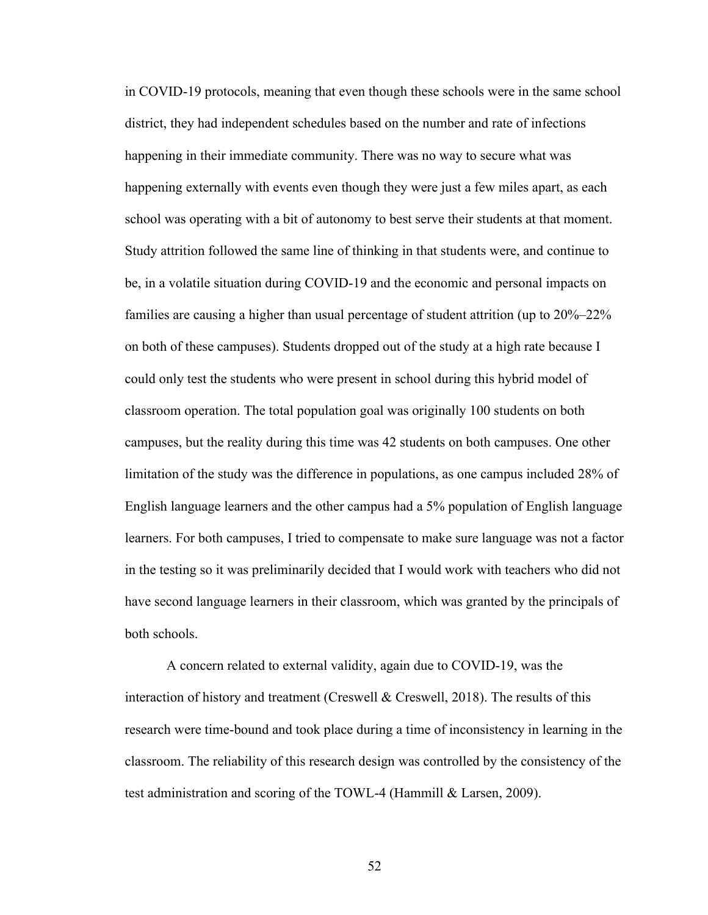in COVID-19 protocols, meaning that even though these schools were in the same school district, they had independent schedules based on the number and rate of infections happening in their immediate community. There was no way to secure what was happening externally with events even though they were just a few miles apart, as each school was operating with a bit of autonomy to best serve their students at that moment. Study attrition followed the same line of thinking in that students were, and continue to be, in a volatile situation during COVID-19 and the economic and personal impacts on families are causing a higher than usual percentage of student attrition (up to 20%–22% on both of these campuses). Students dropped out of the study at a high rate because I could only test the students who were present in school during this hybrid model of classroom operation. The total population goal was originally 100 students on both campuses, but the reality during this time was 42 students on both campuses. One other limitation of the study was the difference in populations, as one campus included 28% of English language learners and the other campus had a 5% population of English language learners. For both campuses, I tried to compensate to make sure language was not a factor in the testing so it was preliminarily decided that I would work with teachers who did not have second language learners in their classroom, which was granted by the principals of both schools.

A concern related to external validity, again due to COVID-19, was the interaction of history and treatment (Creswell & Creswell, 2018). The results of this research were time-bound and took place during a time of inconsistency in learning in the classroom. The reliability of this research design was controlled by the consistency of the test administration and scoring of the TOWL-4 (Hammill & Larsen, 2009).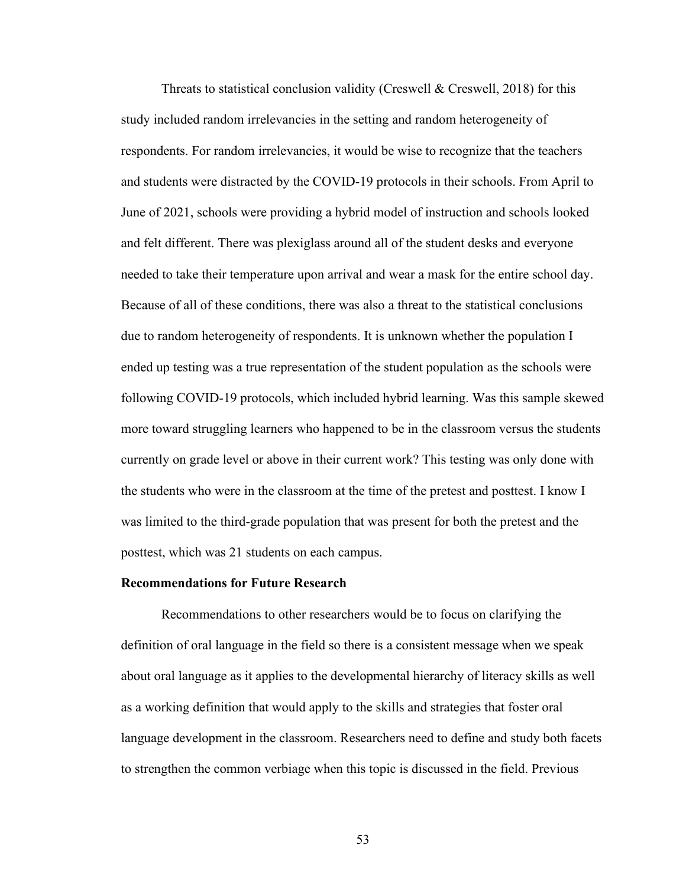Threats to statistical conclusion validity (Creswell & Creswell, 2018) for this study included random irrelevancies in the setting and random heterogeneity of respondents. For random irrelevancies, it would be wise to recognize that the teachers and students were distracted by the COVID-19 protocols in their schools. From April to June of 2021, schools were providing a hybrid model of instruction and schools looked and felt different. There was plexiglass around all of the student desks and everyone needed to take their temperature upon arrival and wear a mask for the entire school day. Because of all of these conditions, there was also a threat to the statistical conclusions due to random heterogeneity of respondents. It is unknown whether the population I ended up testing was a true representation of the student population as the schools were following COVID-19 protocols, which included hybrid learning. Was this sample skewed more toward struggling learners who happened to be in the classroom versus the students currently on grade level or above in their current work? This testing was only done with the students who were in the classroom at the time of the pretest and posttest. I know I was limited to the third-grade population that was present for both the pretest and the posttest, which was 21 students on each campus.

**Recommendations for Future Research**

Recommendations to other researchers would be to focus on clarifying the definition of oral language in the field so there is a consistent message when we speak about oral language as it applies to the developmental hierarchy of literacy skills as well as a working definition that would apply to the skills and strategies that foster oral language development in the classroom. Researchers need to define and study both facets to strengthen the common verbiage when this topic is discussed in the field. Previous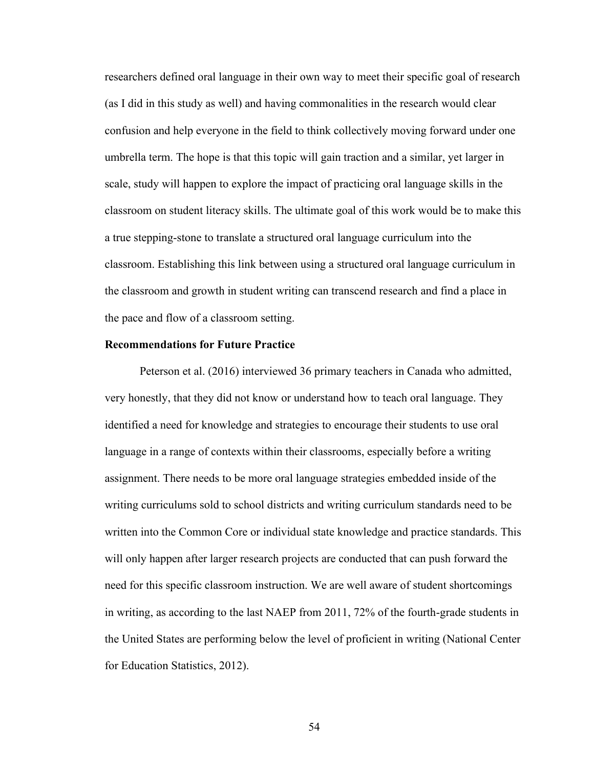researchers defined oral language in their own way to meet their specific goal of research (as I did in this study as well) and having commonalities in the research would clear confusion and help everyone in the field to think collectively moving forward under one umbrella term. The hope is that this topic will gain traction and a similar, yet larger in scale, study will happen to explore the impact of practicing oral language skills in the classroom on student literacy skills. The ultimate goal of this work would be to make this a true stepping-stone to translate a structured oral language curriculum into the classroom. Establishing this link between using a structured oral language curriculum in the classroom and growth in student writing can transcend research and find a place in the pace and flow of a classroom setting.

**Recommendations for Future Practice**

Peterson et al. (2016) interviewed 36 primary teachers in Canada who admitted, very honestly, that they did not know or understand how to teach oral language. They identified a need for knowledge and strategies to encourage their students to use oral language in a range of contexts within their classrooms, especially before a writing assignment. There needs to be more oral language strategies embedded inside of the writing curriculums sold to school districts and writing curriculum standards need to be written into the Common Core or individual state knowledge and practice standards. This will only happen after larger research projects are conducted that can push forward the need for this specific classroom instruction. We are well aware of student shortcomings in writing, as according to the last NAEP from 2011, 72% of the fourth-grade students in the United States are performing below the level of proficient in writing (National Center for Education Statistics, 2012).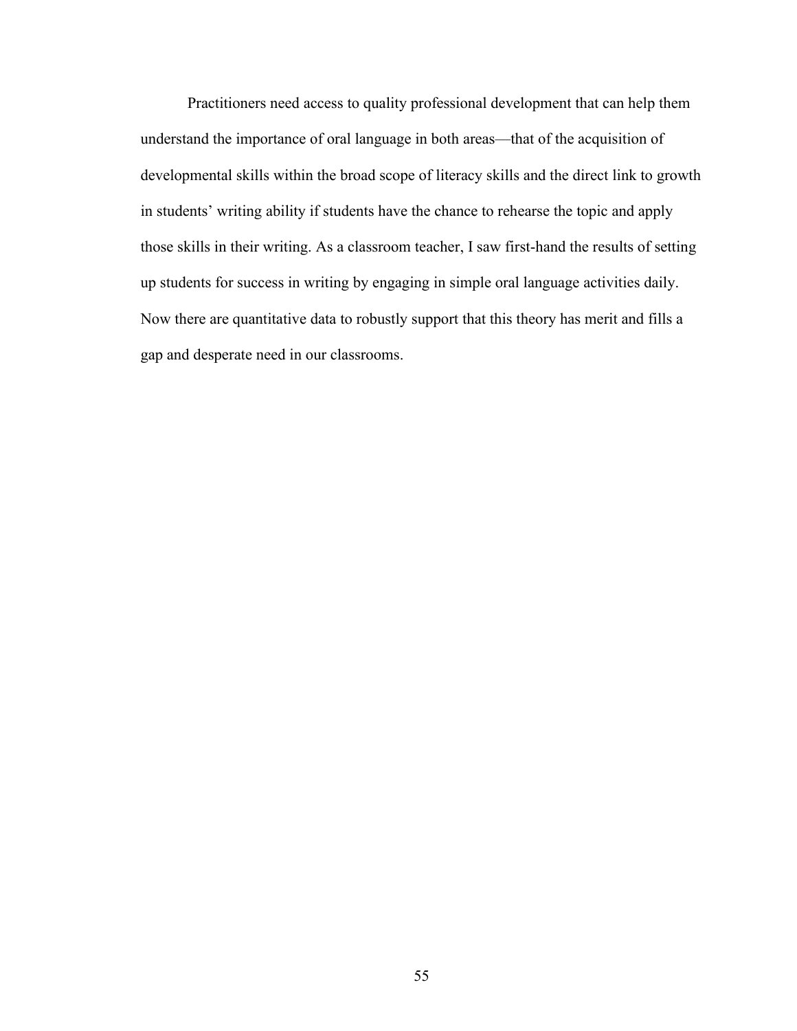Practitioners need access to quality professional development that can help them understand the importance of oral language in both areas—that of the acquisition of developmental skills within the broad scope of literacy skills and the direct link to growth in students' writing ability if students have the chance to rehearse the topic and apply those skills in their writing. As a classroom teacher, I saw first-hand the results of setting up students for success in writing by engaging in simple oral language activities daily. Now there are quantitative data to robustly support that this theory has merit and fills a gap and desperate need in our classrooms.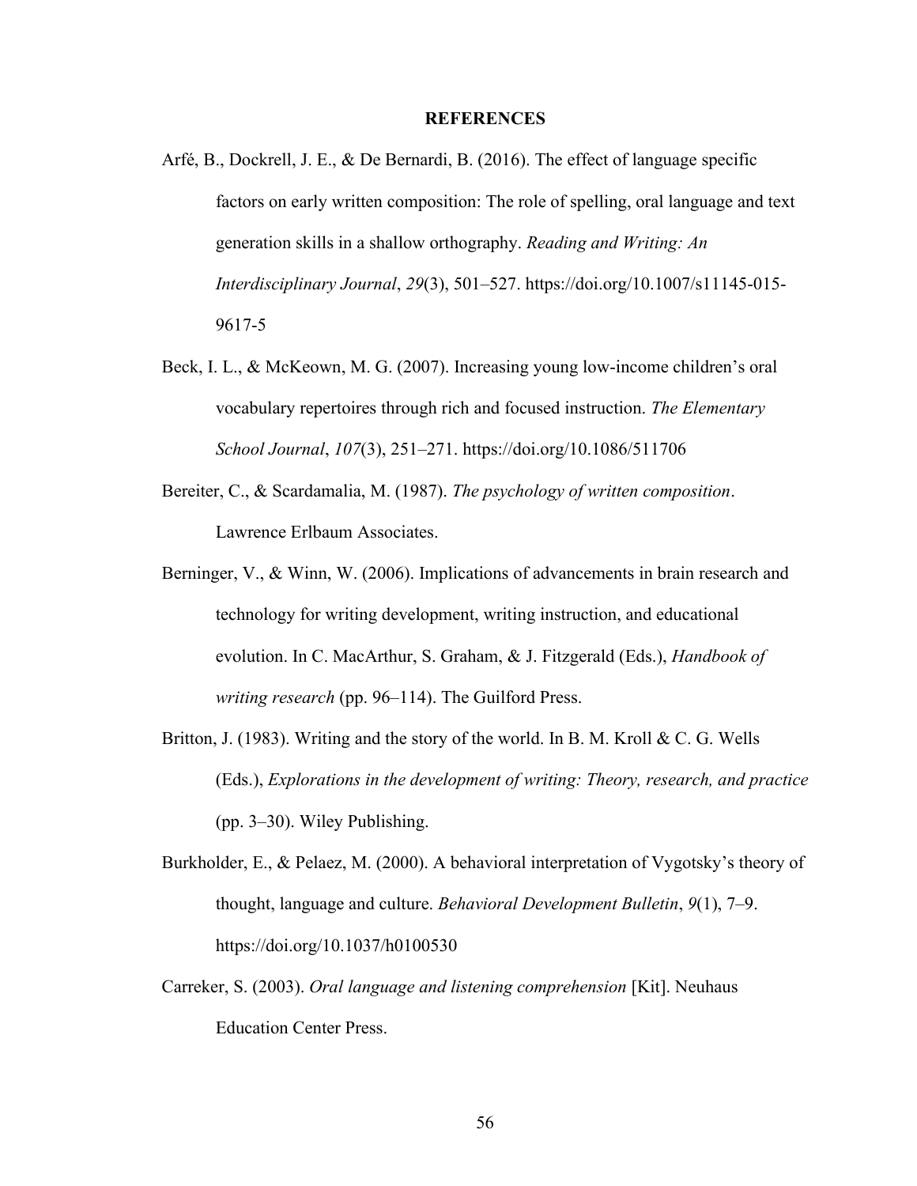# REFERENCES

Arfé, B., Dockrell, J. E., & De Bernardi, B. (2016). The effect of language specific factors on early written composition: The role of spelling, oral language and text generation skills in a shallow orthography. *Reading and Writing: An Interdisciplinary Journal*, *29*(3), 501–527. https://doi.org/10.1007/s11145-015-9617-5

Beck, I. L., & McKeown, M. G. (2007). Increasing young low-income children's oral vocabulary repertoires through rich and focused instruction. *The Elementary School Journal*, *107*(3), 251–271. https://doi.org/10.1086/511706

Bereiter, C., & Scardamalia, M. (1987). *The psychology of written composition*. Lawrence Erlbaum Associates.

Berninger, V., & Winn, W. (2006). Implications of advancements in brain research and technology for writing development, writing instruction, and educational evolution. In C. MacArthur, S. Graham, & J. Fitzgerald (Eds.), *Handbook of writing research* (pp. 96–114). The Guilford Press.

Britton, J. (1983). Writing and the story of the world. In B. M. Kroll & C. G. Wells (Eds.), *Explorations in the development of writing: Theory, research, and practice* (pp. 3–30). Wiley Publishing.

Burkholder, E., & Pelaez, M. (2000). A behavioral interpretation of Vygotsky's theory of thought, language and culture. *Behavioral Development Bulletin*, *9*(1), 7–9. https://doi.org/10.1037/h0100530

Carreker, S. (2003). *Oral language and listening comprehension* [Kit]. Neuhaus Education Center Press.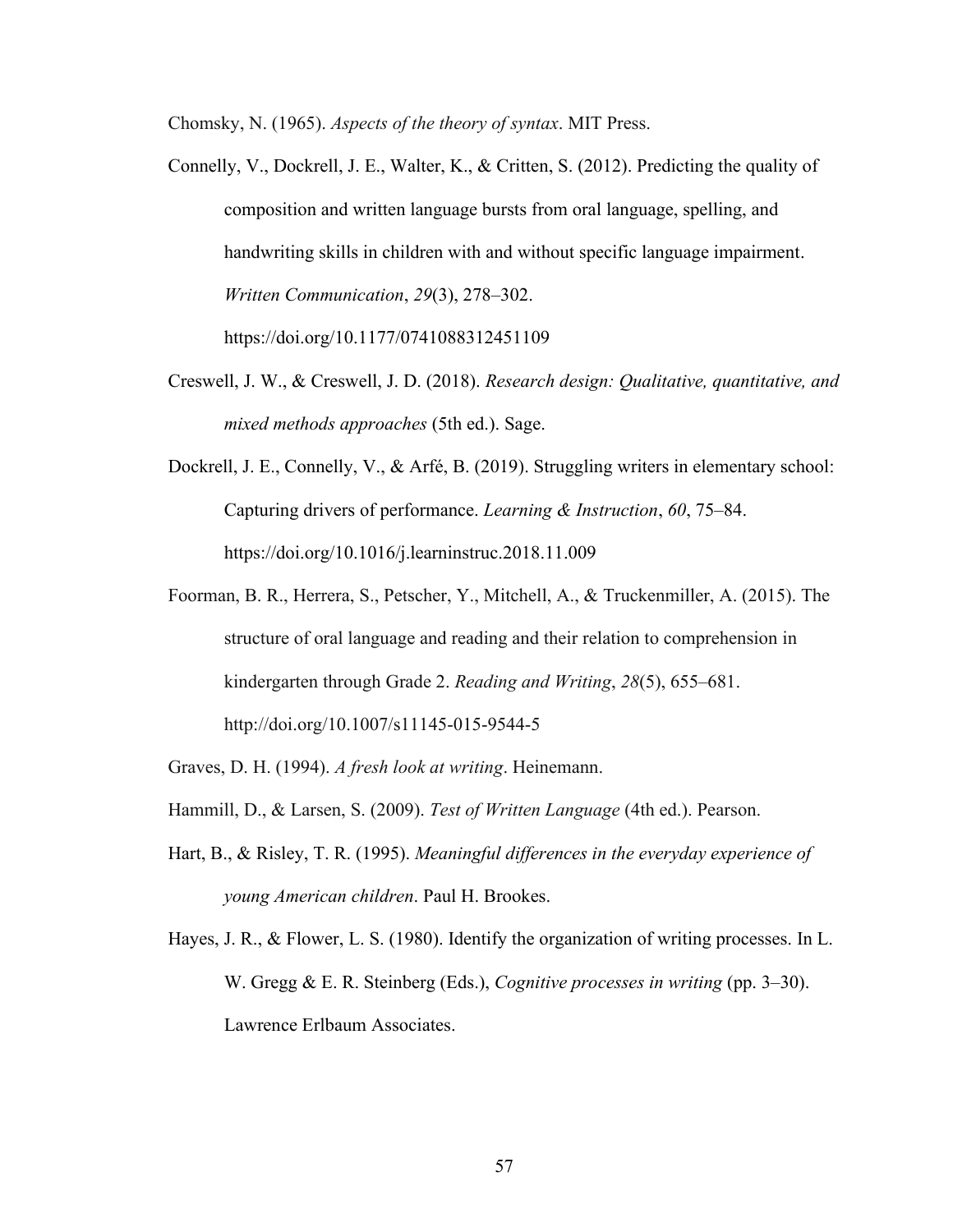Chomsky, N. (1965). *Aspects of the theory of syntax*. MIT Press.

Connelly, V., Dockrell, J. E., Walter, K., & Critten, S. (2012). Predicting the quality of composition and written language bursts from oral language, spelling, and handwriting skills in children with and without specific language impairment. *Written Communication*, *29*(3), 278–302. https://doi.org/10.1177/0741088312451109

Creswell, J. W., & Creswell, J. D. (2018). *Research design: Qualitative, quantitative, and mixed methods approaches* (5th ed.). Sage.

Dockrell, J. E., Connelly, V., & Arfé, B. (2019). Struggling writers in elementary school: Capturing drivers of performance. *Learning & Instruction*, *60*, 75–84. https://doi.org/10.1016/j.learninstruc.2018.11.009

Foorman, B. R., Herrera, S., Petscher, Y., Mitchell, A., & Truckenmiller, A. (2015). The structure of oral language and reading and their relation to comprehension in kindergarten through Grade 2. *Reading and Writing*, *28*(5), 655–681. http://doi.org/10.1007/s11145-015-9544-5

Graves, D. H. (1994). *A fresh look at writing*. Heinemann.

Hammill, D., & Larsen, S. (2009). *Test of Written Language* (4th ed.). Pearson.

Hart, B., & Risley, T. R. (1995). *Meaningful differences in the everyday experience of young American children*. Paul H. Brookes.

Hayes, J. R., & Flower, L. S. (1980). Identify the organization of writing processes. In L. W. Gregg & E. R. Steinberg (Eds.), *Cognitive processes in writing* (pp. 3–30). Lawrence Erlbaum Associates.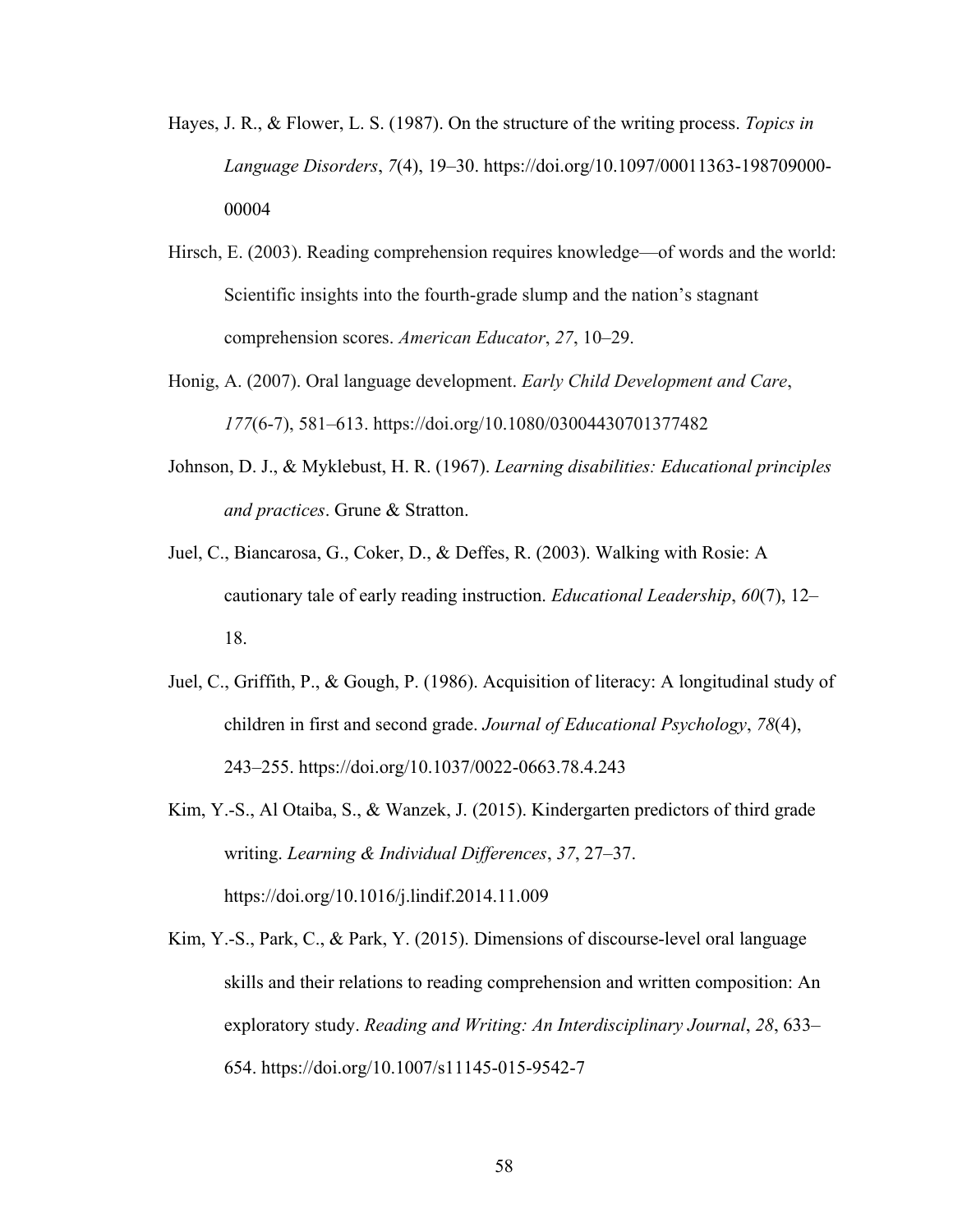Hayes, J. R., & Flower, L. S. (1987). On the structure of the writing process. *Topics in Language Disorders*, *7*(4), 19–30. https://doi.org/10.1097/00011363-198709000-00004

Hirsch, E. (2003). Reading comprehension requires knowledge—of words and the world: Scientific insights into the fourth-grade slump and the nation's stagnant comprehension scores. *American Educator*, *27*, 10–29.

Honig, A. (2007). Oral language development. *Early Child Development and Care*, *177*(6-7), 581–613. https://doi.org/10.1080/03004430701377482

Johnson, D. J., & Myklebust, H. R. (1967). *Learning disabilities: Educational principles and practices*. Grune & Stratton.

Juel, C., Biancarosa, G., Coker, D., & Deffes, R. (2003). Walking with Rosie: A cautionary tale of early reading instruction. *Educational Leadership*, *60*(7), 12–18.

Juel, C., Griffith, P., & Gough, P. (1986). Acquisition of literacy: A longitudinal study of children in first and second grade. *Journal of Educational Psychology*, *78*(4), 243–255. https://doi.org/10.1037/0022-0663.78.4.243

Kim, Y.-S., Al Otaiba, S., & Wanzek, J. (2015). Kindergarten predictors of third grade writing. *Learning & Individual Differences*, *37*, 27–37. https://doi.org/10.1016/j.lindif.2014.11.009

Kim, Y.-S., Park, C., & Park, Y. (2015). Dimensions of discourse-level oral language skills and their relations to reading comprehension and written composition: An exploratory study. *Reading and Writing: An Interdisciplinary Journal*, *28*, 633–654. https://doi.org/10.1007/s11145-015-9542-7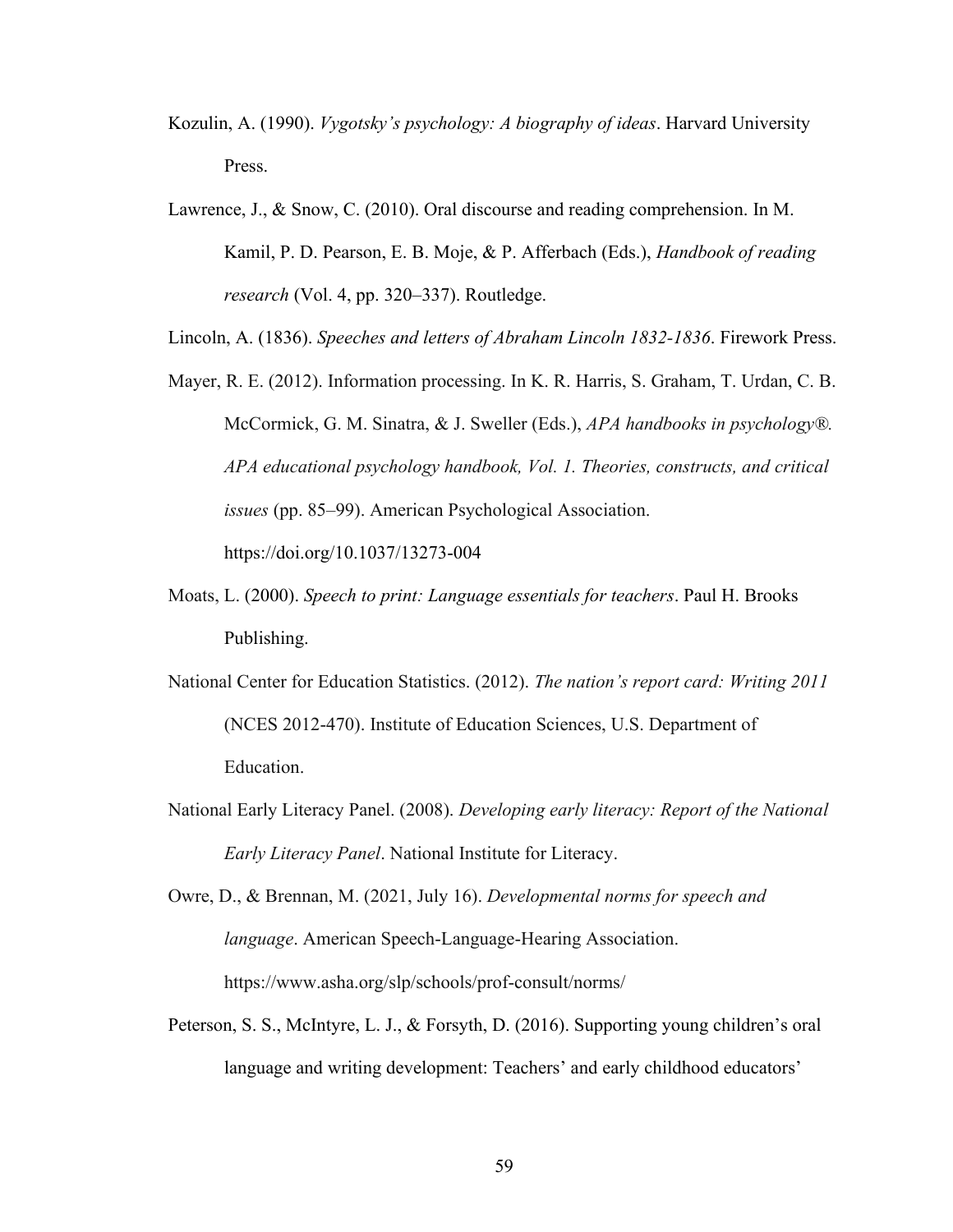Kozulin, A. (1990). *Vygotsky's psychology: A biography of ideas*. Harvard University Press.

Lawrence, J., & Snow, C. (2010). Oral discourse and reading comprehension. In M. Kamil, P. D. Pearson, E. B. Moje, & P. Afferbach (Eds.), *Handbook of reading research* (Vol. 4, pp. 320–337). Routledge.

Lincoln, A. (1836). *Speeches and letters of Abraham Lincoln 1832-1836*. Firework Press.

Mayer, R. E. (2012). Information processing. In K. R. Harris, S. Graham, T. Urdan, C. B. McCormick, G. M. Sinatra, & J. Sweller (Eds.), *APA handbooks in psychology®. APA educational psychology handbook, Vol. 1. Theories, constructs, and critical issues* (pp. 85–99). American Psychological Association. https://doi.org/10.1037/13273-004

Moats, L. (2000). *Speech to print: Language essentials for teachers*. Paul H. Brooks Publishing.

National Center for Education Statistics. (2012). *The nation's report card: Writing 2011* (NCES 2012-470). Institute of Education Sciences, U.S. Department of Education.

National Early Literacy Panel. (2008). *Developing early literacy: Report of the National Early Literacy Panel*. National Institute for Literacy.

Owre, D., & Brennan, M. (2021, July 16). *Developmental norms for speech and language*. American Speech-Language-Hearing Association. https://www.asha.org/slp/schools/prof-consult/norms/

Peterson, S. S., McIntyre, L. J., & Forsyth, D. (2016). Supporting young children's oral language and writing development: Teachers' and early childhood educators'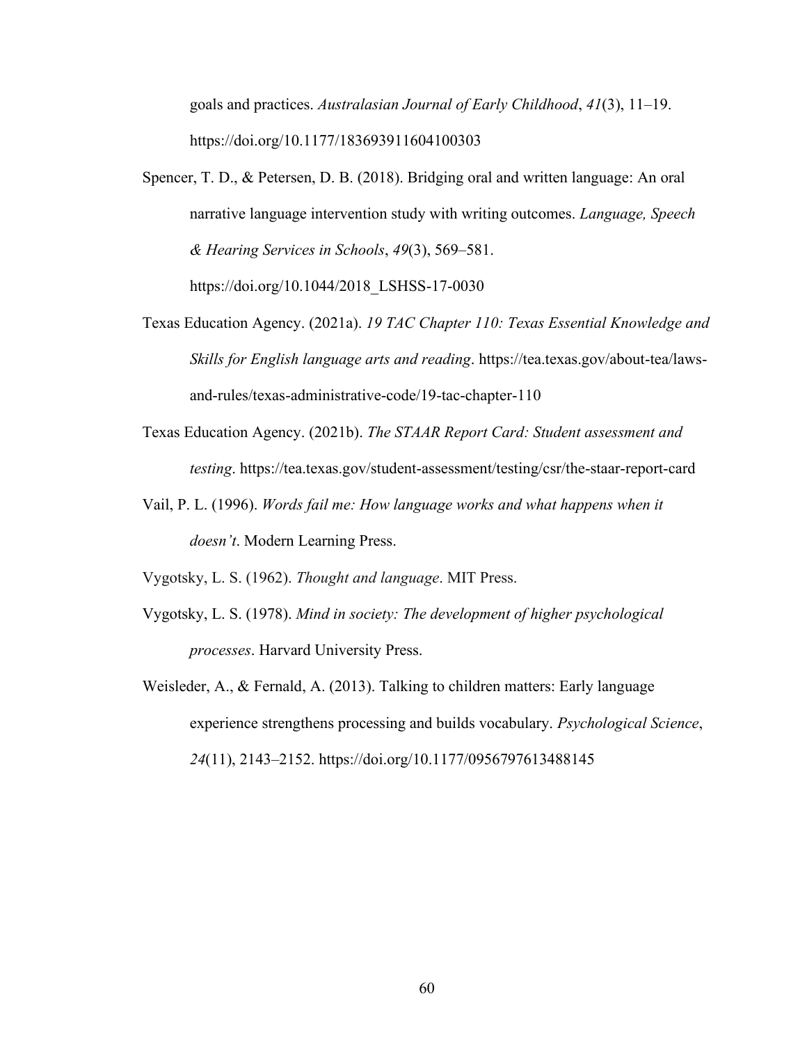goals and practices. *Australasian Journal of Early Childhood*, *41*(3), 11–19. https://doi.org/10.1177/183693911604100303

Spencer, T. D., & Petersen, D. B. (2018). Bridging oral and written language: An oral narrative language intervention study with writing outcomes. *Language, Speech & Hearing Services in Schools*, *49*(3), 569–581. https://doi.org/10.1044/2018_LSHSS-17-0030

Texas Education Agency. (2021a). *19 TAC Chapter 110: Texas Essential Knowledge and Skills for English language arts and reading*. https://tea.texas.gov/about-tea/laws-and-rules/texas-administrative-code/19-tac-chapter-110

Texas Education Agency. (2021b). *The STAAR Report Card: Student assessment and testing*. https://tea.texas.gov/student-assessment/testing/csr/the-staar-report-card

Vail, P. L. (1996). *Words fail me: How language works and what happens when it doesn't*. Modern Learning Press.

Vygotsky, L. S. (1962). *Thought and language*. MIT Press.

Vygotsky, L. S. (1978). *Mind in society: The development of higher psychological processes*. Harvard University Press.

Weisleder, A., & Fernald, A. (2013). Talking to children matters: Early language experience strengthens processing and builds vocabulary. *Psychological Science*, *24*(11), 2143–2152. https://doi.org/10.1177/0956797613488145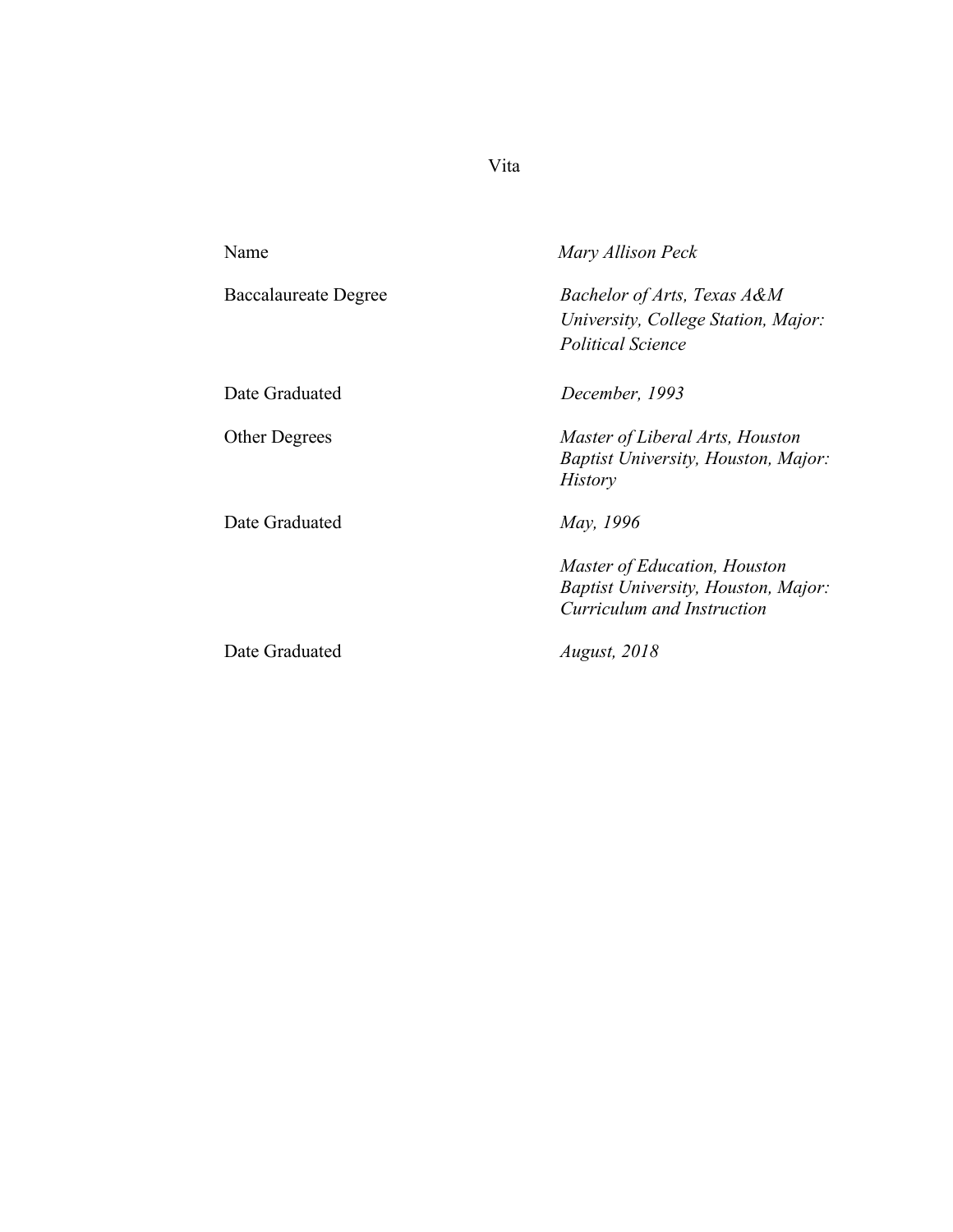# Vita

| | |
|---|---|
| Name | *Mary Allison Peck* |
| Baccalaureate Degree | *Bachelor of Arts, Texas A&M University, College Station, Major: Political Science* |
| Date Graduated | *December, 1993* |
| Other Degrees | *Master of Liberal Arts, Houston Baptist University, Houston, Major: History* |
| Date Graduated | *May, 1996* |
| | *Master of Education, Houston Baptist University, Houston, Major: Curriculum and Instruction* |
| Date Graduated | *August, 2018* |